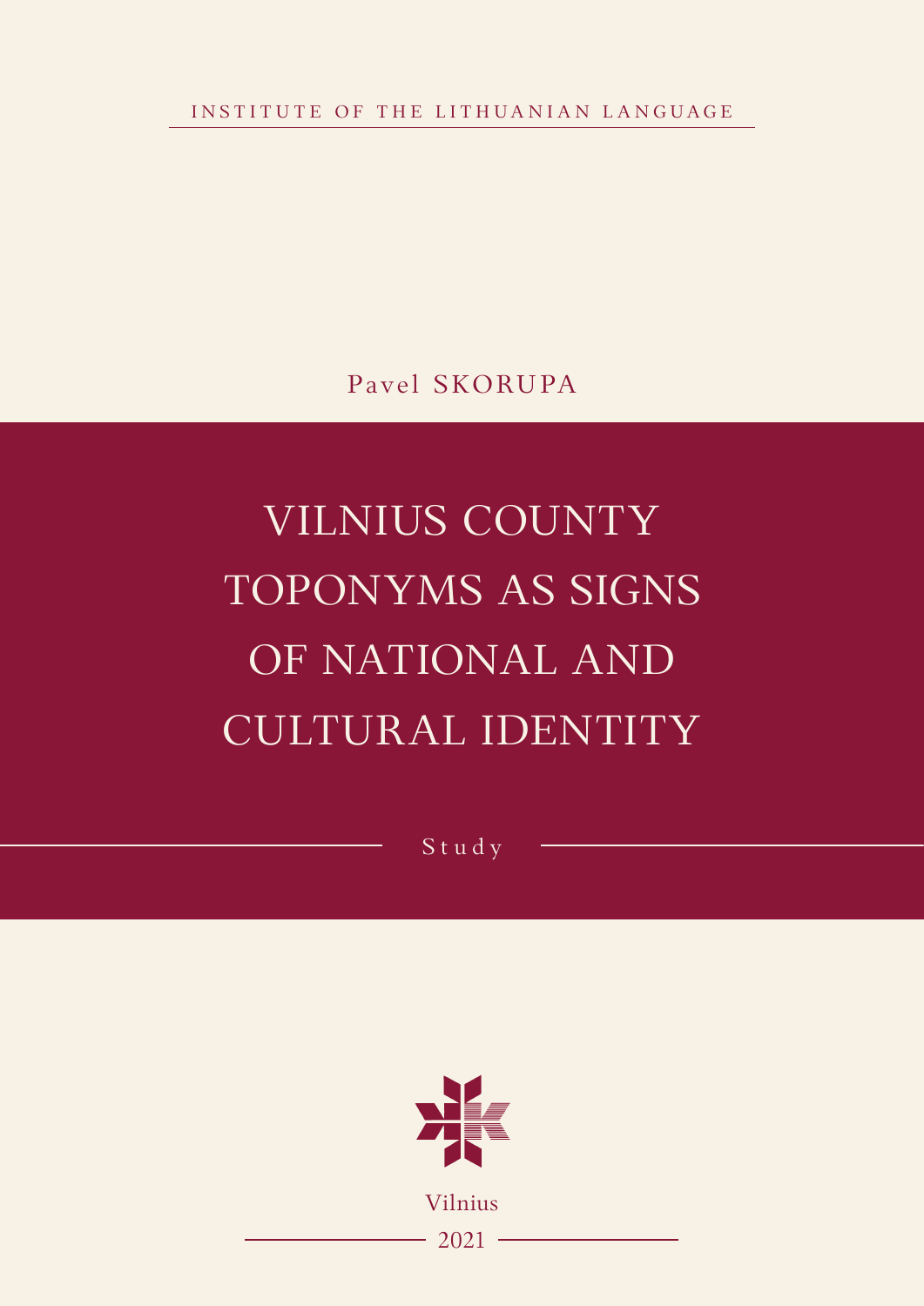INSTITUTE OF THE LITHUANIAN LANGUAGE

Pavel SKORUPA

# VILNIUS COUNTY TOPONYMS AS SIGNS OF NATIONAL AND CULTURAL IDENTITY

Study

Vilnius

2021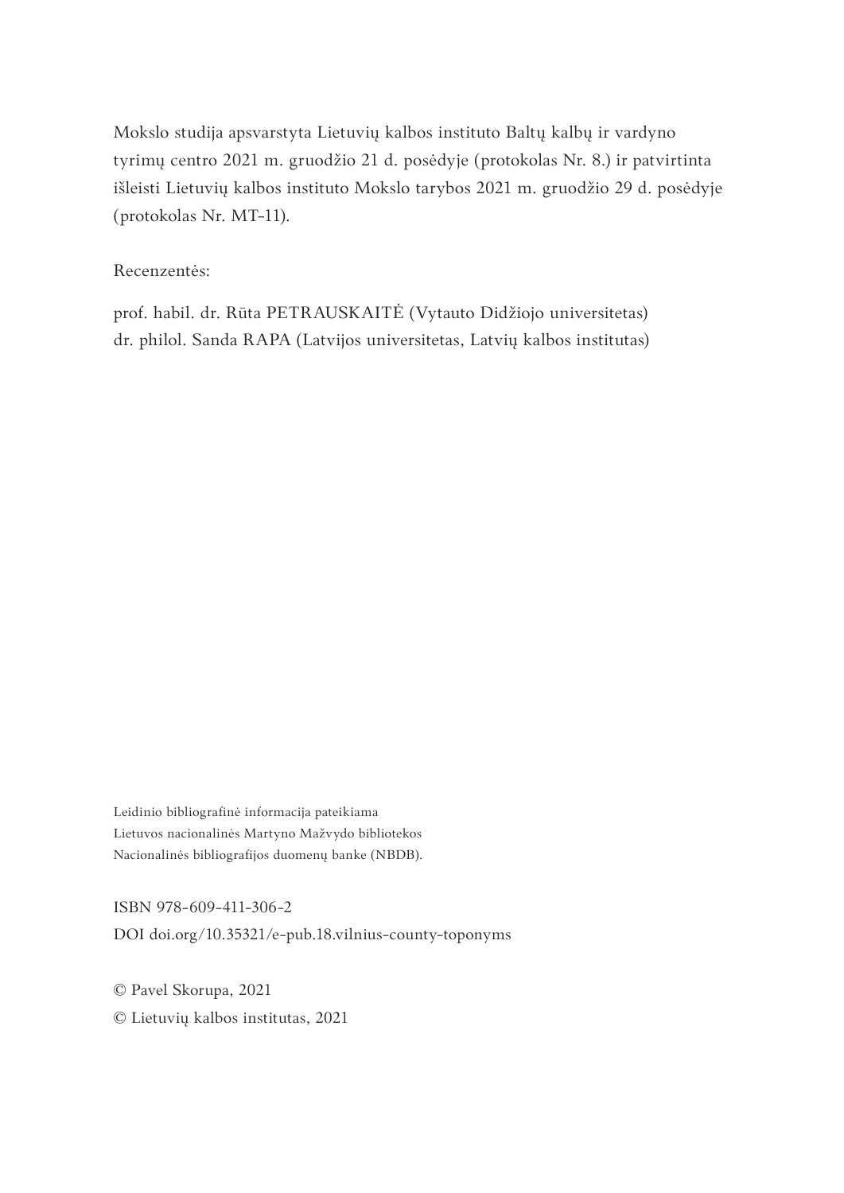Mokslo studija apsvarstyta Lietuvių kalbos instituto Baltų kalbų ir vardyno tyrimų centro 2021 m. gruodžio 21 d. posėdyje (protokolas Nr. 8.) ir patvirtinta išleisti Lietuvių kalbos instituto Mokslo tarybos 2021 m. gruodžio 29 d. posėdyje (protokolas Nr. MT-11).

Recenzentės:

prof. habil. dr. Rūta PETRAUSKAITĖ (Vytauto Didžiojo universitetas)
dr. philol. Sanda RAPA (Latvijos universitetas, Latvių kalbos institutas)

Leidinio bibliografinė informacija pateikiama
Lietuvos nacionalinės Martyno Mažvydo bibliotekos
Nacionalinės bibliografijos duomenų banke (NBDB).

ISBN 978-609-411-306-2
DOI doi.org/10.35321/e-pub.18.vilnius-county-toponyms

© Pavel Skorupa, 2021
© Lietuvių kalbos institutas, 2021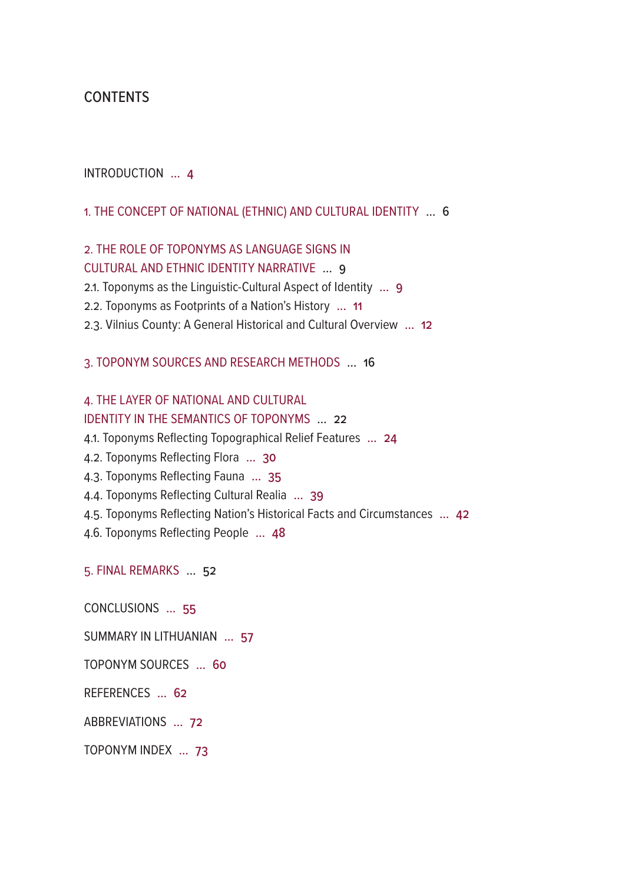# CONTENTS

INTRODUCTION ... 4

1. THE CONCEPT OF NATIONAL (ETHNIC) AND CULTURAL IDENTITY ... 6

2. THE ROLE OF TOPONYMS AS LANGUAGE SIGNS IN CULTURAL AND ETHNIC IDENTITY NARRATIVE ... 9

2.1. Toponyms as the Linguistic-Cultural Aspect of Identity ... 9

2.2. Toponyms as Footprints of a Nation's History ... 11

2.3. Vilnius County: A General Historical and Cultural Overview ... 12

3. TOPONYM SOURCES AND RESEARCH METHODS ... 16

4. THE LAYER OF NATIONAL AND CULTURAL IDENTITY IN THE SEMANTICS OF TOPONYMS ... 22

4.1. Toponyms Reflecting Topographical Relief Features ... 24

4.2. Toponyms Reflecting Flora ... 30

4.3. Toponyms Reflecting Fauna ... 35

4.4. Toponyms Reflecting Cultural Realia ... 39

4.5. Toponyms Reflecting Nation's Historical Facts and Circumstances ... 42

4.6. Toponyms Reflecting People ... 48

5. FINAL REMARKS ... 52

CONCLUSIONS ... 55

SUMMARY IN LITHUANIAN ... 57

TOPONYM SOURCES ... 60

REFERENCES ... 62

ABBREVIATIONS ... 72

TOPONYM INDEX ... 73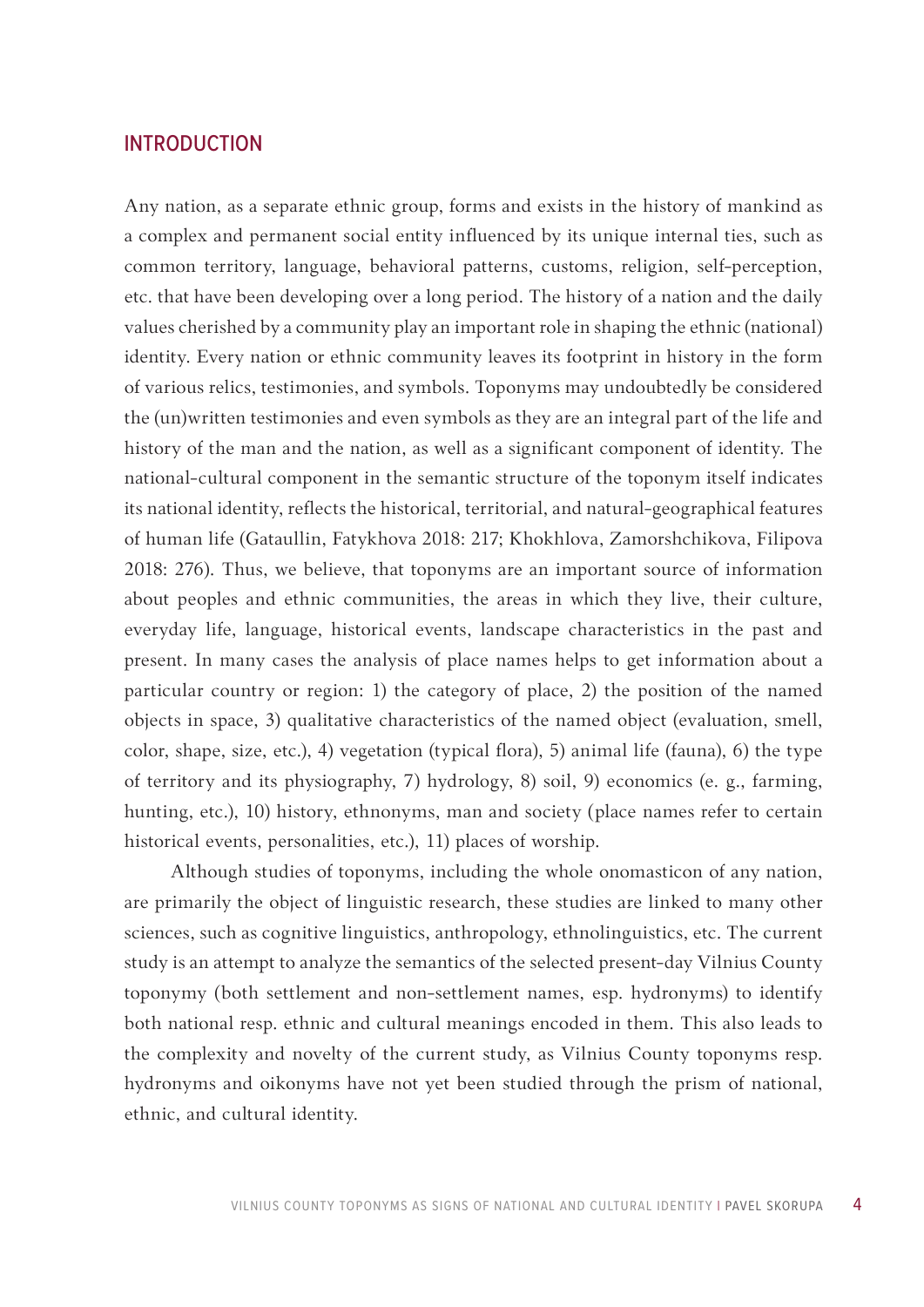## INTRODUCTION

Any nation, as a separate ethnic group, forms and exists in the history of mankind as a complex and permanent social entity influenced by its unique internal ties, such as common territory, language, behavioral patterns, customs, religion, self-perception, etc. that have been developing over a long period. The history of a nation and the daily values cherished by a community play an important role in shaping the ethnic (national) identity. Every nation or ethnic community leaves its footprint in history in the form of various relics, testimonies, and symbols. Toponyms may undoubtedly be considered the (un)written testimonies and even symbols as they are an integral part of the life and history of the man and the nation, as well as a significant component of identity. The national-cultural component in the semantic structure of the toponym itself indicates its national identity, reflects the historical, territorial, and natural-geographical features of human life (Gataullin, Fatykhova 2018: 217; Khokhlova, Zamorshchikova, Filipova 2018: 276). Thus, we believe, that toponyms are an important source of information about peoples and ethnic communities, the areas in which they live, their culture, everyday life, language, historical events, landscape characteristics in the past and present. In many cases the analysis of place names helps to get information about a particular country or region: 1) the category of place, 2) the position of the named objects in space, 3) qualitative characteristics of the named object (evaluation, smell, color, shape, size, etc.), 4) vegetation (typical flora), 5) animal life (fauna), 6) the type of territory and its physiography, 7) hydrology, 8) soil, 9) economics (e. g., farming, hunting, etc.), 10) history, ethnonyms, man and society (place names refer to certain historical events, personalities, etc.), 11) places of worship.

Although studies of toponyms, including the whole onomasticon of any nation, are primarily the object of linguistic research, these studies are linked to many other sciences, such as cognitive linguistics, anthropology, ethnolinguistics, etc. The current study is an attempt to analyze the semantics of the selected present-day Vilnius County toponymy (both settlement and non-settlement names, esp. hydronyms) to identify both national resp. ethnic and cultural meanings encoded in them. This also leads to the complexity and novelty of the current study, as Vilnius County toponyms resp. hydronyms and oikonyms have not yet been studied through the prism of national, ethnic, and cultural identity.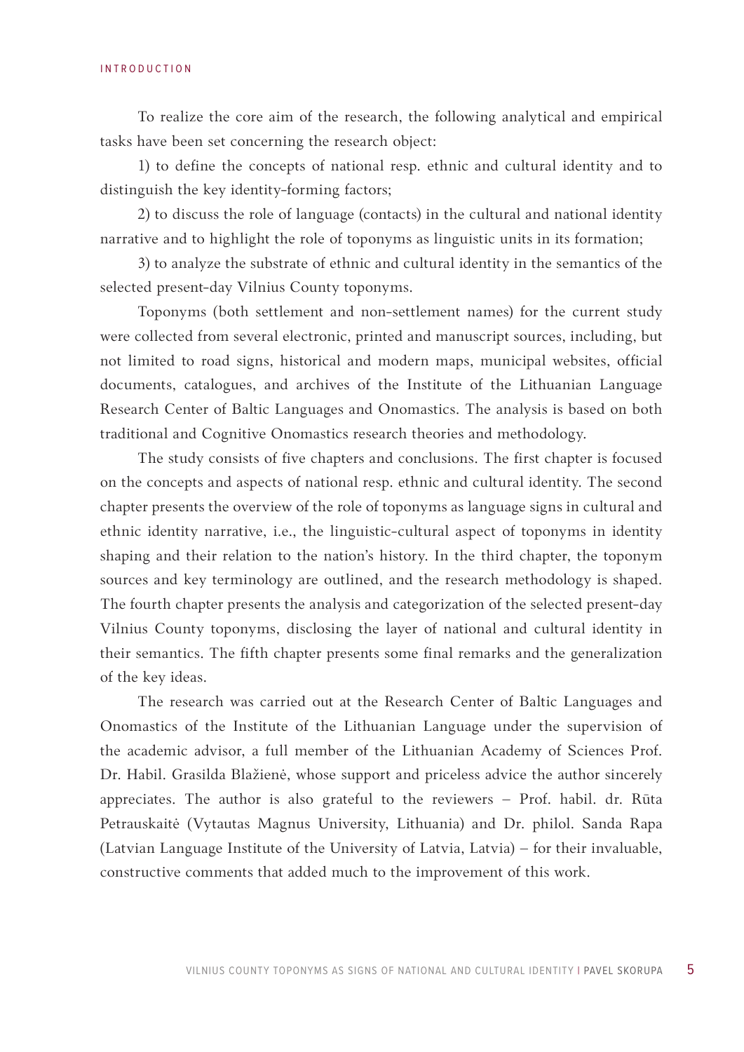To realize the core aim of the research, the following analytical and empirical tasks have been set concerning the research object:

1) to define the concepts of national resp. ethnic and cultural identity and to distinguish the key identity-forming factors;

2) to discuss the role of language (contacts) in the cultural and national identity narrative and to highlight the role of toponyms as linguistic units in its formation;

3) to analyze the substrate of ethnic and cultural identity in the semantics of the selected present-day Vilnius County toponyms.

Toponyms (both settlement and non-settlement names) for the current study were collected from several electronic, printed and manuscript sources, including, but not limited to road signs, historical and modern maps, municipal websites, official documents, catalogues, and archives of the Institute of the Lithuanian Language Research Center of Baltic Languages and Onomastics. The analysis is based on both traditional and Cognitive Onomastics research theories and methodology.

The study consists of five chapters and conclusions. The first chapter is focused on the concepts and aspects of national resp. ethnic and cultural identity. The second chapter presents the overview of the role of toponyms as language signs in cultural and ethnic identity narrative, i.e., the linguistic-cultural aspect of toponyms in identity shaping and their relation to the nation's history. In the third chapter, the toponym sources and key terminology are outlined, and the research methodology is shaped. The fourth chapter presents the analysis and categorization of the selected present-day Vilnius County toponyms, disclosing the layer of national and cultural identity in their semantics. The fifth chapter presents some final remarks and the generalization of the key ideas.

The research was carried out at the Research Center of Baltic Languages and Onomastics of the Institute of the Lithuanian Language under the supervision of the academic advisor, a full member of the Lithuanian Academy of Sciences Prof. Dr. Habil. Grasilda Blažienė, whose support and priceless advice the author sincerely appreciates. The author is also grateful to the reviewers – Prof. habil. dr. Rūta Petrauskaitė (Vytautas Magnus University, Lithuania) and Dr. philol. Sanda Rapa (Latvian Language Institute of the University of Latvia, Latvia) – for their invaluable, constructive comments that added much to the improvement of this work.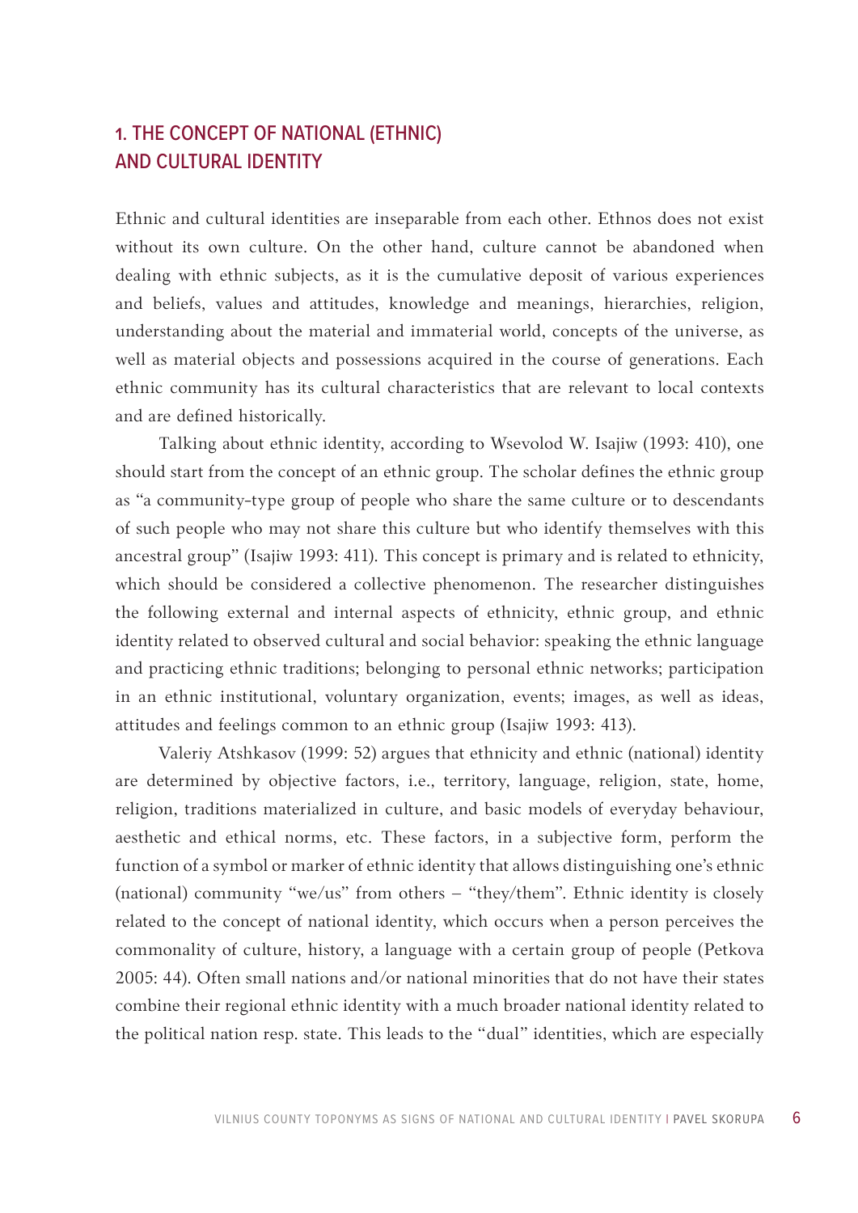## 1. THE CONCEPT OF NATIONAL (ETHNIC) AND CULTURAL IDENTITY

Ethnic and cultural identities are inseparable from each other. Ethnos does not exist without its own culture. On the other hand, culture cannot be abandoned when dealing with ethnic subjects, as it is the cumulative deposit of various experiences and beliefs, values and attitudes, knowledge and meanings, hierarchies, religion, understanding about the material and immaterial world, concepts of the universe, as well as material objects and possessions acquired in the course of generations. Each ethnic community has its cultural characteristics that are relevant to local contexts and are defined historically.

Talking about ethnic identity, according to Wsevolod W. Isajiw (1993: 410), one should start from the concept of an ethnic group. The scholar defines the ethnic group as "a community-type group of people who share the same culture or to descendants of such people who may not share this culture but who identify themselves with this ancestral group" (Isajiw 1993: 411). This concept is primary and is related to ethnicity, which should be considered a collective phenomenon. The researcher distinguishes the following external and internal aspects of ethnicity, ethnic group, and ethnic identity related to observed cultural and social behavior: speaking the ethnic language and practicing ethnic traditions; belonging to personal ethnic networks; participation in an ethnic institutional, voluntary organization, events; images, as well as ideas, attitudes and feelings common to an ethnic group (Isajiw 1993: 413).

Valeriy Atshkasov (1999: 52) argues that ethnicity and ethnic (national) identity are determined by objective factors, i.e., territory, language, religion, state, home, religion, traditions materialized in culture, and basic models of everyday behaviour, aesthetic and ethical norms, etc. These factors, in a subjective form, perform the function of a symbol or marker of ethnic identity that allows distinguishing one's ethnic (national) community "we/us" from others – "they/them". Ethnic identity is closely related to the concept of national identity, which occurs when a person perceives the commonality of culture, history, a language with a certain group of people (Petkova 2005: 44). Often small nations and/or national minorities that do not have their states combine their regional ethnic identity with a much broader national identity related to the political nation resp. state. This leads to the "dual" identities, which are especially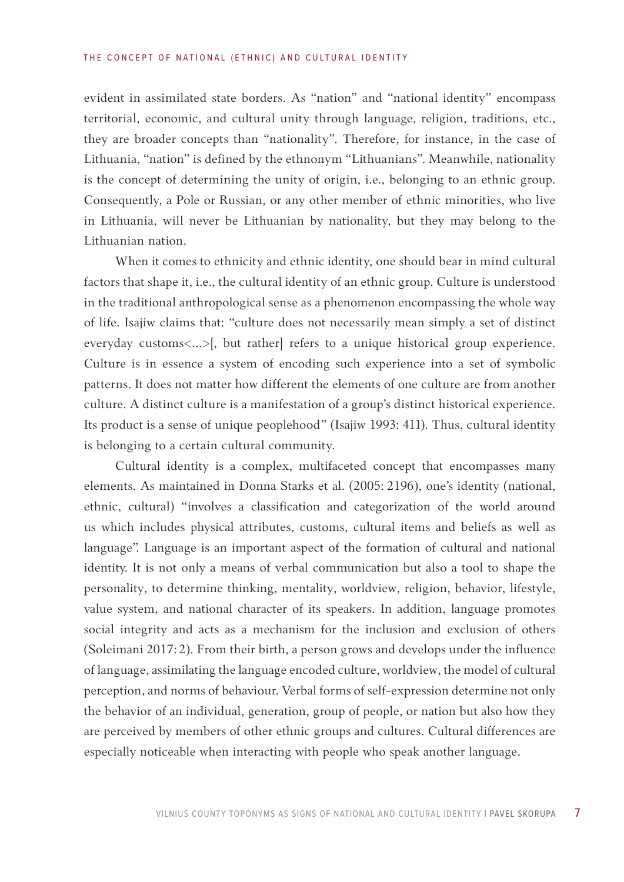evident in assimilated state borders. As "nation" and "national identity" encompass territorial, economic, and cultural unity through language, religion, traditions, etc., they are broader concepts than "nationality". Therefore, for instance, in the case of Lithuania, "nation" is defined by the ethnonym "Lithuanians". Meanwhile, nationality is the concept of determining the unity of origin, i.e., belonging to an ethnic group. Consequently, a Pole or Russian, or any other member of ethnic minorities, who live in Lithuania, will never be Lithuanian by nationality, but they may belong to the Lithuanian nation.

When it comes to ethnicity and ethnic identity, one should bear in mind cultural factors that shape it, i.e., the cultural identity of an ethnic group. Culture is understood in the traditional anthropological sense as a phenomenon encompassing the whole way of life. Isajiw claims that: "culture does not necessarily mean simply a set of distinct everyday customs<...>[, but rather] refers to a unique historical group experience. Culture is in essence a system of encoding such experience into a set of symbolic patterns. It does not matter how different the elements of one culture are from another culture. A distinct culture is a manifestation of a group's distinct historical experience. Its product is a sense of unique peoplehood" (Isajiw 1993: 411). Thus, cultural identity is belonging to a certain cultural community.

Cultural identity is a complex, multifaceted concept that encompasses many elements. As maintained in Donna Starks et al. (2005: 2196), one's identity (national, ethnic, cultural) "involves a classification and categorization of the world around us which includes physical attributes, customs, cultural items and beliefs as well as language". Language is an important aspect of the formation of cultural and national identity. It is not only a means of verbal communication but also a tool to shape the personality, to determine thinking, mentality, worldview, religion, behavior, lifestyle, value system, and national character of its speakers. In addition, language promotes social integrity and acts as a mechanism for the inclusion and exclusion of others (Soleimani 2017: 2). From their birth, a person grows and develops under the influence of language, assimilating the language encoded culture, worldview, the model of cultural perception, and norms of behaviour. Verbal forms of self-expression determine not only the behavior of an individual, generation, group of people, or nation but also how they are perceived by members of other ethnic groups and cultures. Cultural differences are especially noticeable when interacting with people who speak another language.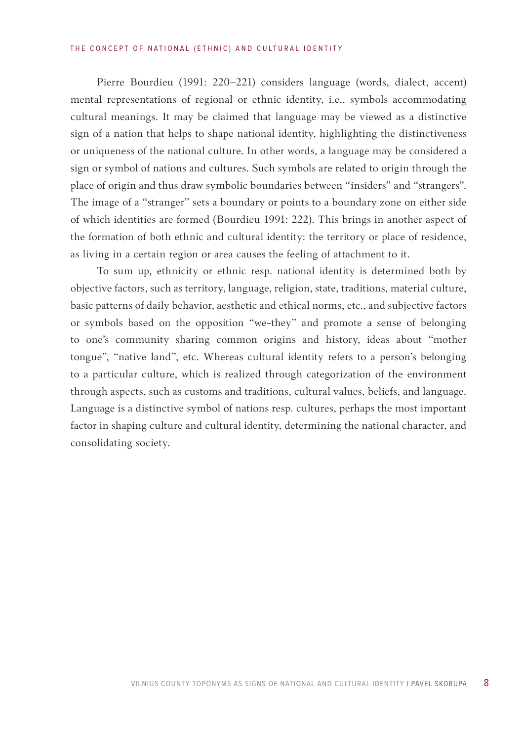Pierre Bourdieu (1991: 220–221) considers language (words, dialect, accent) mental representations of regional or ethnic identity, i.e., symbols accommodating cultural meanings. It may be claimed that language may be viewed as a distinctive sign of a nation that helps to shape national identity, highlighting the distinctiveness or uniqueness of the national culture. In other words, a language may be considered a sign or symbol of nations and cultures. Such symbols are related to origin through the place of origin and thus draw symbolic boundaries between "insiders" and "strangers". The image of a "stranger" sets a boundary or points to a boundary zone on either side of which identities are formed (Bourdieu 1991: 222). This brings in another aspect of the formation of both ethnic and cultural identity: the territory or place of residence, as living in a certain region or area causes the feeling of attachment to it.

To sum up, ethnicity or ethnic resp. national identity is determined both by objective factors, such as territory, language, religion, state, traditions, material culture, basic patterns of daily behavior, aesthetic and ethical norms, etc., and subjective factors or symbols based on the opposition "we-they" and promote a sense of belonging to one's community sharing common origins and history, ideas about "mother tongue", "native land", etc. Whereas cultural identity refers to a person's belonging to a particular culture, which is realized through categorization of the environment through aspects, such as customs and traditions, cultural values, beliefs, and language. Language is a distinctive symbol of nations resp. cultures, perhaps the most important factor in shaping culture and cultural identity, determining the national character, and consolidating society.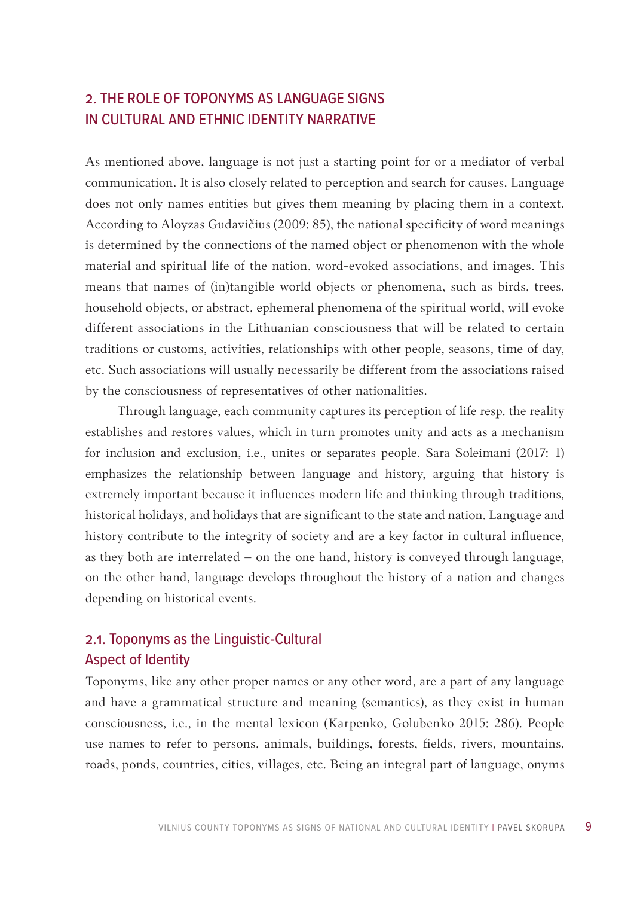## 2. THE ROLE OF TOPONYMS AS LANGUAGE SIGNS IN CULTURAL AND ETHNIC IDENTITY NARRATIVE

As mentioned above, language is not just a starting point for or a mediator of verbal communication. It is also closely related to perception and search for causes. Language does not only names entities but gives them meaning by placing them in a context. According to Aloyzas Gudavičius (2009: 85), the national specificity of word meanings is determined by the connections of the named object or phenomenon with the whole material and spiritual life of the nation, word-evoked associations, and images. This means that names of (in)tangible world objects or phenomena, such as birds, trees, household objects, or abstract, ephemeral phenomena of the spiritual world, will evoke different associations in the Lithuanian consciousness that will be related to certain traditions or customs, activities, relationships with other people, seasons, time of day, etc. Such associations will usually necessarily be different from the associations raised by the consciousness of representatives of other nationalities.

Through language, each community captures its perception of life resp. the reality establishes and restores values, which in turn promotes unity and acts as a mechanism for inclusion and exclusion, i.e., unites or separates people. Sara Soleimani (2017: 1) emphasizes the relationship between language and history, arguing that history is extremely important because it influences modern life and thinking through traditions, historical holidays, and holidays that are significant to the state and nation. Language and history contribute to the integrity of society and are a key factor in cultural influence, as they both are interrelated – on the one hand, history is conveyed through language, on the other hand, language develops throughout the history of a nation and changes depending on historical events.

### 2.1. Toponyms as the Linguistic-Cultural Aspect of Identity

Toponyms, like any other proper names or any other word, are a part of any language and have a grammatical structure and meaning (semantics), as they exist in human consciousness, i.e., in the mental lexicon (Karpenko, Golubenko 2015: 286). People use names to refer to persons, animals, buildings, forests, fields, rivers, mountains, roads, ponds, countries, cities, villages, etc. Being an integral part of language, onyms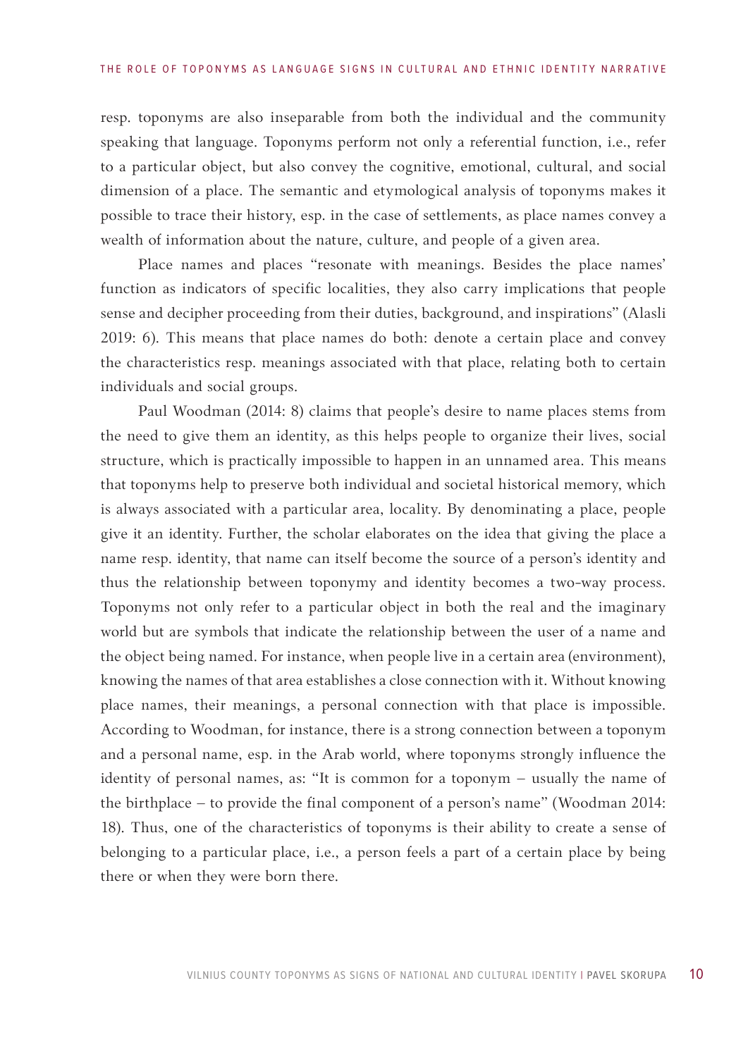resp. toponyms are also inseparable from both the individual and the community speaking that language. Toponyms perform not only a referential function, i.e., refer to a particular object, but also convey the cognitive, emotional, cultural, and social dimension of a place. The semantic and etymological analysis of toponyms makes it possible to trace their history, esp. in the case of settlements, as place names convey a wealth of information about the nature, culture, and people of a given area.

Place names and places "resonate with meanings. Besides the place names' function as indicators of specific localities, they also carry implications that people sense and decipher proceeding from their duties, background, and inspirations" (Alasli 2019: 6). This means that place names do both: denote a certain place and convey the characteristics resp. meanings associated with that place, relating both to certain individuals and social groups.

Paul Woodman (2014: 8) claims that people's desire to name places stems from the need to give them an identity, as this helps people to organize their lives, social structure, which is practically impossible to happen in an unnamed area. This means that toponyms help to preserve both individual and societal historical memory, which is always associated with a particular area, locality. By denominating a place, people give it an identity. Further, the scholar elaborates on the idea that giving the place a name resp. identity, that name can itself become the source of a person's identity and thus the relationship between toponymy and identity becomes a two-way process. Toponyms not only refer to a particular object in both the real and the imaginary world but are symbols that indicate the relationship between the user of a name and the object being named. For instance, when people live in a certain area (environment), knowing the names of that area establishes a close connection with it. Without knowing place names, their meanings, a personal connection with that place is impossible. According to Woodman, for instance, there is a strong connection between a toponym and a personal name, esp. in the Arab world, where toponyms strongly influence the identity of personal names, as: "It is common for a toponym – usually the name of the birthplace – to provide the final component of a person's name" (Woodman 2014: 18). Thus, one of the characteristics of toponyms is their ability to create a sense of belonging to a particular place, i.e., a person feels a part of a certain place by being there or when they were born there.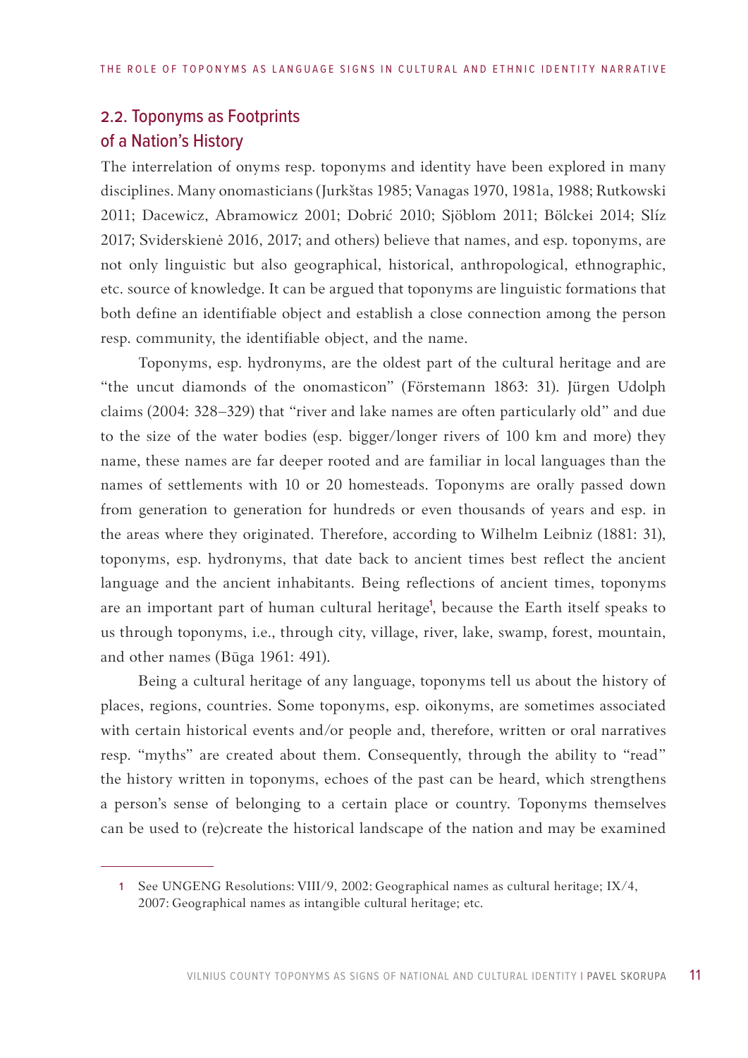## 2.2. Toponyms as Footprints of a Nation's History

The interrelation of onyms resp. toponyms and identity have been explored in many disciplines. Many onomasticians (Jurkštas 1985; Vanagas 1970, 1981a, 1988; Rutkowski 2011; Dacewicz, Abramowicz 2001; Dobrić 2010; Sjöblom 2011; Bölckei 2014; Slíz 2017; Sviderskienė 2016, 2017; and others) believe that names, and esp. toponyms, are not only linguistic but also geographical, historical, anthropological, ethnographic, etc. source of knowledge. It can be argued that toponyms are linguistic formations that both define an identifiable object and establish a close connection among the person resp. community, the identifiable object, and the name.

Toponyms, esp. hydronyms, are the oldest part of the cultural heritage and are "the uncut diamonds of the onomasticon" (Förstemann 1863: 31). Jürgen Udolph claims (2004: 328–329) that "river and lake names are often particularly old" and due to the size of the water bodies (esp. bigger/longer rivers of 100 km and more) they name, these names are far deeper rooted and are familiar in local languages than the names of settlements with 10 or 20 homesteads. Toponyms are orally passed down from generation to generation for hundreds or even thousands of years and esp. in the areas where they originated. Therefore, according to Wilhelm Leibniz (1881: 31), toponyms, esp. hydronyms, that date back to ancient times best reflect the ancient language and the ancient inhabitants. Being reflections of ancient times, toponyms are an important part of human cultural heritage[1], because the Earth itself speaks to us through toponyms, i.e., through city, village, river, lake, swamp, forest, mountain, and other names (Būga 1961: 491).

Being a cultural heritage of any language, toponyms tell us about the history of places, regions, countries. Some toponyms, esp. oikonyms, are sometimes associated with certain historical events and/or people and, therefore, written or oral narratives resp. "myths" are created about them. Consequently, through the ability to "read" the history written in toponyms, echoes of the past can be heard, which strengthens a person's sense of belonging to a certain place or country. Toponyms themselves can be used to (re)create the historical landscape of the nation and may be examined

---

1 See UNGENG Resolutions: VIII/9, 2002: Geographical names as cultural heritage; IX/4, 2007: Geographical names as intangible cultural heritage; etc.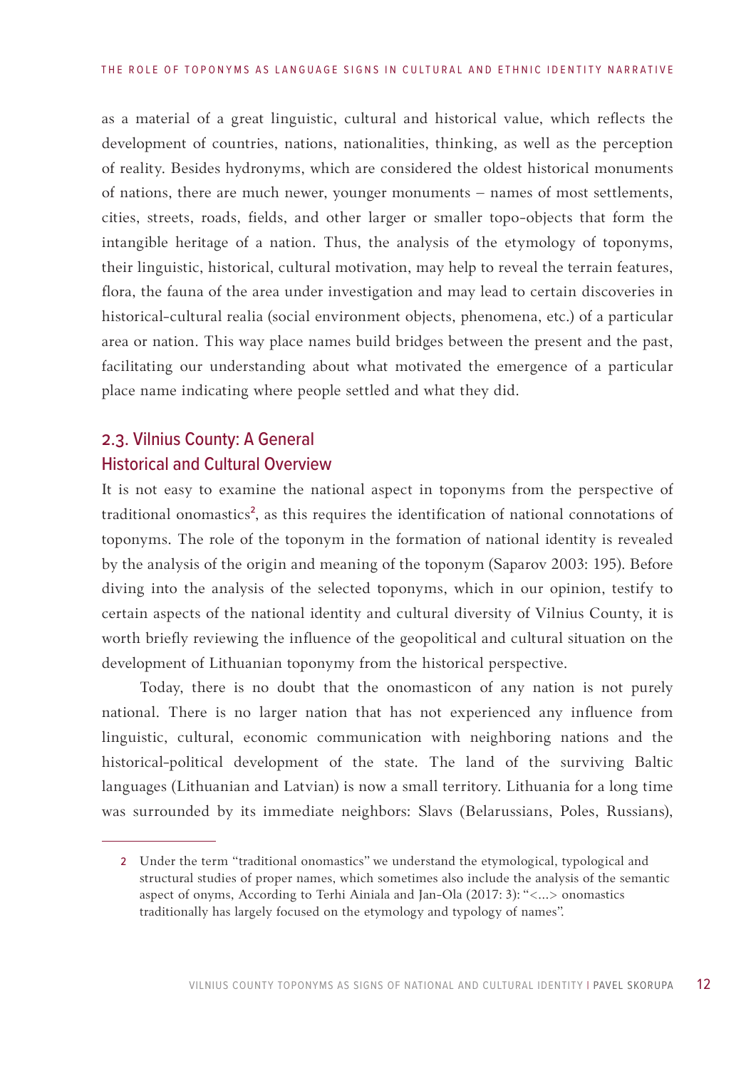as a material of a great linguistic, cultural and historical value, which reflects the development of countries, nations, nationalities, thinking, as well as the perception of reality. Besides hydronyms, which are considered the oldest historical monuments of nations, there are much newer, younger monuments – names of most settlements, cities, streets, roads, fields, and other larger or smaller topo-objects that form the intangible heritage of a nation. Thus, the analysis of the etymology of toponyms, their linguistic, historical, cultural motivation, may help to reveal the terrain features, flora, the fauna of the area under investigation and may lead to certain discoveries in historical-cultural realia (social environment objects, phenomena, etc.) of a particular area or nation. This way place names build bridges between the present and the past, facilitating our understanding about what motivated the emergence of a particular place name indicating where people settled and what they did.

## 2.3. Vilnius County: A General Historical and Cultural Overview

It is not easy to examine the national aspect in toponyms from the perspective of traditional onomastics[2], as this requires the identification of national connotations of toponyms. The role of the toponym in the formation of national identity is revealed by the analysis of the origin and meaning of the toponym (Saparov 2003: 195). Before diving into the analysis of the selected toponyms, which in our opinion, testify to certain aspects of the national identity and cultural diversity of Vilnius County, it is worth briefly reviewing the influence of the geopolitical and cultural situation on the development of Lithuanian toponymy from the historical perspective.

Today, there is no doubt that the onomasticon of any nation is not purely national. There is no larger nation that has not experienced any influence from linguistic, cultural, economic communication with neighboring nations and the historical-political development of the state. The land of the surviving Baltic languages (Lithuanian and Latvian) is now a small territory. Lithuania for a long time was surrounded by its immediate neighbors: Slavs (Belarussians, Poles, Russians),

---

2 Under the term "traditional onomastics" we understand the etymological, typological and structural studies of proper names, which sometimes also include the analysis of the semantic aspect of onyms, According to Terhi Ainiala and Jan-Ola (2017: 3): "<...> onomastics traditionally has largely focused on the etymology and typology of names".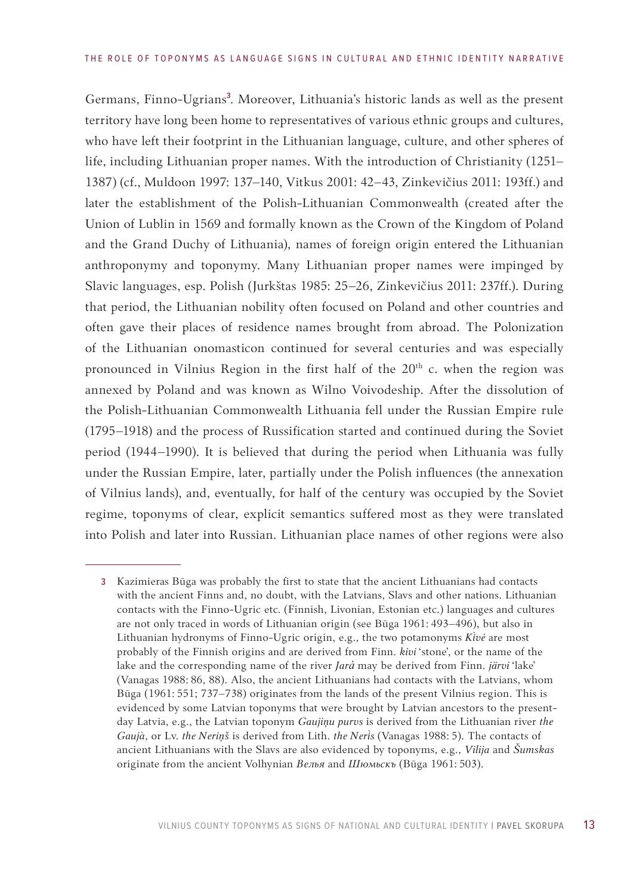Germans, Finno-Ugrians[3]. Moreover, Lithuania's historic lands as well as the present territory have long been home to representatives of various ethnic groups and cultures, who have left their footprint in the Lithuanian language, culture, and other spheres of life, including Lithuanian proper names. With the introduction of Christianity (1251–1387) (cf., Muldoon 1997: 137–140, Vitkus 2001: 42–43, Zinkevičius 2011: 193ff.) and later the establishment of the Polish-Lithuanian Commonwealth (created after the Union of Lublin in 1569 and formally known as the Crown of the Kingdom of Poland and the Grand Duchy of Lithuania), names of foreign origin entered the Lithuanian anthroponymy and toponymy. Many Lithuanian proper names were impinged by Slavic languages, esp. Polish (Jurkštas 1985: 25–26, Zinkevičius 2011: 237ff.). During that period, the Lithuanian nobility often focused on Poland and other countries and often gave their places of residence names brought from abroad. The Polonization of the Lithuanian onomasticon continued for several centuries and was especially pronounced in Vilnius Region in the first half of the 20th c. when the region was annexed by Poland and was known as Wilno Voivodeship. After the dissolution of the Polish-Lithuanian Commonwealth Lithuania fell under the Russian Empire rule (1795–1918) and the process of Russification started and continued during the Soviet period (1944–1990). It is believed that during the period when Lithuania was fully under the Russian Empire, later, partially under the Polish influences (the annexation of Vilnius lands), and, eventually, for half of the century was occupied by the Soviet regime, toponyms of clear, explicit semantics suffered most as they were translated into Polish and later into Russian. Lithuanian place names of other regions were also

---

3 Kazimieras Būga was probably the first to state that the ancient Lithuanians had contacts with the ancient Finns and, no doubt, with the Latvians, Slavs and other nations. Lithuanian contacts with the Finno-Ugric etc. (Finnish, Livonian, Estonian etc.) languages and cultures are not only traced in words of Lithuanian origin (see Būga 1961: 493–496), but also in Lithuanian hydronyms of Finno-Ugric origin, e.g., the two potamonyms *Kìvė* are most probably of the Finnish origins and are derived from Finn. *kivi* 'stone', or the name of the lake and the corresponding name of the river *Jarà* may be derived from Finn. *järvi* 'lake' (Vanagas 1988: 86, 88). Also, the ancient Lithuanians had contacts with the Latvians, whom Būga (1961: 551; 737–738) originates from the lands of the present Vilnius region. This is evidenced by some Latvian toponyms that were brought by Latvian ancestors to the present-day Latvia, e.g., the Latvian toponym *Gaujiņu purvs* is derived from the Lithuanian river *the Gaujà*, or Lv. *the Neriņš* is derived from Lith. *the Neris̀* (Vanagas 1988: 5). The contacts of ancient Lithuanians with the Slavs are also evidenced by toponyms, e.g., *Vilija* and *Šumskas* originate from the ancient Volhynian *Велья* and *Шюмьскъ* (Būga 1961: 503).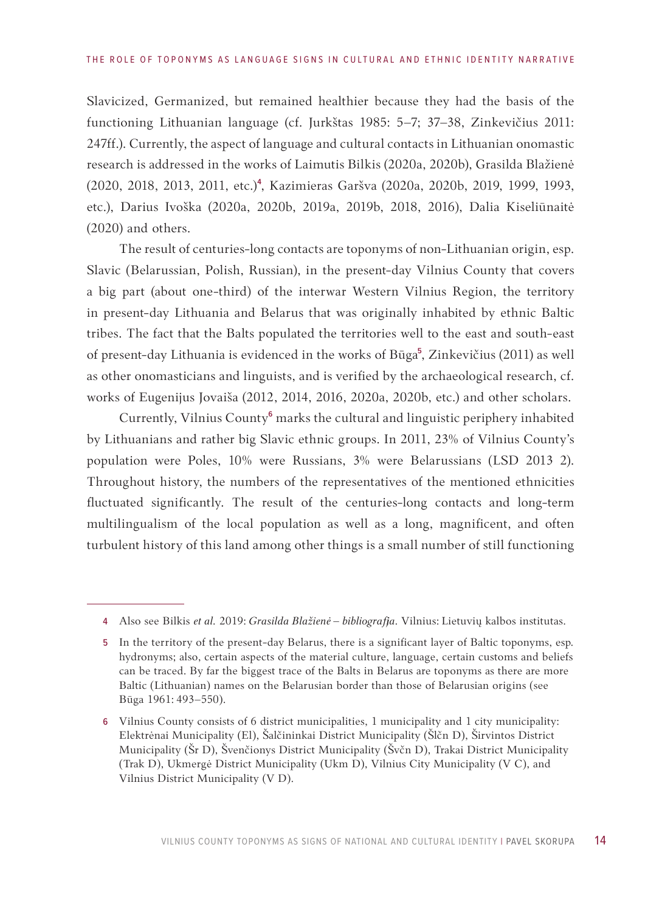Slavicized, Germanized, but remained healthier because they had the basis of the functioning Lithuanian language (cf. Jurkštas 1985: 5–7; 37–38, Zinkevičius 2011: 247ff.). Currently, the aspect of language and cultural contacts in Lithuanian onomastic research is addressed in the works of Laimutis Bilkis (2020a, 2020b), Grasilda Blažienė (2020, 2018, 2013, 2011, etc.)[4], Kazimieras Garšva (2020a, 2020b, 2019, 1999, 1993, etc.), Darius Ivoška (2020a, 2020b, 2019a, 2019b, 2018, 2016), Dalia Kiseliūnaitė (2020) and others.

The result of centuries-long contacts are toponyms of non-Lithuanian origin, esp. Slavic (Belarussian, Polish, Russian), in the present-day Vilnius County that covers a big part (about one-third) of the interwar Western Vilnius Region, the territory in present-day Lithuania and Belarus that was originally inhabited by ethnic Baltic tribes. The fact that the Balts populated the territories well to the east and south-east of present-day Lithuania is evidenced in the works of Būga[5], Zinkevičius (2011) as well as other onomasticians and linguists, and is verified by the archaeological research, cf. works of Eugenijus Jovaiša (2012, 2014, 2016, 2020a, 2020b, etc.) and other scholars.

Currently, Vilnius County[6] marks the cultural and linguistic periphery inhabited by Lithuanians and rather big Slavic ethnic groups. In 2011, 23% of Vilnius County's population were Poles, 10% were Russians, 3% were Belarussians (LSD 2013 2). Throughout history, the numbers of the representatives of the mentioned ethnicities fluctuated significantly. The result of the centuries-long contacts and long-term multilingualism of the local population as well as a long, magnificent, and often turbulent history of this land among other things is a small number of still functioning

---

4 Also see Bilkis *et al.* 2019: *Grasilda Blažienė – bibliografija*. Vilnius: Lietuvių kalbos institutas.

5 In the territory of the present-day Belarus, there is a significant layer of Baltic toponyms, esp. hydronyms; also, certain aspects of the material culture, language, certain customs and beliefs can be traced. By far the biggest trace of the Balts in Belarus are toponyms as there are more Baltic (Lithuanian) names on the Belarusian border than those of Belarusian origins (see Būga 1961: 493–550).

6 Vilnius County consists of 6 district municipalities, 1 municipality and 1 city municipality: Elektrėnai Municipality (El), Šalčininkai District Municipality (Šlčn D), Širvintos District Municipality (Šr D), Švenčionys District Municipality (Švčn D), Trakai District Municipality (Trak D), Ukmergė District Municipality (Ukm D), Vilnius City Municipality (V C), and Vilnius District Municipality (V D).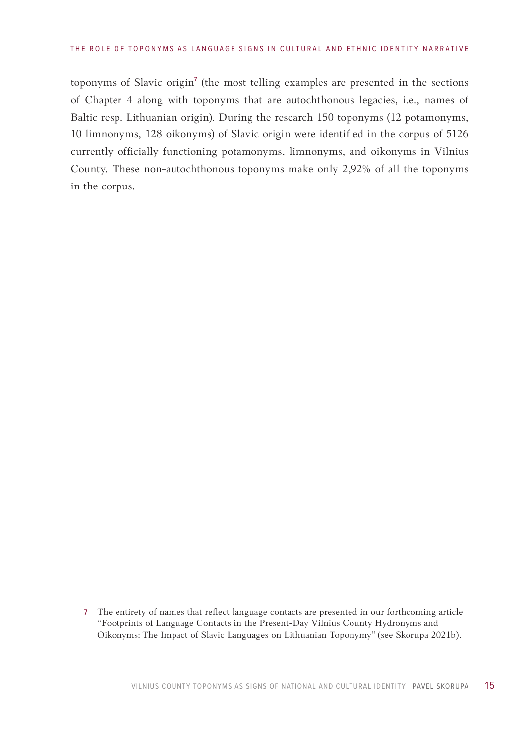toponyms of Slavic origin[7] (the most telling examples are presented in the sections of Chapter 4 along with toponyms that are autochthonous legacies, i.e., names of Baltic resp. Lithuanian origin). During the research 150 toponyms (12 potamonyms, 10 limnonyms, 128 oikonyms) of Slavic origin were identified in the corpus of 5126 currently officially functioning potamonyms, limnonyms, and oikonyms in Vilnius County. These non-autochthonous toponyms make only 2,92% of all the toponyms in the corpus.

---

7 The entirety of names that reflect language contacts are presented in our forthcoming article "Footprints of Language Contacts in the Present-Day Vilnius County Hydronyms and Oikonyms: The Impact of Slavic Languages on Lithuanian Toponymy" (see Skorupa 2021b).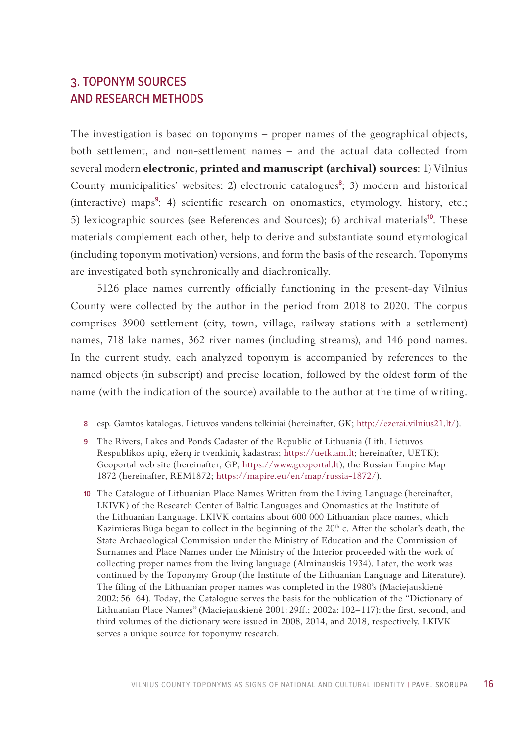## 3. TOPONYM SOURCES AND RESEARCH METHODS

The investigation is based on toponyms – proper names of the geographical objects, both settlement, and non-settlement names – and the actual data collected from several modern **electronic, printed and manuscript (archival) sources**: 1) Vilnius County municipalities' websites; 2) electronic catalogues[8]; 3) modern and historical (interactive) maps[9]; 4) scientific research on onomastics, etymology, history, etc.; 5) lexicographic sources (see References and Sources); 6) archival materials[10]. These materials complement each other, help to derive and substantiate sound etymological (including toponym motivation) versions, and form the basis of the research. Toponyms are investigated both synchronically and diachronically.

5126 place names currently officially functioning in the present-day Vilnius County were collected by the author in the period from 2018 to 2020. The corpus comprises 3900 settlement (city, town, village, railway stations with a settlement) names, 718 lake names, 362 river names (including streams), and 146 pond names. In the current study, each analyzed toponym is accompanied by references to the named objects (in subscript) and precise location, followed by the oldest form of the name (with the indication of the source) available to the author at the time of writing.

---

8 esp. Gamtos katalogas. Lietuvos vandens telkiniai (hereinafter, GK; http://ezerai.vilnius21.lt/).

9 The Rivers, Lakes and Ponds Cadaster of the Republic of Lithuania (Lith. Lietuvos Respublikos upių, ežerų ir tvenkinių kadastras; https://uetk.am.lt; hereinafter, UETK); Geoportal web site (hereinafter, GP; https://www.geoportal.lt); the Russian Empire Map 1872 (hereinafter, REM1872; https://mapire.eu/en/map/russia-1872/).

10 The Catalogue of Lithuanian Place Names Written from the Living Language (hereinafter, LKIVK) of the Research Center of Baltic Languages and Onomastics at the Institute of the Lithuanian Language. LKIVK contains about 600 000 Lithuanian place names, which Kazimieras Būga began to collect in the beginning of the 20th c. After the scholar's death, the State Archaeological Commission under the Ministry of Education and the Commission of Surnames and Place Names under the Ministry of the Interior proceeded with the work of collecting proper names from the living language (Alminauskis 1934). Later, the work was continued by the Toponymy Group (the Institute of the Lithuanian Language and Literature). The filing of the Lithuanian proper names was completed in the 1980's (Maciejauskienė 2002: 56–64). Today, the Catalogue serves the basis for the publication of the "Dictionary of Lithuanian Place Names" (Maciejauskienė 2001: 29ff.; 2002a: 102–117): the first, second, and third volumes of the dictionary were issued in 2008, 2014, and 2018, respectively. LKIVK serves a unique source for toponymy research.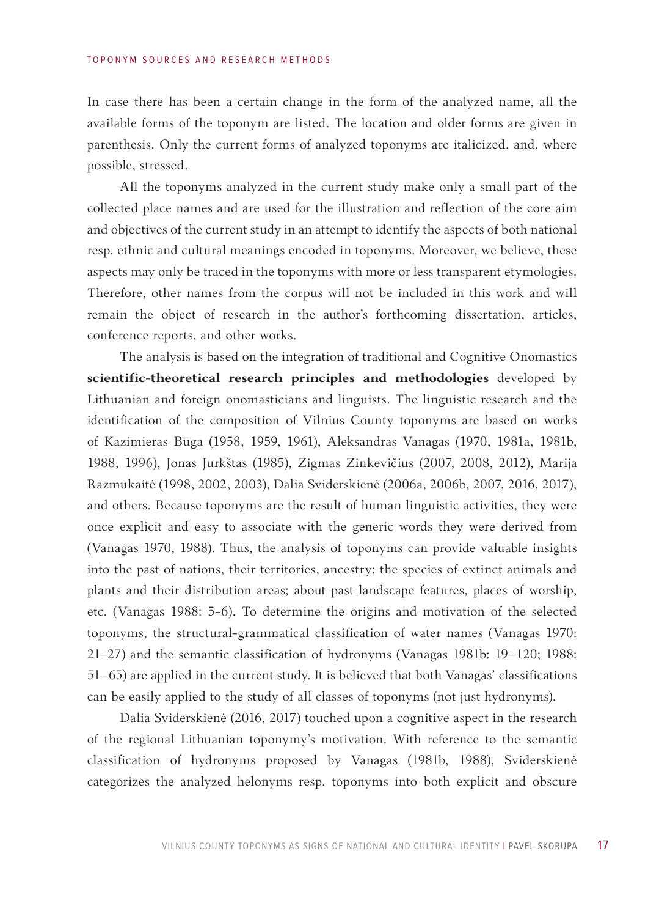In case there has been a certain change in the form of the analyzed name, all the available forms of the toponym are listed. The location and older forms are given in parenthesis. Only the current forms of analyzed toponyms are italicized, and, where possible, stressed.

All the toponyms analyzed in the current study make only a small part of the collected place names and are used for the illustration and reflection of the core aim and objectives of the current study in an attempt to identify the aspects of both national resp. ethnic and cultural meanings encoded in toponyms. Moreover, we believe, these aspects may only be traced in the toponyms with more or less transparent etymologies. Therefore, other names from the corpus will not be included in this work and will remain the object of research in the author's forthcoming dissertation, articles, conference reports, and other works.

The analysis is based on the integration of traditional and Cognitive Onomastics **scientific-theoretical research principles and methodologies** developed by Lithuanian and foreign onomasticians and linguists. The linguistic research and the identification of the composition of Vilnius County toponyms are based on works of Kazimieras Būga (1958, 1959, 1961), Aleksandras Vanagas (1970, 1981a, 1981b, 1988, 1996), Jonas Jurkštas (1985), Zigmas Zinkevičius (2007, 2008, 2012), Marija Razmukaitė (1998, 2002, 2003), Dalia Sviderskienė (2006a, 2006b, 2007, 2016, 2017), and others. Because toponyms are the result of human linguistic activities, they were once explicit and easy to associate with the generic words they were derived from (Vanagas 1970, 1988). Thus, the analysis of toponyms can provide valuable insights into the past of nations, their territories, ancestry; the species of extinct animals and plants and their distribution areas; about past landscape features, places of worship, etc. (Vanagas 1988: 5-6). To determine the origins and motivation of the selected toponyms, the structural-grammatical classification of water names (Vanagas 1970: 21–27) and the semantic classification of hydronyms (Vanagas 1981b: 19–120; 1988: 51–65) are applied in the current study. It is believed that both Vanagas' classifications can be easily applied to the study of all classes of toponyms (not just hydronyms).

Dalia Sviderskienė (2016, 2017) touched upon a cognitive aspect in the research of the regional Lithuanian toponymy's motivation. With reference to the semantic classification of hydronyms proposed by Vanagas (1981b, 1988), Sviderskienė categorizes the analyzed helonyms resp. toponyms into both explicit and obscure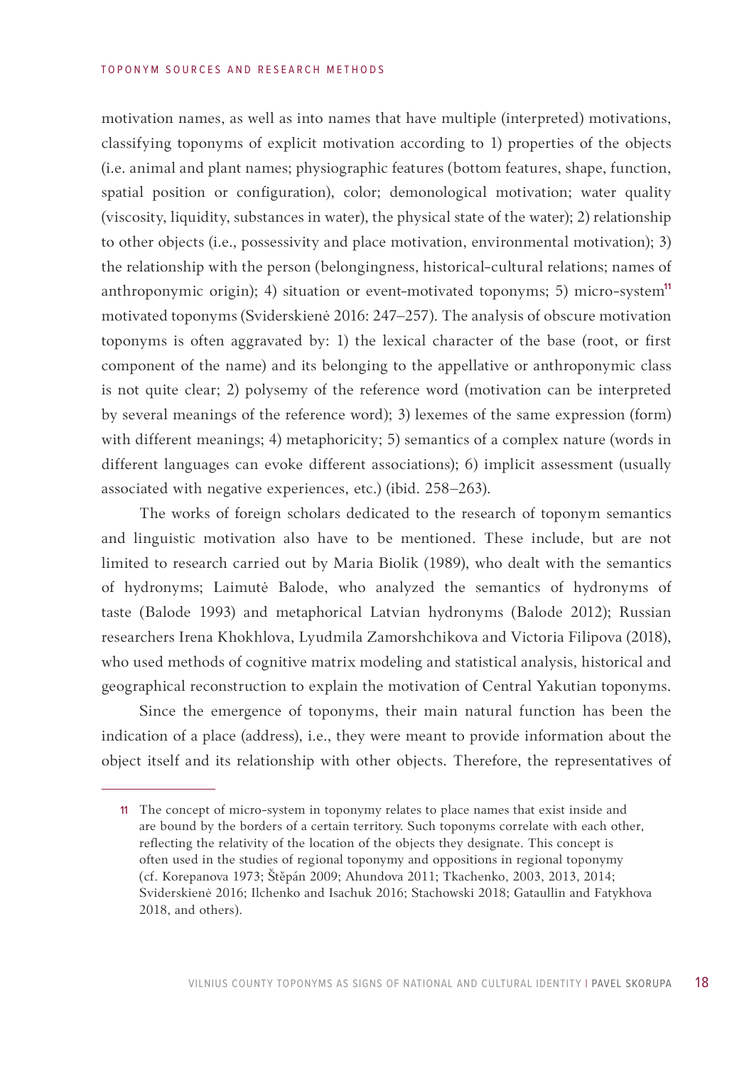motivation names, as well as into names that have multiple (interpreted) motivations, classifying toponyms of explicit motivation according to 1) properties of the objects (i.e. animal and plant names; physiographic features (bottom features, shape, function, spatial position or configuration), color; demonological motivation; water quality (viscosity, liquidity, substances in water), the physical state of the water); 2) relationship to other objects (i.e., possessivity and place motivation, environmental motivation); 3) the relationship with the person (belongingness, historical–cultural relations; names of anthroponymic origin); 4) situation or event-motivated toponyms; 5) micro-system[11] motivated toponyms (Sviderskienė 2016: 247–257). The analysis of obscure motivation toponyms is often aggravated by: 1) the lexical character of the base (root, or first component of the name) and its belonging to the appellative or anthroponymic class is not quite clear; 2) polysemy of the reference word (motivation can be interpreted by several meanings of the reference word); 3) lexemes of the same expression (form) with different meanings; 4) metaphoricity; 5) semantics of a complex nature (words in different languages can evoke different associations); 6) implicit assessment (usually associated with negative experiences, etc.) (ibid. 258–263).

The works of foreign scholars dedicated to the research of toponym semantics and linguistic motivation also have to be mentioned. These include, but are not limited to research carried out by Maria Biolik (1989), who dealt with the semantics of hydronyms; Laimutė Balode, who analyzed the semantics of hydronyms of taste (Balode 1993) and metaphorical Latvian hydronyms (Balode 2012); Russian researchers Irena Khokhlova, Lyudmila Zamorshchikova and Victoria Filipova (2018), who used methods of cognitive matrix modeling and statistical analysis, historical and geographical reconstruction to explain the motivation of Central Yakutian toponyms.

Since the emergence of toponyms, their main natural function has been the indication of a place (address), i.e., they were meant to provide information about the object itself and its relationship with other objects. Therefore, the representatives of

---

[11] The concept of micro-system in toponymy relates to place names that exist inside and are bound by the borders of a certain territory. Such toponyms correlate with each other, reflecting the relativity of the location of the objects they designate. This concept is often used in the studies of regional toponymy and oppositions in regional toponymy (cf. Korepanova 1973; Štěpán 2009; Ahundova 2011; Tkachenko, 2003, 2013, 2014; Sviderskienė 2016; Ilchenko and Isachuk 2016; Stachowski 2018; Gataullin and Fatykhova 2018, and others).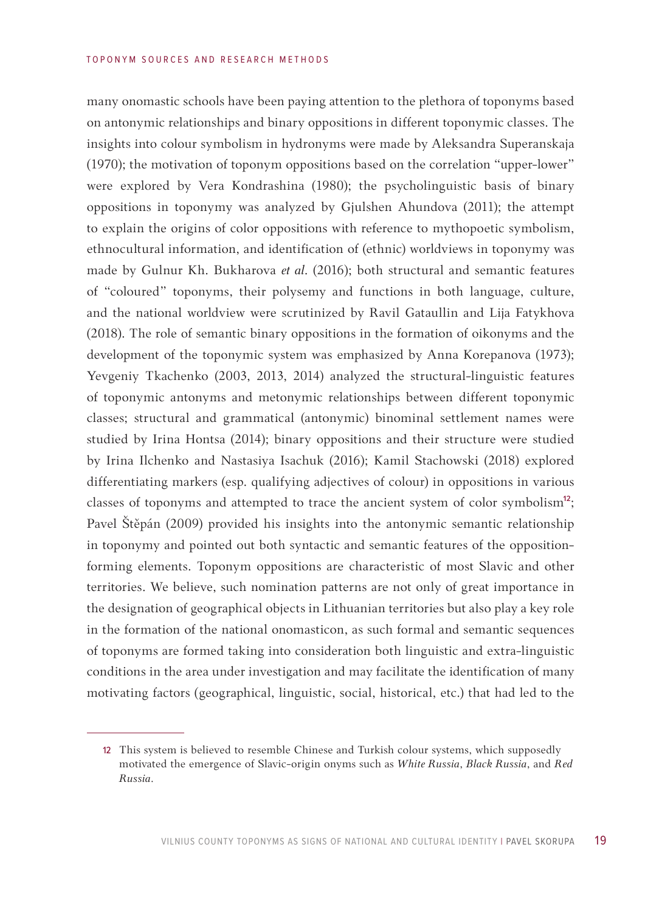many onomastic schools have been paying attention to the plethora of toponyms based on antonymic relationships and binary oppositions in different toponymic classes. The insights into colour symbolism in hydronyms were made by Aleksandra Superanskaja (1970); the motivation of toponym oppositions based on the correlation "upper-lower" were explored by Vera Kondrashina (1980); the psycholinguistic basis of binary oppositions in toponymy was analyzed by Gjulshen Ahundova (2011); the attempt to explain the origins of color oppositions with reference to mythopoetic symbolism, ethnocultural information, and identification of (ethnic) worldviews in toponymy was made by Gulnur Kh. Bukharova *et al*. (2016); both structural and semantic features of "coloured" toponyms, their polysemy and functions in both language, culture, and the national worldview were scrutinized by Ravil Gataullin and Lija Fatykhova (2018). The role of semantic binary oppositions in the formation of oikonyms and the development of the toponymic system was emphasized by Anna Korepanova (1973); Yevgeniy Tkachenko (2003, 2013, 2014) analyzed the structural-linguistic features of toponymic antonyms and metonymic relationships between different toponymic classes; structural and grammatical (antonymic) binominal settlement names were studied by Irina Hontsa (2014); binary oppositions and their structure were studied by Irina Ilchenko and Nastasiya Isachuk (2016); Kamil Stachowski (2018) explored differentiating markers (esp. qualifying adjectives of colour) in oppositions in various classes of toponyms and attempted to trace the ancient system of color symbolism[12]; Pavel Štěpán (2009) provided his insights into the antonymic semantic relationship in toponymy and pointed out both syntactic and semantic features of the opposition-forming elements. Toponym oppositions are characteristic of most Slavic and other territories. We believe, such nomination patterns are not only of great importance in the designation of geographical objects in Lithuanian territories but also play a key role in the formation of the national onomasticon, as such formal and semantic sequences of toponyms are formed taking into consideration both linguistic and extra-linguistic conditions in the area under investigation and may facilitate the identification of many motivating factors (geographical, linguistic, social, historical, etc.) that had led to the

---

12 This system is believed to resemble Chinese and Turkish colour systems, which supposedly motivated the emergence of Slavic-origin onyms such as *White Russia*, *Black Russia*, and *Red Russia*.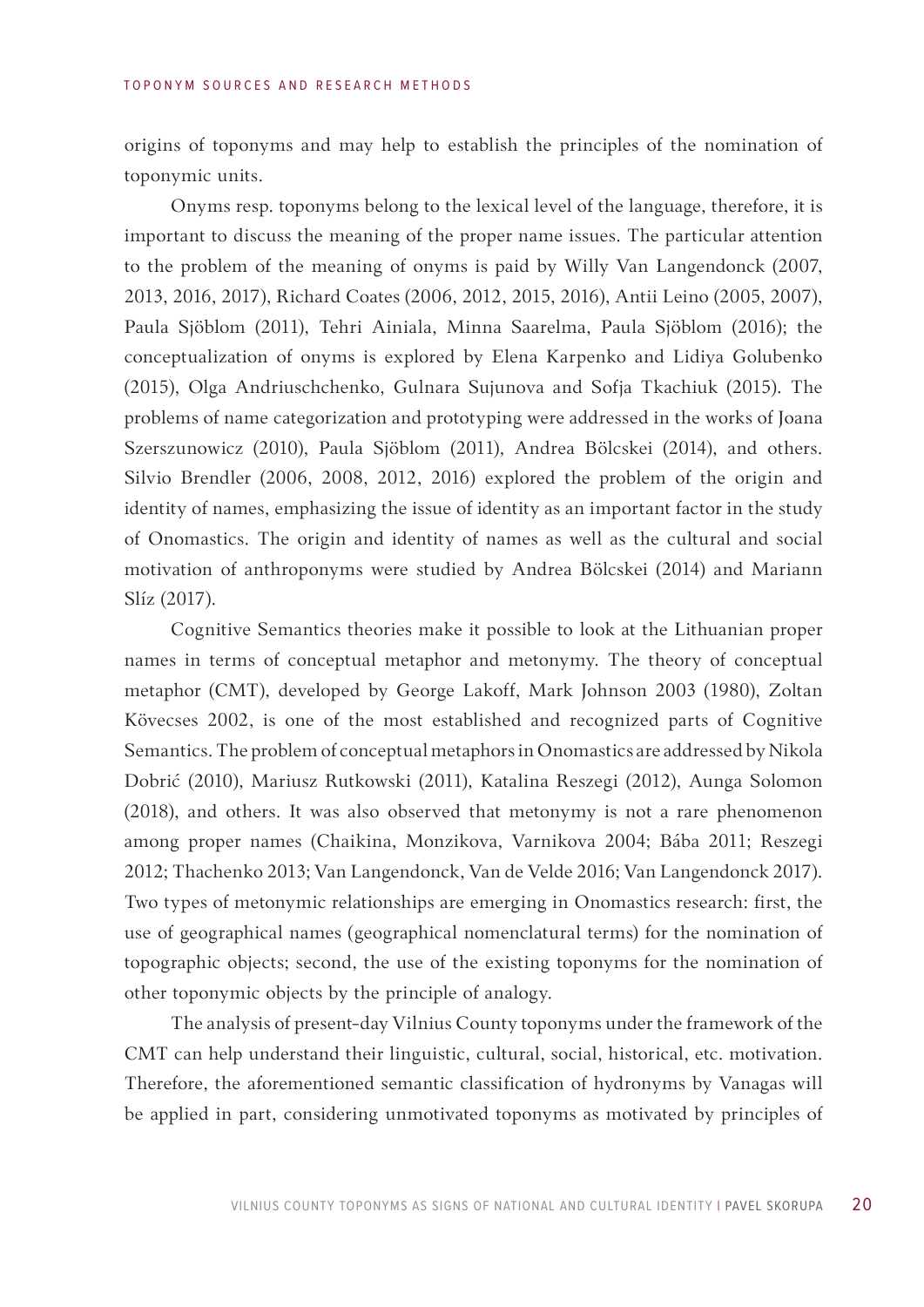origins of toponyms and may help to establish the principles of the nomination of toponymic units.

Onyms resp. toponyms belong to the lexical level of the language, therefore, it is important to discuss the meaning of the proper name issues. The particular attention to the problem of the meaning of onyms is paid by Willy Van Langendonck (2007, 2013, 2016, 2017), Richard Coates (2006, 2012, 2015, 2016), Antii Leino (2005, 2007), Paula Sjöblom (2011), Tehri Ainiala, Minna Saarelma, Paula Sjöblom (2016); the conceptualization of onyms is explored by Elena Karpenko and Lidiya Golubenko (2015), Olga Andriuschchenko, Gulnara Sujunova and Sofja Tkachiuk (2015). The problems of name categorization and prototyping were addressed in the works of Joana Szerszunowicz (2010), Paula Sjöblom (2011), Andrea Bölcskei (2014), and others. Silvio Brendler (2006, 2008, 2012, 2016) explored the problem of the origin and identity of names, emphasizing the issue of identity as an important factor in the study of Onomastics. The origin and identity of names as well as the cultural and social motivation of anthroponyms were studied by Andrea Bölcskei (2014) and Mariann Slíz (2017).

Cognitive Semantics theories make it possible to look at the Lithuanian proper names in terms of conceptual metaphor and metonymy. The theory of conceptual metaphor (CMT), developed by George Lakoff, Mark Johnson 2003 (1980), Zoltan Kövecses 2002, is one of the most established and recognized parts of Cognitive Semantics. The problem of conceptual metaphors in Onomastics are addressed by Nikola Dobrić (2010), Mariusz Rutkowski (2011), Katalina Reszegi (2012), Aunga Solomon (2018), and others. It was also observed that metonymy is not a rare phenomenon among proper names (Chaikina, Monzikova, Varnikova 2004; Bába 2011; Reszegi 2012; Thachenko 2013; Van Langendonck, Van de Velde 2016; Van Langendonck 2017). Two types of metonymic relationships are emerging in Onomastics research: first, the use of geographical names (geographical nomenclatural terms) for the nomination of topographic objects; second, the use of the existing toponyms for the nomination of other toponymic objects by the principle of analogy.

The analysis of present-day Vilnius County toponyms under the framework of the CMT can help understand their linguistic, cultural, social, historical, etc. motivation. Therefore, the aforementioned semantic classification of hydronyms by Vanagas will be applied in part, considering unmotivated toponyms as motivated by principles of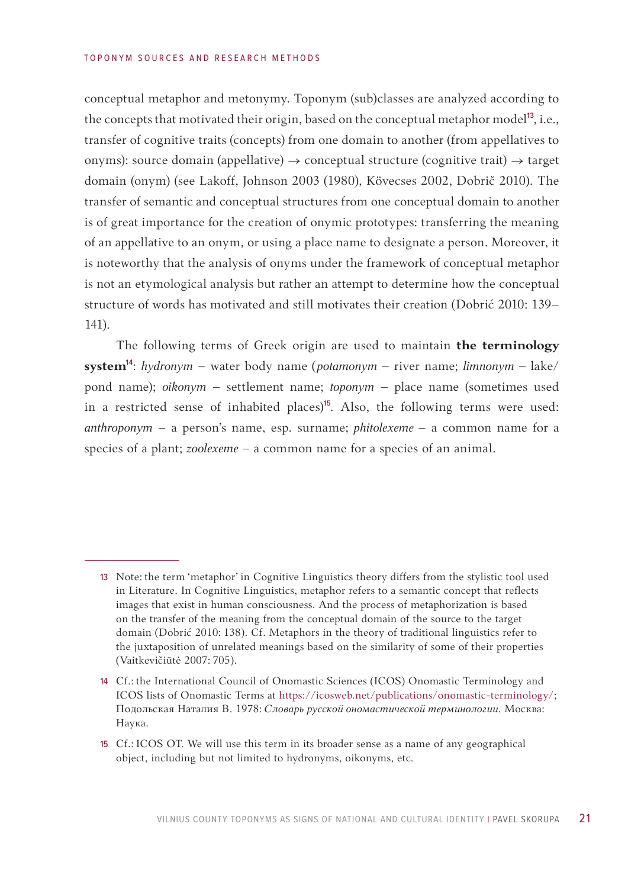conceptual metaphor and metonymy. Toponym (sub)classes are analyzed according to the concepts that motivated their origin, based on the conceptual metaphor model[13], i.e., transfer of cognitive traits (concepts) from one domain to another (from appellatives to onyms): source domain (appellative) → conceptual structure (cognitive trait) → target domain (onym) (see Lakoff, Johnson 2003 (1980), Kövecses 2002, Dobrič 2010). The transfer of semantic and conceptual structures from one conceptual domain to another is of great importance for the creation of onymic prototypes: transferring the meaning of an appellative to an onym, or using a place name to designate a person. Moreover, it is noteworthy that the analysis of onyms under the framework of conceptual metaphor is not an etymological analysis but rather an attempt to determine how the conceptual structure of words has motivated and still motivates their creation (Dobrić 2010: 139–141).

The following terms of Greek origin are used to maintain **the terminology system**[14]: *hydronym* – water body name (*potamonym* – river name; *limnonym* – lake/pond name); *oikonym* – settlement name; *toponym* – place name (sometimes used in a restricted sense of inhabited places)[15]. Also, the following terms were used: *anthroponym* – a person's name, esp. surname; *phitolexeme* – a common name for a species of a plant; *zoolexeme* – a common name for a species of an animal.

---

13 Note: the term 'metaphor' in Cognitive Linguistics theory differs from the stylistic tool used in Literature. In Cognitive Linguistics, metaphor refers to a semantic concept that reflects images that exist in human consciousness. And the process of metaphorization is based on the transfer of the meaning from the conceptual domain of the source to the target domain (Dobrić 2010: 138). Cf. Metaphors in the theory of traditional linguistics refer to the juxtaposition of unrelated meanings based on the similarity of some of their properties (Vaitkevičiūtė 2007: 705).

14 Cf.: the International Council of Onomastic Sciences (ICOS) Onomastic Terminology and ICOS lists of Onomastic Terms at https://icosweb.net/publications/onomastic-terminology/; Подольская Наталия В. 1978: *Словарь русской ономастической терминологии*. Москва: Наука.

15 Cf.: ICOS OT. We will use this term in its broader sense as a name of any geographical object, including but not limited to hydronyms, oikonyms, etc.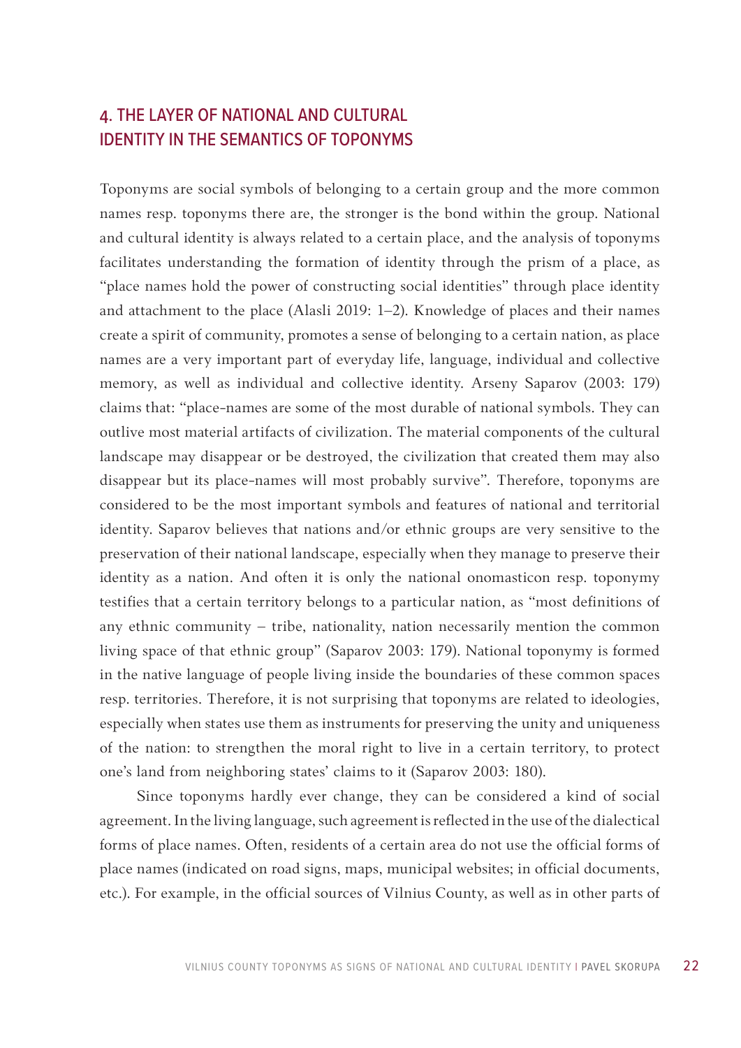## 4. THE LAYER OF NATIONAL AND CULTURAL IDENTITY IN THE SEMANTICS OF TOPONYMS

Toponyms are social symbols of belonging to a certain group and the more common names resp. toponyms there are, the stronger is the bond within the group. National and cultural identity is always related to a certain place, and the analysis of toponyms facilitates understanding the formation of identity through the prism of a place, as "place names hold the power of constructing social identities" through place identity and attachment to the place (Alasli 2019: 1–2). Knowledge of places and their names create a spirit of community, promotes a sense of belonging to a certain nation, as place names are a very important part of everyday life, language, individual and collective memory, as well as individual and collective identity. Arseny Saparov (2003: 179) claims that: "place-names are some of the most durable of national symbols. They can outlive most material artifacts of civilization. The material components of the cultural landscape may disappear or be destroyed, the civilization that created them may also disappear but its place-names will most probably survive". Therefore, toponyms are considered to be the most important symbols and features of national and territorial identity. Saparov believes that nations and/or ethnic groups are very sensitive to the preservation of their national landscape, especially when they manage to preserve their identity as a nation. And often it is only the national onomasticon resp. toponymy testifies that a certain territory belongs to a particular nation, as "most definitions of any ethnic community – tribe, nationality, nation necessarily mention the common living space of that ethnic group" (Saparov 2003: 179). National toponymy is formed in the native language of people living inside the boundaries of these common spaces resp. territories. Therefore, it is not surprising that toponyms are related to ideologies, especially when states use them as instruments for preserving the unity and uniqueness of the nation: to strengthen the moral right to live in a certain territory, to protect one's land from neighboring states' claims to it (Saparov 2003: 180).

Since toponyms hardly ever change, they can be considered a kind of social agreement. In the living language, such agreement is reflected in the use of the dialectical forms of place names. Often, residents of a certain area do not use the official forms of place names (indicated on road signs, maps, municipal websites; in official documents, etc.). For example, in the official sources of Vilnius County, as well as in other parts of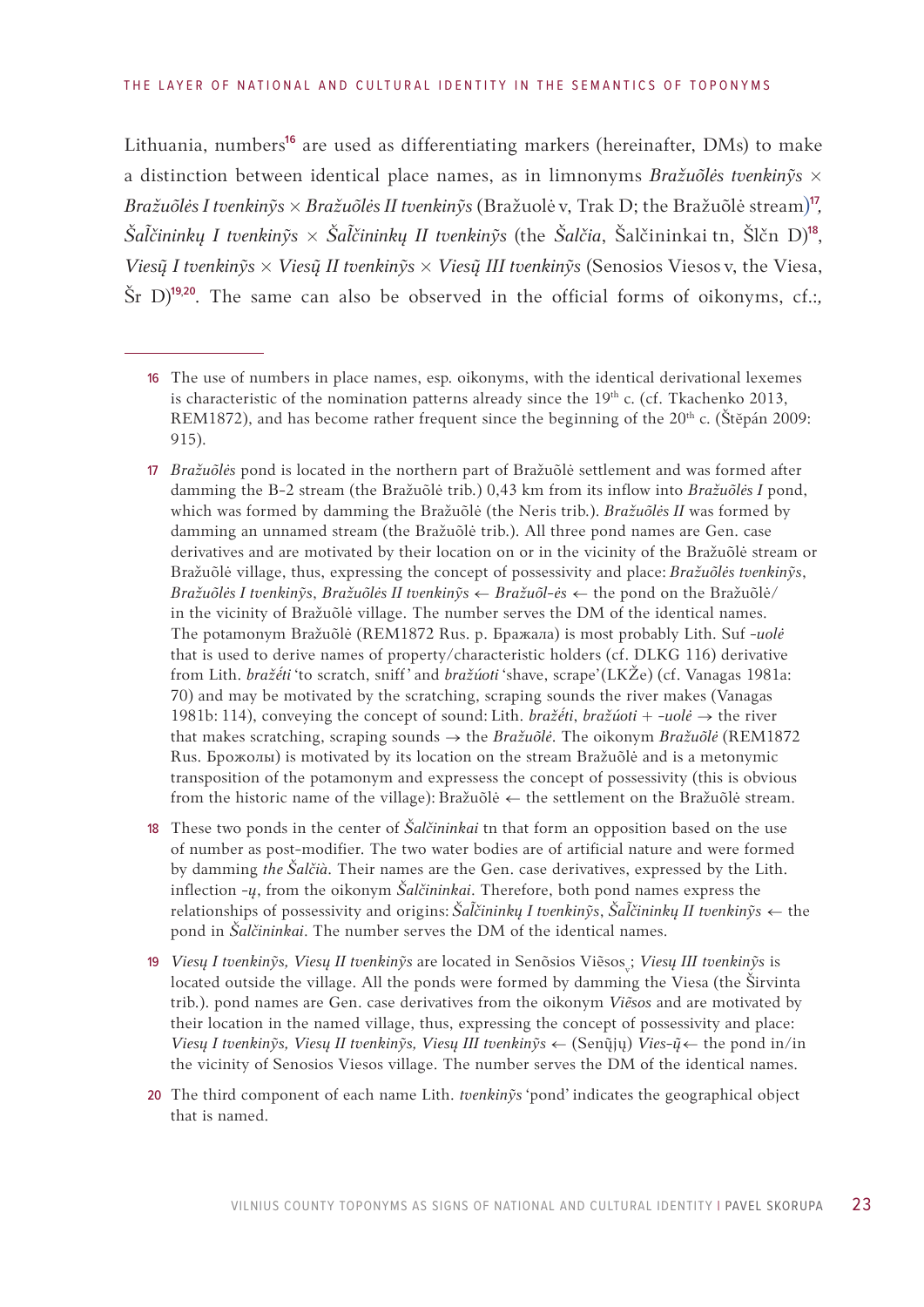Lithuania, numbers[16] are used as differentiating markers (hereinafter, DMs) to make a distinction between identical place names, as in limnonyms *Bražuõlės tvenkinỹs* × *Bražuõlės I tvenkinỹs* × *Bražuõlės II tvenkinỹs* (Bražuolė v, Trak D; the Bražuõlė stream)[17], *Šal̃čininkų I tvenkinỹs* × *Šal̃čininkų II tvenkinỹs* (the *Šalčia*, Šalčininkai tn, Šlčn D)[18], *Viesų̃ I tvenkinỹs* × *Viesų̃ II tvenkinỹs* × *Viesų̃ III tvenkinỹs* (Senosios Viesos v, the Viesa, Šr D)[19,20]. The same can also be observed in the official forms of oikonyms, cf.:,

---

16 The use of numbers in place names, esp. oikonyms, with the identical derivational lexemes is characteristic of the nomination patterns already since the 19th c. (cf. Tkachenko 2013, REM1872), and has become rather frequent since the beginning of the 20th c. (Štěpán 2009: 915).

17 *Bražuõlės* pond is located in the northern part of Bražuõlė settlement and was formed after damming the B-2 stream (the Bražuõlė trib.) 0,43 km from its inflow into *Bražuõlės I* pond, which was formed by damming the Bražuõlė (the Neris trib.). *Bražuõlės II* was formed by damming an unnamed stream (the Bražuõlė trib.). All three pond names are Gen. case derivatives and are motivated by their location on or in the vicinity of the Bražuõlė stream or Bražuõlė village, thus, expressing the concept of possessivity and place: *Bražuõlės tvenkinỹs*, *Bražuõlės I tvenkinỹs*, *Bražuõlės II tvenkinỹs* ← *Bražuõl-ės* ← the pond on the Bražuõlė/ in the vicinity of Bražuõlė village. The number serves the DM of the identical names. The potamonym Bražuõlė (REM1872 Rus. р. Бражала) is most probably Lith. Suf *-uolė* that is used to derive names of property/characteristic holders (cf. DLKG 116) derivative from Lith. *bražėti* 'to scratch, sniff' and *bražúoti* 'shave, scrape' (LKŽe) (cf. Vanagas 1981a: 70) and may be motivated by the scratching, scraping sounds the river makes (Vanagas 1981b: 114), conveying the concept of sound: Lith. *bražėti*, *bražúoti* + *-uolė* → the river that makes scratching, scraping sounds → the *Bražuõlė*. The oikonym *Bražuõlė* (REM1872 Rus. Брожолы) is motivated by its location on the stream Bražuõlė and is a metonymic transposition of the potamonym and expressess the concept of possessivity (this is obvious from the historic name of the village): Bražuõlė ← the settlement on the Bražuõlė stream.

18 These two ponds in the center of *Šalčininkai* tn that form an opposition based on the use of number as post-modifier. The two water bodies are of artificial nature and were formed by damming *the Šalčià*. Their names are the Gen. case derivatives, expressed by the Lith. inflection *-ų*, from the oikonym *Šalčininkai*. Therefore, both pond names express the relationships of possessivity and origins: *Šal̃čininkų I tvenkinỹs*, *Šal̃čininkų II tvenkinỹs* ← the pond in *Šalčininkai*. The number serves the DM of the identical names.

19 *Viesų I tvenkinỹs, Viesų II tvenkinỹs* are located in Senõsios Viẽsos$_v$; *Viesų III tvenkinỹs* is located outside the village. All the ponds were formed by damming the Viesa (the Širvinta trib.). pond names are Gen. case derivatives from the oikonym *Viẽsos* and are motivated by their location in the named village, thus, expressing the concept of possessivity and place: *Viesų I tvenkinỹs, Viesų II tvenkinỹs, Viesų III tvenkinỹs* ← (Senų̃jų) *Vies-ų̃* ← the pond in/in the vicinity of Senosios Viesos village. The number serves the DM of the identical names.

20 The third component of each name Lith. *tvenkinỹs* 'pond' indicates the geographical object that is named.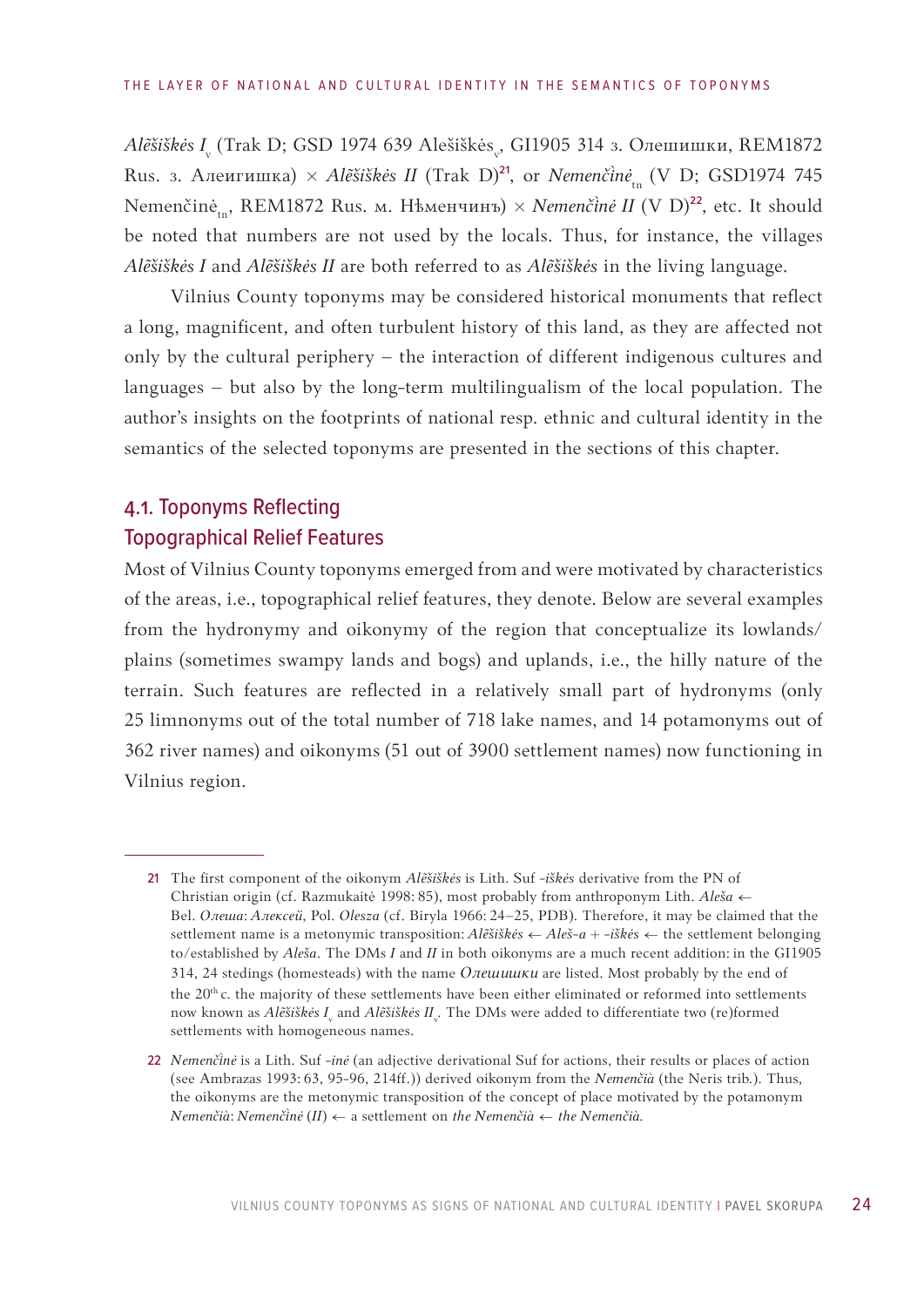*Alẽšiškės I*$_v$ (Trak D; GSD 1974 639 Alešiškės$_v$, GI1905 314 з. Олешишки, REM1872 Rus. з. Алеишишка) × *Alẽšiškės II* (Trak D)[21], or *Nemenčìnė*$_{tn}$ (V D; GSD1974 745 Nemenčinė$_{tn}$, REM1872 Rus. м. Нѣменчинъ) × *Nemenčìnė II* (V D)[22], etc. It should be noted that numbers are not used by the locals. Thus, for instance, the villages *Alẽšiškės I* and *Alẽšiškės II* are both referred to as *Alẽšiškės* in the living language.

Vilnius County toponyms may be considered historical monuments that reflect a long, magnificent, and often turbulent history of this land, as they are affected not only by the cultural periphery – the interaction of different indigenous cultures and languages – but also by the long-term multilingualism of the local population. The author's insights on the footprints of national resp. ethnic and cultural identity in the semantics of the selected toponyms are presented in the sections of this chapter.

## 4.1. Toponyms Reflecting Topographical Relief Features

Most of Vilnius County toponyms emerged from and were motivated by characteristics of the areas, i.e., topographical relief features, they denote. Below are several examples from the hydronymy and oikonymy of the region that conceptualize its lowlands/ plains (sometimes swampy lands and bogs) and uplands, i.e., the hilly nature of the terrain. Such features are reflected in a relatively small part of hydronyms (only 25 limnonyms out of the total number of 718 lake names, and 14 potamonyms out of 362 river names) and oikonyms (51 out of 3900 settlement names) now functioning in Vilnius region.

---

21 The first component of the oikonym *Alẽšiškės* is Lith. Suf *-iškės* derivative from the PN of Christian origin (cf. Razmukaitė 1998: 85), most probably from anthroponym Lith. *Aleša* ← Bel. *Олеша*: *Алексей*, Pol. *Olesza* (cf. Biryla 1966: 24–25, PDB). Therefore, it may be claimed that the settlement name is a metonymic transposition: *Alẽšiškės* ← *Aleš-a* + *-iškės* ← the settlement belonging to/established by *Aleša*. The DMs *I* and *II* in both oikonyms are a much recent addition: in the GI1905 314, 24 stedings (homesteads) with the name *Олешишки* are listed. Most probably by the end of the 20th c. the majority of these settlements have been either eliminated or reformed into settlements now known as *Alẽšiškės I*$_v$ and *Alẽšiškės II*$_v$. The DMs were added to differentiate two (re)formed settlements with homogeneous names.

22 *Nemenčìnė* is a Lith. Suf *-inė* (an adjective derivational Suf for actions, their results or places of action (see Ambrazas 1993: 63, 95-96, 214ff.)) derived oikonym from the *Nemenčià* (the Neris trib.). Thus, the oikonyms are the metonymic transposition of the concept of place motivated by the potamonym *Nemenčià*: *Nemenčìnė* (*II*) ← a settlement on *the Nemenčià* ← *the Nemenčià*.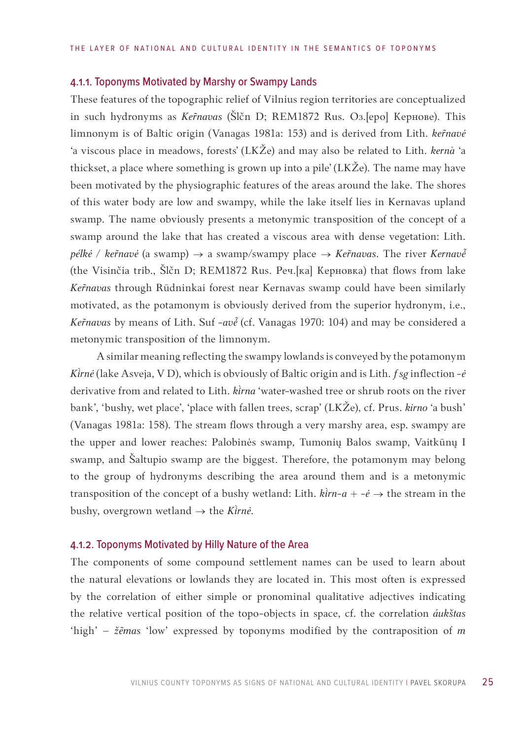#### 4.1.1. Toponyms Motivated by Marshy or Swampy Lands

These features of the topographic relief of Vilnius region territories are conceptualized in such hydronyms as *Kernavas* (Šlčn D; REM1872 Rus. Оз.[еро] Кернове). This limnonym is of Baltic origin (Vanagas 1981a: 153) and is derived from Lith. *keȓnavė* 'a viscous place in meadows, forests' (LKŽe) and may also be related to Lith. *kernà* 'a thickset, a place where something is grown up into a pile' (LKŽe). The name may have been motivated by the physiographic features of the areas around the lake. The shores of this water body are low and swampy, while the lake itself lies in Kernavas upland swamp. The name obviously presents a metonymic transposition of the concept of a swamp around the lake that has created a viscous area with dense vegetation: Lith. *pélkė* / *keȓnavė* (a swamp) → a swamp/swampy place → *Keȓnavas*. The river *Kernavẽ* (the Visinčia trib., Šlčn D; REM1872 Rus. Реч.[ка] Керновка) that flows from lake *Keȓnavas* through Rūdninkai forest near Kernavas swamp could have been similarly motivated, as the potamonym is obviously derived from the superior hydronym, i.e., *Keȓnavas* by means of Lith. Suf *-avẽ* (cf. Vanagas 1970: 104) and may be considered a metonymic transposition of the limnonym.

A similar meaning reflecting the swampy lowlands is conveyed by the potamonym *Kìrnė* (lake Asveja, V D), which is obviously of Baltic origin and is Lith. *f sg* inflection *-ė* derivative from and related to Lith. *kìrna* 'water-washed tree or shrub roots on the river bank', 'bushy, wet place', 'place with fallen trees, scrap' (LKŽe), cf. Prus. *kirno* 'a bush' (Vanagas 1981a: 158). The stream flows through a very marshy area, esp. swampy are the upper and lower reaches: Palobinės swamp, Tumonių Balos swamp, Vaitkūnų I swamp, and Šaltupio swamp are the biggest. Therefore, the potamonym may belong to the group of hydronyms describing the area around them and is a metonymic transposition of the concept of a bushy wetland: Lith. *kìrn-a* + *-ė* → the stream in the bushy, overgrown wetland → the *Kìrnė*.

#### 4.1.2. Toponyms Motivated by Hilly Nature of the Area

The components of some compound settlement names can be used to learn about the natural elevations or lowlands they are located in. This most often is expressed by the correlation of either simple or pronominal qualitative adjectives indicating the relative vertical position of the topo-objects in space, cf. the correlation *áukštas* 'high' – *žẽmas* 'low' expressed by toponyms modified by the contraposition of *m*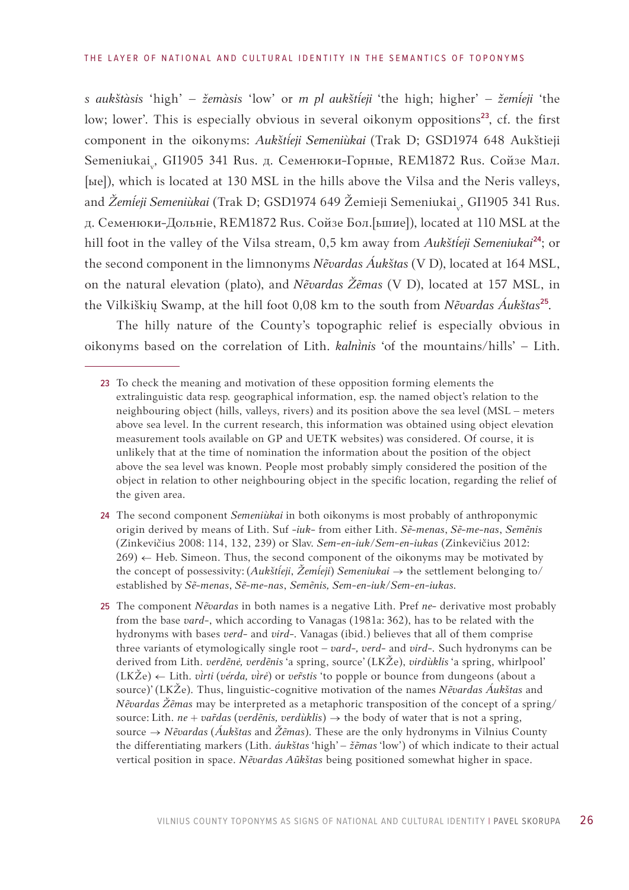*s aukštàsis* 'high' – *žemàsis* 'low' or *m pl aukštíeji* 'the high; higher' – *žemíeji* 'the low; lower'. This is especially obvious in several oikonym oppositions[23], cf. the first component in the oikonyms: *Aukštíeji Semeniùkai* (Trak D; GSD1974 648 Aukštieji Semeniukai$_{v}$, GI1905 341 Rus. д. Семенюки-Горные, REM1872 Rus. Сойзе Мал.[ые]), which is located at 130 MSL in the hills above the Vilsa and the Neris valleys, and *Žemíeji Semeniùkai* (Trak D; GSD1974 649 Žemieji Semeniukai$_{v}$, GI1905 341 Rus. д. Семенюки-Дольнiе, REM1872 Rus. Сойзе Бол.[ьшие]), located at 110 MSL at the hill foot in the valley of the Vilsa stream, 0,5 km away from *Aukštíeji Semeniukai*[24]; or the second component in the limnonyms *Nẽvardas Áukštas* (V D), located at 164 MSL, on the natural elevation (plato), and *Nẽvardas Žẽmas* (V D), located at 157 MSL, in the Vilkiškių Swamp, at the hill foot 0,08 km to the south from *Nẽvardas Áukštas*[25].

The hilly nature of the County's topographic relief is especially obvious in oikonyms based on the correlation of Lith. *kalnìnis* 'of the mountains/hills' – Lith.

---

[23] To check the meaning and motivation of these opposition forming elements the extralinguistic data resp. geographical information, esp. the named object's relation to the neighbouring object (hills, valleys, rivers) and its position above the sea level (MSL – meters above sea level. In the current research, this information was obtained using object elevation measurement tools available on GP and UETK websites) was considered. Of course, it is unlikely that at the time of nomination the information about the position of the object above the sea level was known. People most probably simply considered the position of the object in relation to other neighbouring object in the specific location, regarding the relief of the given area.

[24] The second component *Semeniùkai* in both oikonyms is most probably of anthroponymic origin derived by means of Lith. Suf *-iuk-* from either Lith. *Sẽ-menas*, *Sẽ-me-nas*, *Semẽnis* (Zinkevičius 2008: 114, 132, 239) or Slav. *Sem-en-iuk/Sem-en-iukas* (Zinkevičius 2012: 269) ← Heb. Simeon. Thus, the second component of the oikonyms may be motivated by the concept of possessivity: (*Aukštíeji*, *Žemíeji*) *Semeniukai* → the settlement belonging to/established by *Sẽ-menas*, *Sẽ-me-nas*, *Semẽnis, Sem-en-iuk/Sem-en-iukas*.

[25] The component *Nẽvardas* in both names is a negative Lith. Pref *ne-* derivative most probably from the base *vard-*, which according to Vanagas (1981a: 362), has to be related with the hydronyms with bases *verd-* and *vird-*. Vanagas (ibid.) believes that all of them comprise three variants of etymologically single root – *vard-, verd-* and *vird-*. Such hydronyms can be derived from Lith. *verdẽnė, verdẽnis* 'a spring, source' (LKŽe), *virdùklis* 'a spring, whirlpool' (LKŽe) ← Lith. *vìrti* (*vérda, vìrė*) or *ver̃stis* 'to popple or bounce from dungeons (about a source)' (LKŽe). Thus, linguistic-cognitive motivation of the names *Nẽvardas Áukštas* and *Nẽvardas Žẽmas* may be interpreted as a metaphoric transposition of the concept of a spring/source: Lith. *ne* + *var̃das* (*verdẽnis, verdùklis*) → the body of water that is not a spring, source → *Nẽvardas* (*Áukštas* and *Žẽmas*). These are the only hydronyms in Vilnius County the differentiating markers (Lith. *áukštas* 'high' – *žẽmas* 'low') of which indicate to their actual vertical position in space. *Nẽvardas Aũkštas* being positioned somewhat higher in space.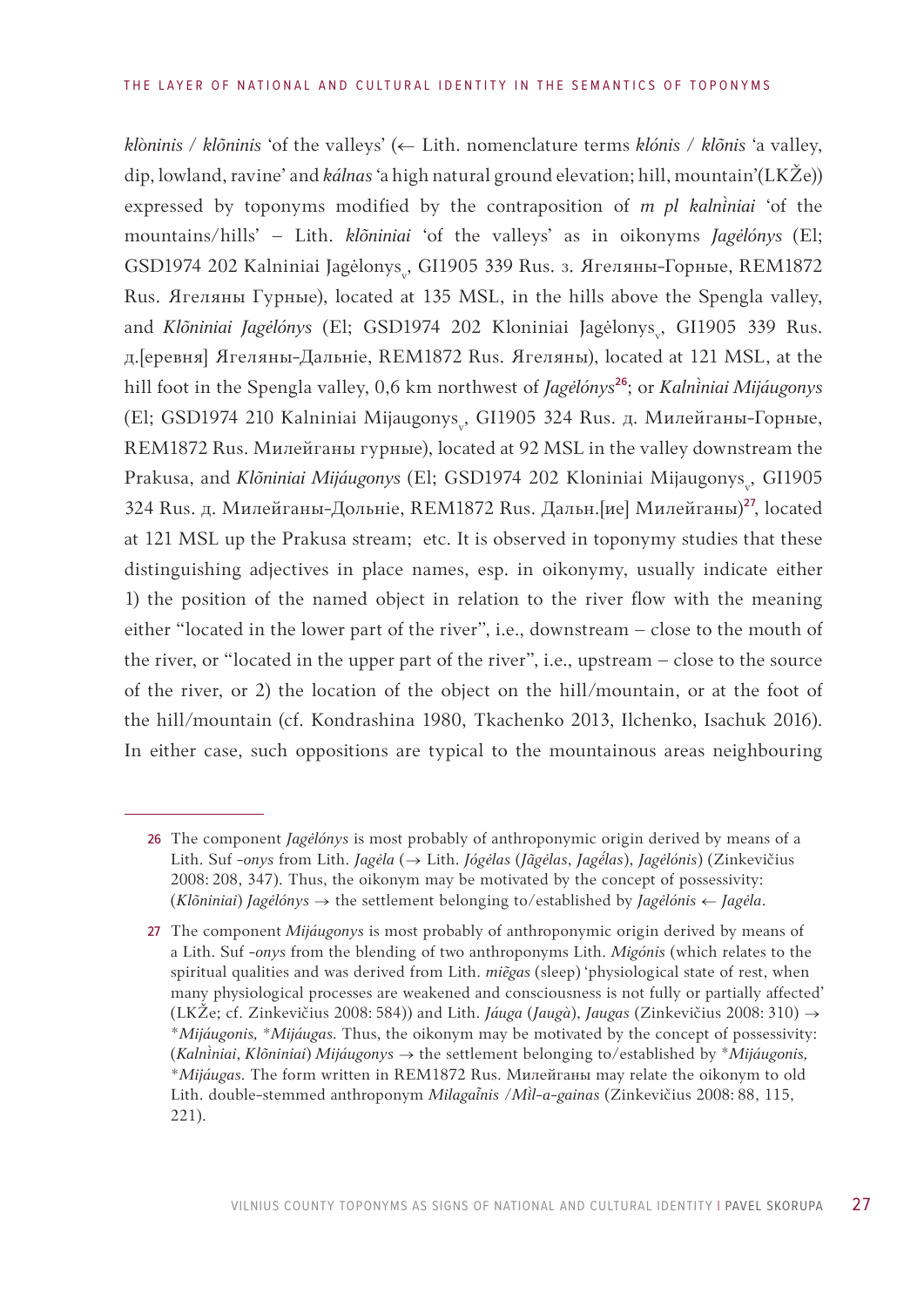*klòninis / klõninis* 'of the valleys' (← Lith. nomenclature terms *klónis / klõnis* 'a valley, dip, lowland, ravine' and *kálnas* 'a high natural ground elevation; hill, mountain'(LKŽe)) expressed by toponyms modified by the contraposition of *m pl kalnìniai* 'of the mountains/hills' – Lith. *klõniniai* 'of the valleys' as in oikonyms *Jagėlónys* (El; GSD1974 202 Kalniniai Jagėlonys$_v$, GI1905 339 Rus. з. Ягеляны-Горные, REM1872 Rus. Ягеляны Гурные), located at 135 MSL, in the hills above the Spengla valley, and *Klõniniai Jagėlónys* (El; GSD1974 202 Kloniniai Jagėlonys$_v$, GI1905 339 Rus. д.[еревня] Ягеляны-Дальнiе, REM1872 Rus. Ягеляны), located at 121 MSL, at the hill foot in the Spengla valley, 0,6 km northwest of *Jagėlónys*[26]; or *Kalnìniai Mijáugonys* (El; GSD1974 210 Kalniniai Mijaugonys$_v$, GI1905 324 Rus. д. Милейганы-Горные, REM1872 Rus. Милейганы гурные), located at 92 MSL in the valley downstream the Prakusa, and *Klõniniai Mijáugonys* (El; GSD1974 202 Kloniniai Mijaugonys$_v$, GI1905 324 Rus. д. Милейганы-Дольнiе, REM1872 Rus. Дальн.[ие] Милейганы)[27], located at 121 MSL up the Prakusa stream; etc. It is observed in toponymy studies that these distinguishing adjectives in place names, esp. in oikonymy, usually indicate either 1) the position of the named object in relation to the river flow with the meaning either "located in the lower part of the river", i.e., downstream – close to the mouth of the river, or "located in the upper part of the river", i.e., upstream – close to the source of the river, or 2) the location of the object on the hill/mountain, or at the foot of the hill/mountain (cf. Kondrashina 1980, Tkachenko 2013, Ilchenko, Isachuk 2016). In either case, such oppositions are typical to the mountainous areas neighbouring

---

26 The component *Jagėlónys* is most probably of anthroponymic origin derived by means of a Lith. Suf *-onys* from Lith. *Jagėla* (→ Lith. *Jógėlas* (*Jãgėlas*, *Jagélas*), *Jagėlónis*) (Zinkevičius 2008: 208, 347). Thus, the oikonym may be motivated by the concept of possessivity: (*Klõniniai*) *Jagėlónys* → the settlement belonging to/established by *Jagėlónis* ← *Jagėla*.

27 The component *Mijáugonys* is most probably of anthroponymic origin derived by means of a Lith. Suf *-onys* from the blending of two anthroponyms Lith. *Migónis* (which relates to the spiritual qualities and was derived from Lith. *miẽgas* (sleep) 'physiological state of rest, when many physiological processes are weakened and consciousness is not fully or partially affected' (LKŽe; cf. Zinkevičius 2008: 584)) and Lith. *Jáuga* (*Jaugà*), *Jaugas* (Zinkevičius 2008: 310) → *\*Mijáugonis, \*Mijáugas*. Thus, the oikonym may be motivated by the concept of possessivity: (*Kalnìniai*, *Klõniniai*) *Mijáugonys* → the settlement belonging to/established by *\*Mijáugonis, \*Mijáugas*. The form written in REM1872 Rus. Милейганы may relate the oikonym to old Lith. double-stemmed anthroponym *Milagaĩnis* /*Mìl-a-gainas* (Zinkevičius 2008: 88, 115, 221).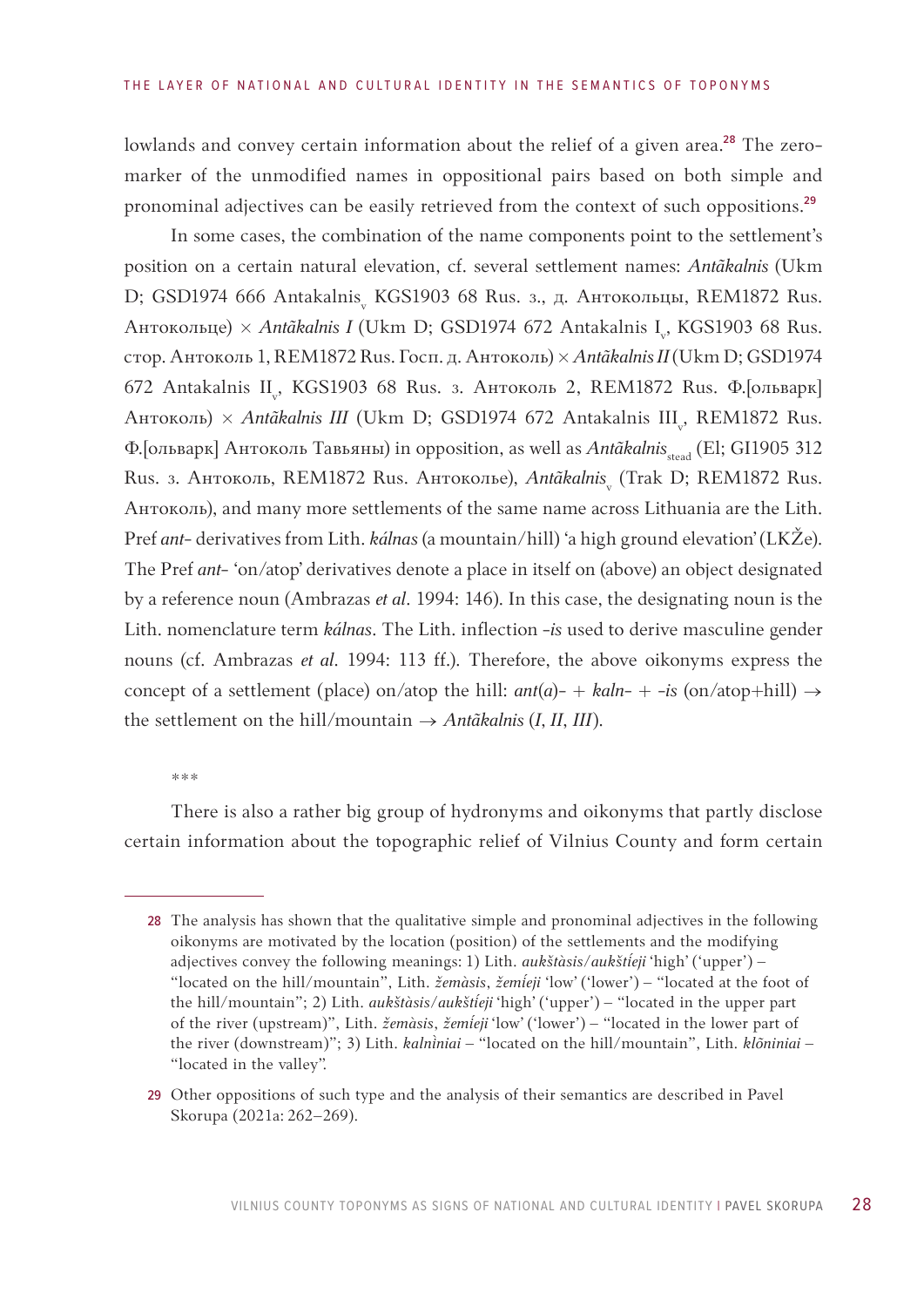lowlands and convey certain information about the relief of a given area.[28] The zero-marker of the unmodified names in oppositional pairs based on both simple and pronominal adjectives can be easily retrieved from the context of such oppositions.[29]

In some cases, the combination of the name components point to the settlement's position on a certain natural elevation, cf. several settlement names: *Antãkalnis* (Ukm D; GSD1974 666 Antakalnis$_{v}$ KGS1903 68 Rus. з., д. Антокольцы, REM1872 Rus. Антокольце) × *Antãkalnis I* (Ukm D; GSD1974 672 Antakalnis I$_{v}$, KGS1903 68 Rus. стор. Антоколь 1, REM1872 Rus. Госп. д. Антоколь) × *Antãkalnis II* (Ukm D; GSD1974 672 Antakalnis II$_{v}$, KGS1903 68 Rus. з. Антоколь 2, REM1872 Rus. Ф.[ольварк] Антоколь) × *Antãkalnis III* (Ukm D; GSD1974 672 Antakalnis III$_{v}$, REM1872 Rus. Ф.[ольварк] Антоколь Тавьяны) in opposition, as well as *Antãkalnis*$_{stead}$ (El; GI1905 312 Rus. з. Антоколь, REM1872 Rus. Антоколье), *Antãkalnis*$_{v}$ (Trak D; REM1872 Rus. Антоколь), and many more settlements of the same name across Lithuania are the Lith. Pref *ant-* derivatives from Lith. *kálnas* (a mountain/hill) 'a high ground elevation' (LKŽe). The Pref *ant-* 'on/atop' derivatives denote a place in itself on (above) an object designated by a reference noun (Ambrazas *et al*. 1994: 146). In this case, the designating noun is the Lith. nomenclature term *kálnas*. The Lith. inflection *-is* used to derive masculine gender nouns (cf. Ambrazas *et al*. 1994: 113 ff.). Therefore, the above oikonyms express the concept of a settlement (place) on/atop the hill: *ant*(*a*)- + *kaln-* + *-is* (on/atop+hill) → the settlement on the hill/mountain → *Antãkalnis* (*I*, *II*, *III*).

\*\*\*

There is also a rather big group of hydronyms and oikonyms that partly disclose certain information about the topographic relief of Vilnius County and form certain

---

[28] The analysis has shown that the qualitative simple and pronominal adjectives in the following oikonyms are motivated by the location (position) of the settlements and the modifying adjectives convey the following meanings: 1) Lith. *aukštàsis*/*aukštíeji* 'high' ('upper') – "located on the hill/mountain", Lith. *žemàsis*, *žemíeji* 'low' ('lower') – "located at the foot of the hill/mountain"; 2) Lith. *aukštàsis*/*aukštíeji* 'high' ('upper') – "located in the upper part of the river (upstream)", Lith. *žemàsis*, *žemíeji* 'low' ('lower') – "located in the lower part of the river (downstream)"; 3) Lith. *kalnìniai* – "located on the hill/mountain", Lith. *klõniniai* – "located in the valley".

[29] Other oppositions of such type and the analysis of their semantics are described in Pavel Skorupa (2021a: 262–269).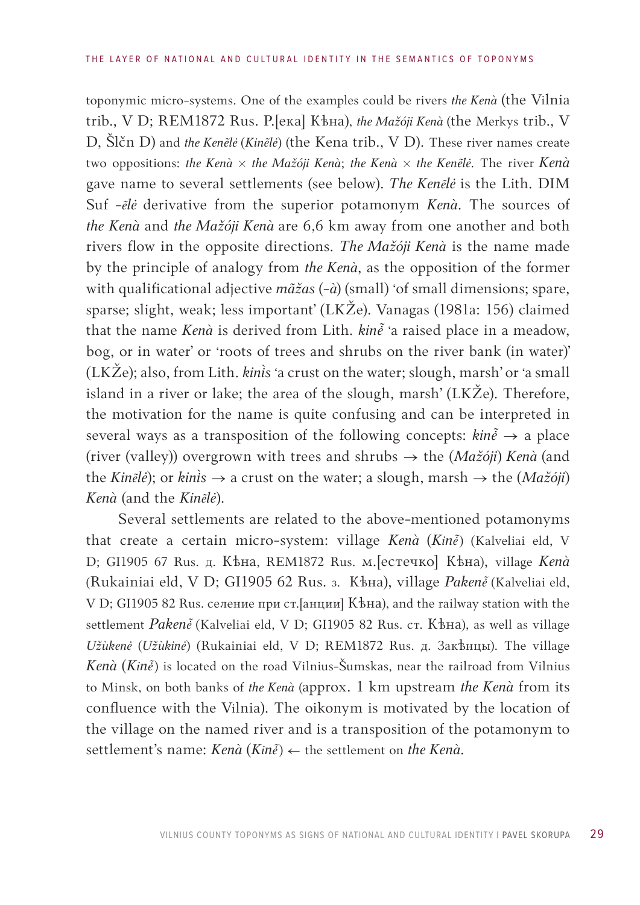toponymic micro-systems. One of the examples could be rivers *the Kenà* (the Vilnia trib., V D; REM1872 Rus. Р.[ека] Кѣна), *the Mažóji Kenà* (the Merkys trib., V D, Šlčn D) and *the Kenẽlė* (*Kinẽlė*) (the Kena trib., V D). These river names create two oppositions: *the Kenà* × *the Mažóji Kenà*; *the Kenà* × *the Kenẽlė*. The river *Kenà* gave name to several settlements (see below). *The Kenẽlė* is the Lith. DIM Suf -*ẽlė* derivative from the superior potamonym *Kenà*. The sources of *the Kenà* and *the Mažóji Kenà* are 6,6 km away from one another and both rivers flow in the opposite directions. *The Mažóji Kenà* is the name made by the principle of analogy from *the Kenà*, as the opposition of the former with qualificational adjective *mãžas* (-*à*) (small) 'of small dimensions; spare, sparse; slight, weak; less important' (LKŽe). Vanagas (1981a: 156) claimed that the name *Kenà* is derived from Lith. *kinẽ* 'a raised place in a meadow, bog, or in water' or 'roots of trees and shrubs on the river bank (in water)' (LKŽe); also, from Lith. *kinìs* 'a crust on the water; slough, marsh' or 'a small island in a river or lake; the area of the slough, marsh' (LKŽe). Therefore, the motivation for the name is quite confusing and can be interpreted in several ways as a transposition of the following concepts: *kinẽ* → a place (river (valley)) overgrown with trees and shrubs → the (*Mažóji*) *Kenà* (and the *Kinẽlė*); or *kinìs* → a crust on the water; a slough, marsh → the (*Mažóji*) *Kenà* (and the *Kinẽlė*).

Several settlements are related to the above-mentioned potamonyms that create a certain micro-system: village *Kenà* (*Kinẽ*) (Kalveliai eld, V D; GI1905 67 Rus. д. Кѣна, REM1872 Rus. м.[естечко] Кѣна), village *Kenà* (Rukainiai eld, V D; GI1905 62 Rus. з. Кѣна), village *Pakenẽ* (Kalveliai eld, V D; GI1905 82 Rus. селение при ст.[анции] Кѣна), and the railway station with the settlement *Pakenẽ* (Kalveliai eld, V D; GI1905 82 Rus. ст. Кѣна), as well as village *Užùkenė* (*Užùkinė*) (Rukainiai eld, V D; REM1872 Rus. д. Закѣнцы). The village *Kenà* (*Kinẽ*) is located on the road Vilnius-Šumskas, near the railroad from Vilnius to Minsk, on both banks of *the Kenà* (approx. 1 km upstream *the Kenà* from its confluence with the Vilnia). The oikonym is motivated by the location of the village on the named river and is a transposition of the potamonym to settlement's name: *Kenà* (*Kinẽ*) ← the settlement on *the Kenà*.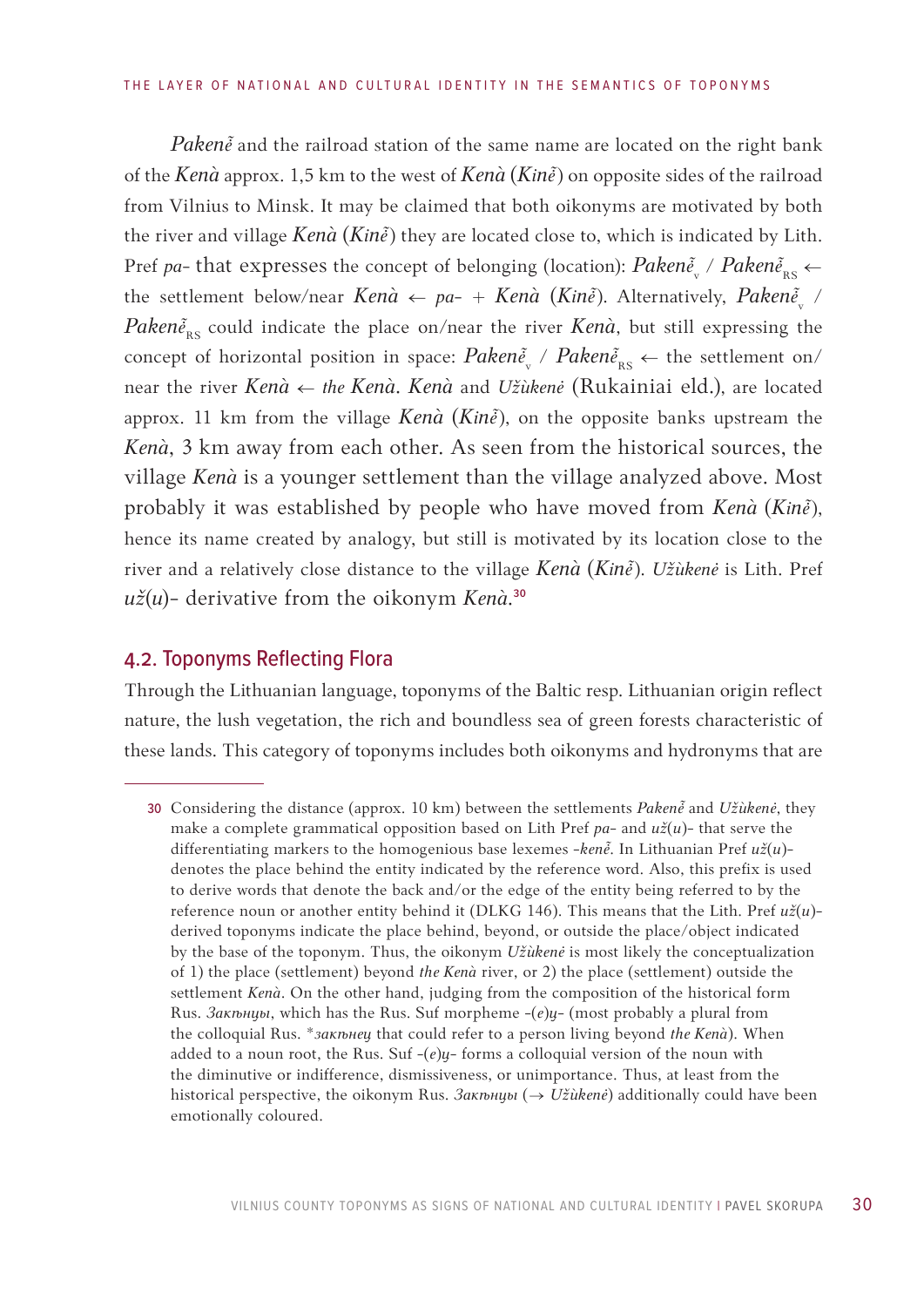*Pakenẽ* and the railroad station of the same name are located on the right bank of the *Kenà* approx. 1,5 km to the west of *Kenà* (*Kinẽ*) on opposite sides of the railroad from Vilnius to Minsk. It may be claimed that both oikonyms are motivated by both the river and village *Kenà* (*Kinẽ*) they are located close to, which is indicated by Lith. Pref *pa-* that expresses the concept of belonging (location): $Paken\tilde{e}_{v}$ / $Paken\tilde{e}_{RS}$ ← the settlement below/near *Kenà* ← *pa-* + *Kenà* (*Kinẽ*). Alternatively, $Paken\tilde{e}_{v}$ / $Paken\tilde{e}_{RS}$ could indicate the place on/near the river *Kenà*, but still expressing the concept of horizontal position in space: $Paken\tilde{e}_{v}$ / $Paken\tilde{e}_{RS}$ ← the settlement on/near the river *Kenà* ← *the Kenà*. *Kenà* and *Užùkenė* (Rukainiai eld.), are located approx. 11 km from the village *Kenà* (*Kinẽ*), on the opposite banks upstream the *Kenà*, 3 km away from each other. As seen from the historical sources, the village *Kenà* is a younger settlement than the village analyzed above. Most probably it was established by people who have moved from *Kenà* (*Kinẽ*), hence its name created by analogy, but still is motivated by its location close to the river and a relatively close distance to the village *Kenà* (*Kinẽ*). *Užùkenė* is Lith. Pref *už*(*u*)- derivative from the oikonym *Kenà*.[30]

## 4.2. Toponyms Reflecting Flora

Through the Lithuanian language, toponyms of the Baltic resp. Lithuanian origin reflect nature, the lush vegetation, the rich and boundless sea of green forests characteristic of these lands. This category of toponyms includes both oikonyms and hydronyms that are

---

30 Considering the distance (approx. 10 km) between the settlements *Pakenẽ* and *Užùkenė*, they make a complete grammatical opposition based on Lith Pref *pa-* and *už*(*u*)- that serve the differentiating markers to the homogenious base lexemes *-kenẽ*. In Lithuanian Pref *už*(*u*)- denotes the place behind the entity indicated by the reference word. Also, this prefix is used to derive words that denote the back and/or the edge of the entity being referred to by the reference noun or another entity behind it (DLKG 146). This means that the Lith. Pref *už*(*u*)-derived toponyms indicate the place behind, beyond, or outside the place/object indicated by the base of the toponym. Thus, the oikonym *Užùkenė* is most likely the conceptualization of 1) the place (settlement) beyond *the Kenà* river, or 2) the place (settlement) outside the settlement *Kenà*. On the other hand, judging from the composition of the historical form Rus. *Закьньцы*, which has the Rus. Suf morpheme -(*е*)*ц*- (most probably a plural from the colloquial Rus. *\*закьнец* that could refer to a person living beyond *the Kenà*). When added to a noun root, the Rus. Suf -(*е*)*ц*- forms a colloquial version of the noun with the diminutive or indifference, dismissiveness, or unimportance. Thus, at least from the historical perspective, the oikonym Rus. *Закьньцы* (→ *Užùkenė*) additionally could have been emotionally coloured.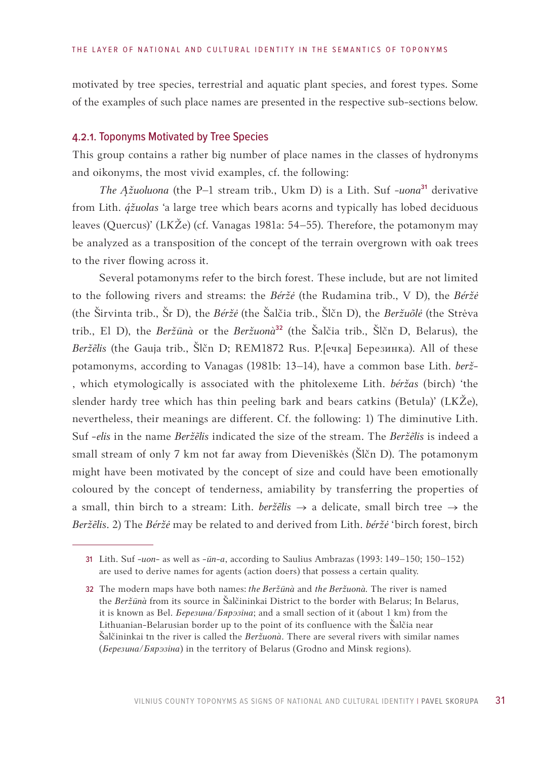motivated by tree species, terrestrial and aquatic plant species, and forest types. Some of the examples of such place names are presented in the respective sub-sections below.

### 4.2.1. Toponyms Motivated by Tree Species

This group contains a rather big number of place names in the classes of hydronyms and oikonyms, the most vivid examples, cf. the following:

*The Ą̃žuoluona* (the P–1 stream trib., Ukm D) is a Lith. Suf *-uona*[31] derivative from Lith. *ą̃žuolas* 'a large tree which bears acorns and typically has lobed deciduous leaves (Quercus)' (LKŽe) (cf. Vanagas 1981a: 54–55). Therefore, the potamonym may be analyzed as a transposition of the concept of the terrain overgrown with oak trees to the river flowing across it.

Several potamonyms refer to the birch forest. These include, but are not limited to the following rivers and streams: the *Béržė* (the Rudamina trib., V D), the *Béržė* (the Širvinta trib., Šr D), the *Béržė* (the Šalčia trib., Šlčn D), the *Beržuõlė* (the Strėva trib., El D), the *Beržū̃nà* or the *Beržuonà*[32] (the Šalčia trib., Šlčn D, Belarus), the *Beržẽlis* (the Gauja trib., Šlčn D; REM1872 Rus. P.[ечка] Березинка). All of these potamonyms, according to Vanagas (1981b: 13–14), have a common base Lith. *berž-*, which etymologically is associated with the phitolexeme Lith. *béržas* (birch) 'the slender hardy tree which has thin peeling bark and bears catkins (Betula)' (LKŽe), nevertheless, their meanings are different. Cf. the following: 1) The diminutive Lith. Suf *-elis* in the name *Beržẽlis* indicated the size of the stream. The *Beržẽlis* is indeed a small stream of only 7 km not far away from Dieveniškės (Šlčn D). The potamonym might have been motivated by the concept of size and could have been emotionally coloured by the concept of tenderness, amiability by transferring the properties of a small, thin birch to a stream: Lith. *beržẽlis* → a delicate, small birch tree → the *Beržẽlis*. 2) The *Béržė* may be related to and derived from Lith. *béržė* 'birch forest, birch

---

31 Lith. Suf *-uon-* as well as *-ūn-a*, according to Saulius Ambrazas (1993: 149–150; 150–152) are used to derive names for agents (action doers) that possess a certain quality.

32 The modern maps have both names: *the Beržūnà* and *the Beržuonà*. The river is named the *Beržūnà* from its source in Šalčininkai District to the border with Belarus; In Belarus, it is known as Bel. *Березина/Бярэзіна*; and a small section of it (about 1 km) from the Lithuanian-Belarusian border up to the point of its confluence with the Šalčia near Šalčininkai tn the river is called the *Beržuonà*. There are several rivers with similar names (*Березина/Бярэзіна*) in the territory of Belarus (Grodno and Minsk regions).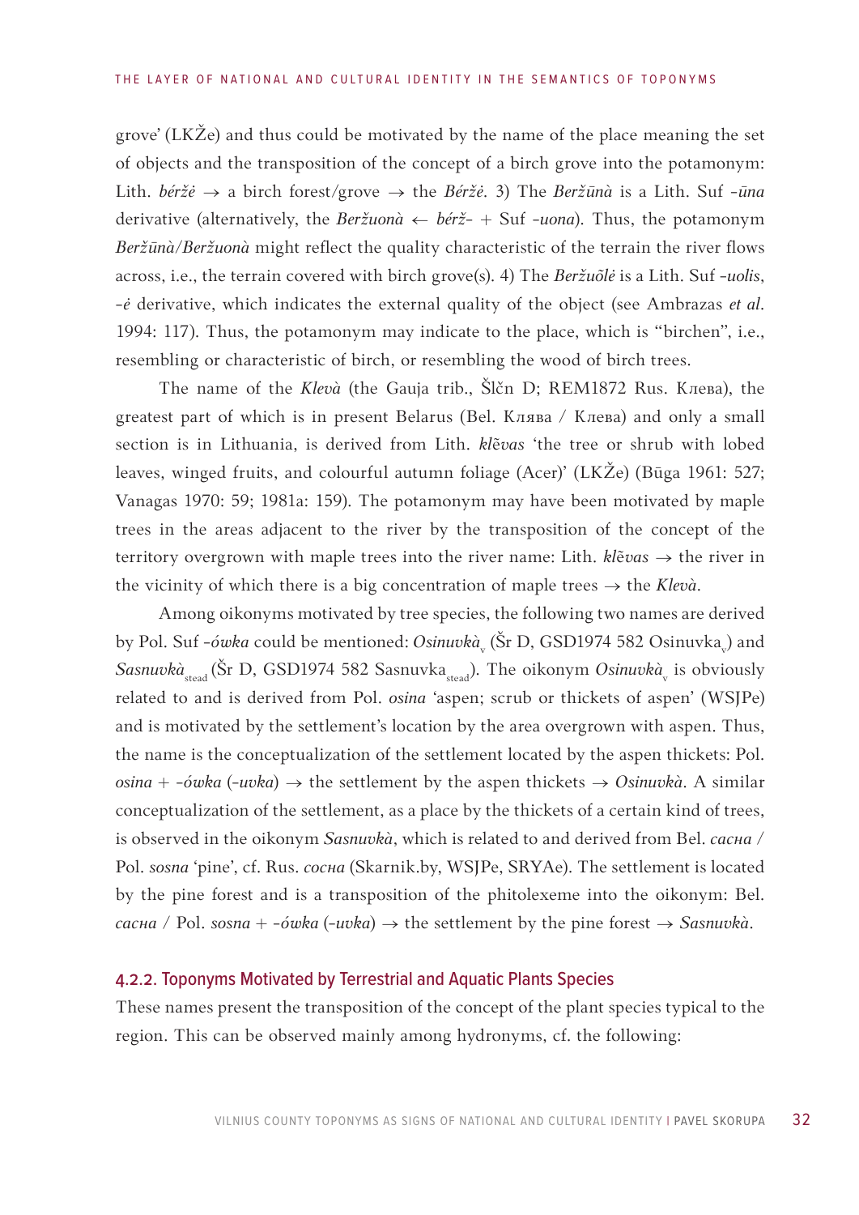grove' (LKŽe) and thus could be motivated by the name of the place meaning the set of objects and the transposition of the concept of a birch grove into the potamonym: Lith. *béržė* → a birch forest/grove → the *Béržė*. 3) The *Beržūnà* is a Lith. Suf *-ūna* derivative (alternatively, the *Beržuonà* ← *bérž-* + Suf *-uona*). Thus, the potamonym *Beržūnà/Beržuonà* might reflect the quality characteristic of the terrain the river flows across, i.e., the terrain covered with birch grove(s). 4) The *Beržuõlė* is a Lith. Suf *-uolis*, *-ė* derivative, which indicates the external quality of the object (see Ambrazas *et al.* 1994: 117). Thus, the potamonym may indicate to the place, which is "birchen", i.e., resembling or characteristic of birch, or resembling the wood of birch trees.

The name of the *Klevà* (the Gauja trib., Šlčn D; REM1872 Rus. Клева), the greatest part of which is in present Belarus (Bel. Клява / Клева) and only a small section is in Lithuania, is derived from Lith. *klẽvas* 'the tree or shrub with lobed leaves, winged fruits, and colourful autumn foliage (Acer)' (LKŽe) (Būga 1961: 527; Vanagas 1970: 59; 1981a: 159). The potamonym may have been motivated by maple trees in the areas adjacent to the river by the transposition of the concept of the territory overgrown with maple trees into the river name: Lith. *klẽvas* → the river in the vicinity of which there is a big concentration of maple trees → the *Klevà*.

Among oikonyms motivated by tree species, the following two names are derived by Pol. Suf *-ówka* could be mentioned: *Osinuvkà*$_{\text{v}}$ (Šr D, GSD1974 582 Osinuvka$_{\text{v}}$) and *Sasnuvkà*$_{\text{stead}}$ (Šr D, GSD1974 582 Sasnuvka$_{\text{stead}}$). The oikonym *Osinuvkà*$_{\text{v}}$ is obviously related to and is derived from Pol. *osina* 'aspen; scrub or thickets of aspen' (WSJPe) and is motivated by the settlement's location by the area overgrown with aspen. Thus, the name is the conceptualization of the settlement located by the aspen thickets: Pol. *osina* + *-ówka* (*-uvka*) → the settlement by the aspen thickets → *Osinuvkà*. A similar conceptualization of the settlement, as a place by the thickets of a certain kind of trees, is observed in the oikonym *Sasnuvkà*, which is related to and derived from Bel. *сасна* / Pol. *sosna* 'pine', cf. Rus. *сосна* (Skarnik.by, WSJPe, SRYAe). The settlement is located by the pine forest and is a transposition of the phitolexeme into the oikonym: Bel. *сасна* / Pol. *sosna* + *-ówka* (*-uvka*) → the settlement by the pine forest → *Sasnuvkà*.

#### 4.2.2. Toponyms Motivated by Terrestrial and Aquatic Plants Species

These names present the transposition of the concept of the plant species typical to the region. This can be observed mainly among hydronyms, cf. the following: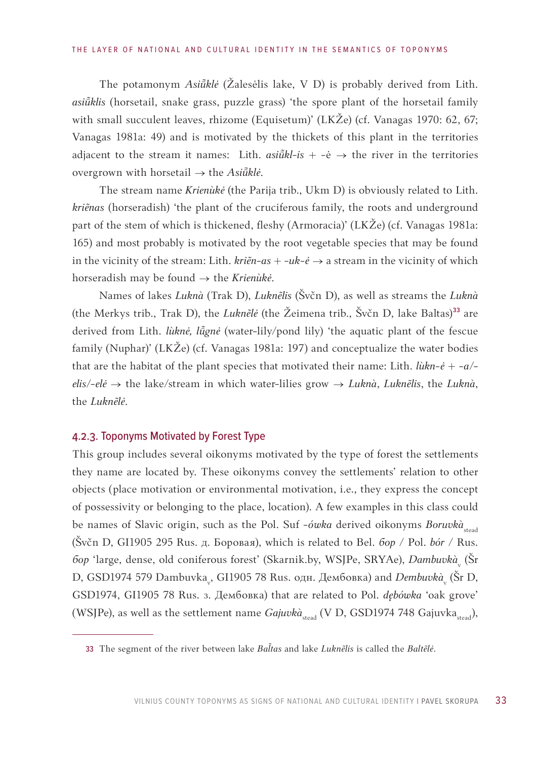The potamonym *Asiũklė* (Žalesėlis lake, V D) is probably derived from Lith. *asiũklis* (horsetail, snake grass, puzzle grass) 'the spore plant of the horsetail family with small succulent leaves, rhizome (Equisetum)' (LKŽe) (cf. Vanagas 1970: 62, 67; Vanagas 1981a: 49) and is motivated by the thickets of this plant in the territories adjacent to the stream it names: Lith. *asiũkl-is* + -ė → the river in the territories overgrown with horsetail → the *Asiũklė*.

The stream name *Krienùkė* (the Parija trib., Ukm D) is obviously related to Lith. *kriẽnas* (horseradish) 'the plant of the cruciferous family, the roots and underground part of the stem of which is thickened, fleshy (Armoracia)' (LKŽe) (cf. Vanagas 1981a: 165) and most probably is motivated by the root vegetable species that may be found in the vicinity of the stream: Lith. *kriẽn-as* + *-uk-ė* → a stream in the vicinity of which horseradish may be found → the *Krienùkė*.

Names of lakes *Luknà* (Trak D), *Luknẽlis* (Švčn D), as well as streams the *Luknà* (the Merkys trib., Trak D), the *Luknẽlė* (the Žeimena trib., Švčn D, lake Baltas)[33] are derived from Lith. *lùknė, lũgnė* (water-lily/pond lily) 'the aquatic plant of the fescue family (Nuphar)' (LKŽe) (cf. Vanagas 1981a: 197) and conceptualize the water bodies that are the habitat of the plant species that motivated their name: Lith. *lùkn-ė* + *-a/-elis/-elė* → the lake/stream in which water-lilies grow → *Luknà*, *Luknẽlis*, the *Luknà*, the *Luknẽlė*.

### 4.2.3. Toponyms Motivated by Forest Type

This group includes several oikonyms motivated by the type of forest the settlements they name are located by. These oikonyms convey the settlements' relation to other objects (place motivation or environmental motivation, i.e., they express the concept of possessivity or belonging to the place, location). A few examples in this class could be names of Slavic origin, such as the Pol. Suf *-ówka* derived oikonyms *Boruvkà*$_{\text{stead}}$ (Švčn D, GI1905 295 Rus. д. Боровая), which is related to Bel. *бор* / Pol. *bór* / Rus. *бор* 'large, dense, old coniferous forest' (Skarnik.by, WSJPe, SRYAe), *Dambuvkà*$_{\text{v}}$ (Šr D, GSD1974 579 Dambuvka$_{\text{v}}$, GI1905 78 Rus. одн. Дембовка) and *Dembuvkà*$_{\text{v}}$ (Šr D, GSD1974, GI1905 78 Rus. з. Дембовка) that are related to Pol. *dębówka* 'oak grove' (WSJPe), as well as the settlement name *Gajuvkà*$_{\text{stead}}$ (V D, GSD1974 748 Gajuvka$_{\text{stead}}$),

---

[33] The segment of the river between lake *Bal̃tas* and lake *Luknẽlis* is called the *Baltẽlė*.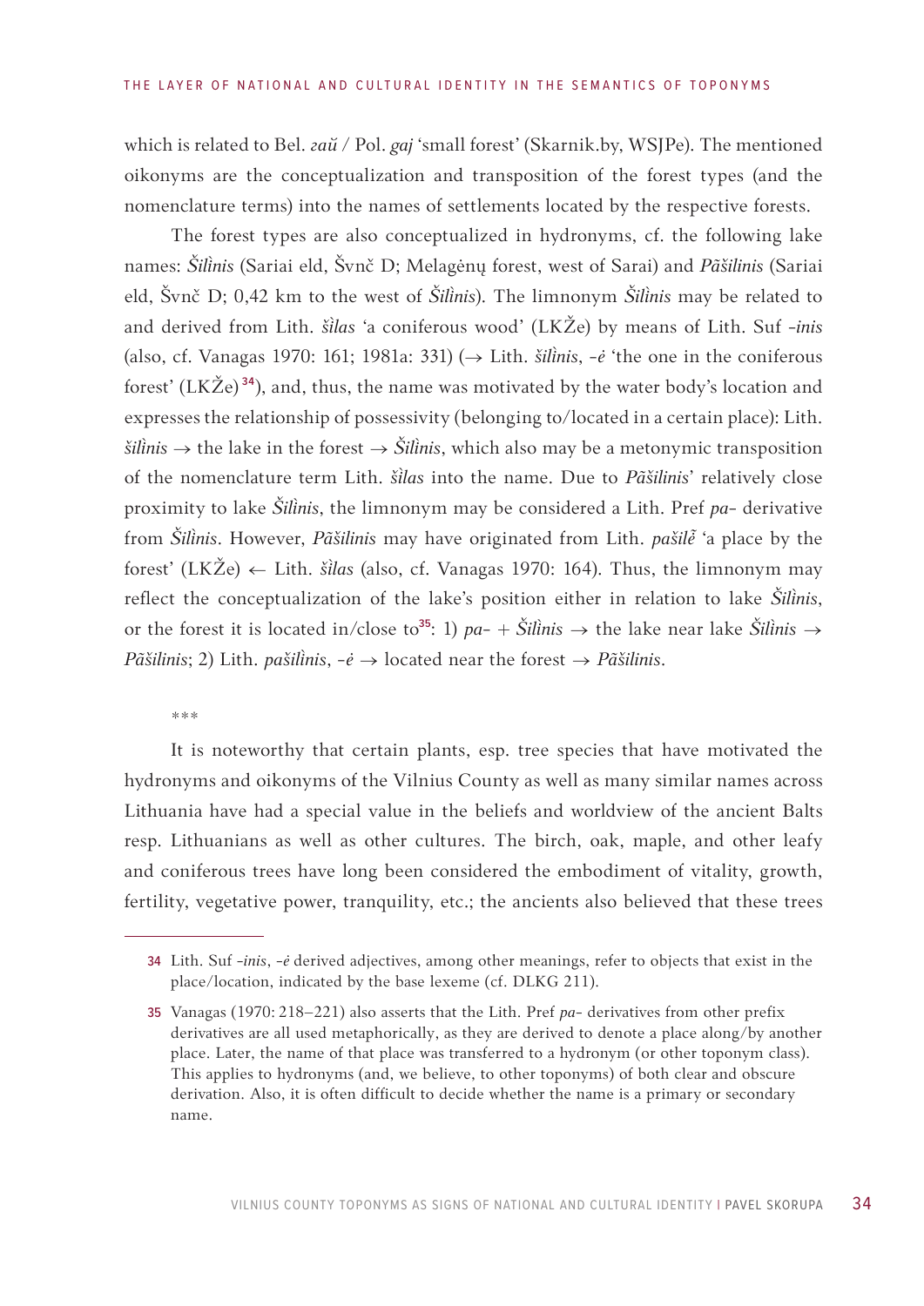which is related to Bel. *гай* / Pol. *gaj* 'small forest' (Skarnik.by, WSJPe). The mentioned oikonyms are the conceptualization and transposition of the forest types (and the nomenclature terms) into the names of settlements located by the respective forests.

The forest types are also conceptualized in hydronyms, cf. the following lake names: *Šilìnis* (Sariai eld, Švnč D; Melagėnų forest, west of Sarai) and *Pãšilinis* (Sariai eld, Švnč D; 0,42 km to the west of *Šilìnis*). The limnonym *Šilìnis* may be related to and derived from Lith. *šìlas* 'a coniferous wood' (LKŽe) by means of Lith. Suf *-inis* (also, cf. Vanagas 1970: 161; 1981a: 331) (→ Lith. *šilìnis*, *-ė* 'the one in the coniferous forest' (LKŽe)[34]), and, thus, the name was motivated by the water body's location and expresses the relationship of possessivity (belonging to/located in a certain place): Lith. *šilìnis* → the lake in the forest → *Šilìnis*, which also may be a metonymic transposition of the nomenclature term Lith. *šìlas* into the name. Due to *Pãšilinis*' relatively close proximity to lake *Šilìnis*, the limnonym may be considered a Lith. Pref *pa-* derivative from *Šilìnis*. However, *Pãšilinis* may have originated from Lith. *pašilė̃* 'a place by the forest' (LKŽe) ← Lith. *šìlas* (also, cf. Vanagas 1970: 164). Thus, the limnonym may reflect the conceptualization of the lake's position either in relation to lake *Šilìnis*, or the forest it is located in/close to[35]: 1) *pa-* + *Šilìnis* → the lake near lake *Šilìnis* → *Pãšilinis*; 2) Lith. *pašilìnis*, *-ė* → located near the forest → *Pãšilinis*.

\*\*\*

It is noteworthy that certain plants, esp. tree species that have motivated the hydronyms and oikonyms of the Vilnius County as well as many similar names across Lithuania have had a special value in the beliefs and worldview of the ancient Balts resp. Lithuanians as well as other cultures. The birch, oak, maple, and other leafy and coniferous trees have long been considered the embodiment of vitality, growth, fertility, vegetative power, tranquility, etc.; the ancients also believed that these trees

---

34 Lith. Suf *-inis*, *-ė* derived adjectives, among other meanings, refer to objects that exist in the place/location, indicated by the base lexeme (cf. DLKG 211).

35 Vanagas (1970: 218–221) also asserts that the Lith. Pref *pa-* derivatives from other prefix derivatives are all used metaphorically, as they are derived to denote a place along/by another place. Later, the name of that place was transferred to a hydronym (or other toponym class). This applies to hydronyms (and, we believe, to other toponyms) of both clear and obscure derivation. Also, it is often difficult to decide whether the name is a primary or secondary name.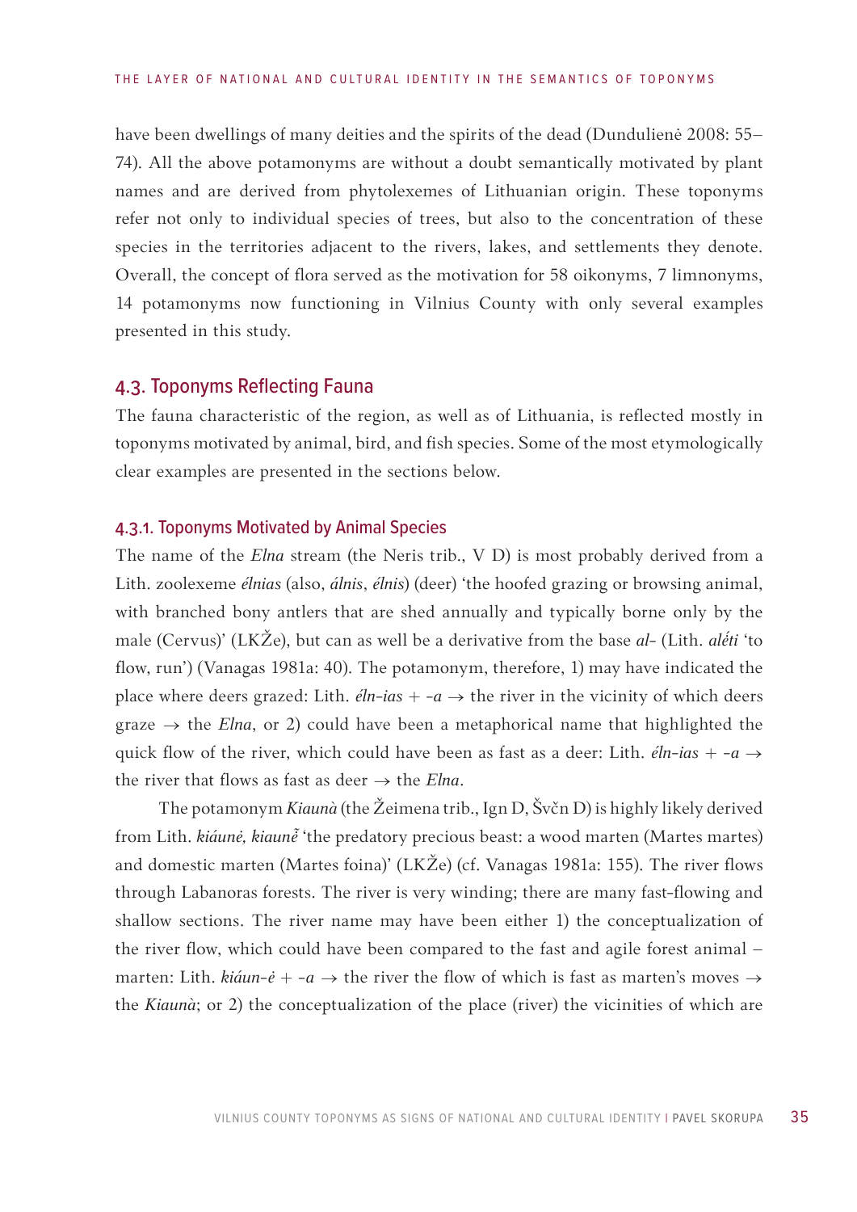have been dwellings of many deities and the spirits of the dead (Dundulienė 2008: 55–74). All the above potamonyms are without a doubt semantically motivated by plant names and are derived from phytolexemes of Lithuanian origin. These toponyms refer not only to individual species of trees, but also to the concentration of these species in the territories adjacent to the rivers, lakes, and settlements they denote. Overall, the concept of flora served as the motivation for 58 oikonyms, 7 limnonyms, 14 potamonyms now functioning in Vilnius County with only several examples presented in this study.

## 4.3. Toponyms Reflecting Fauna

The fauna characteristic of the region, as well as of Lithuania, is reflected mostly in toponyms motivated by animal, bird, and fish species. Some of the most etymologically clear examples are presented in the sections below.

### 4.3.1. Toponyms Motivated by Animal Species

The name of the *Elna* stream (the Neris trib., V D) is most probably derived from a Lith. zoolexeme *élnias* (also, *álnis*, *élnis*) (deer) 'the hoofed grazing or browsing animal, with branched bony antlers that are shed annually and typically borne only by the male (Cervus)' (LKŽe), but can as well be a derivative from the base *al-* (Lith. *alḗti* 'to flow, run') (Vanagas 1981a: 40). The potamonym, therefore, 1) may have indicated the place where deers grazed: Lith. *éln-ias* + *-a* → the river in the vicinity of which deers graze → the *Elna*, or 2) could have been a metaphorical name that highlighted the quick flow of the river, which could have been as fast as a deer: Lith. *éln-ias* + *-a* → the river that flows as fast as deer → the *Elna*.

The potamonym *Kiaunà* (the Žeimena trib., Ign D, Švčn D) is highly likely derived from Lith. *kiáunė, kiaunẽ* 'the predatory precious beast: a wood marten (Martes martes) and domestic marten (Martes foina)' (LKŽe) (cf. Vanagas 1981a: 155). The river flows through Labanoras forests. The river is very winding; there are many fast-flowing and shallow sections. The river name may have been either 1) the conceptualization of the river flow, which could have been compared to the fast and agile forest animal – marten: Lith. *kiáun-ė* + *-a* → the river the flow of which is fast as marten's moves → the *Kiaunà*; or 2) the conceptualization of the place (river) the vicinities of which are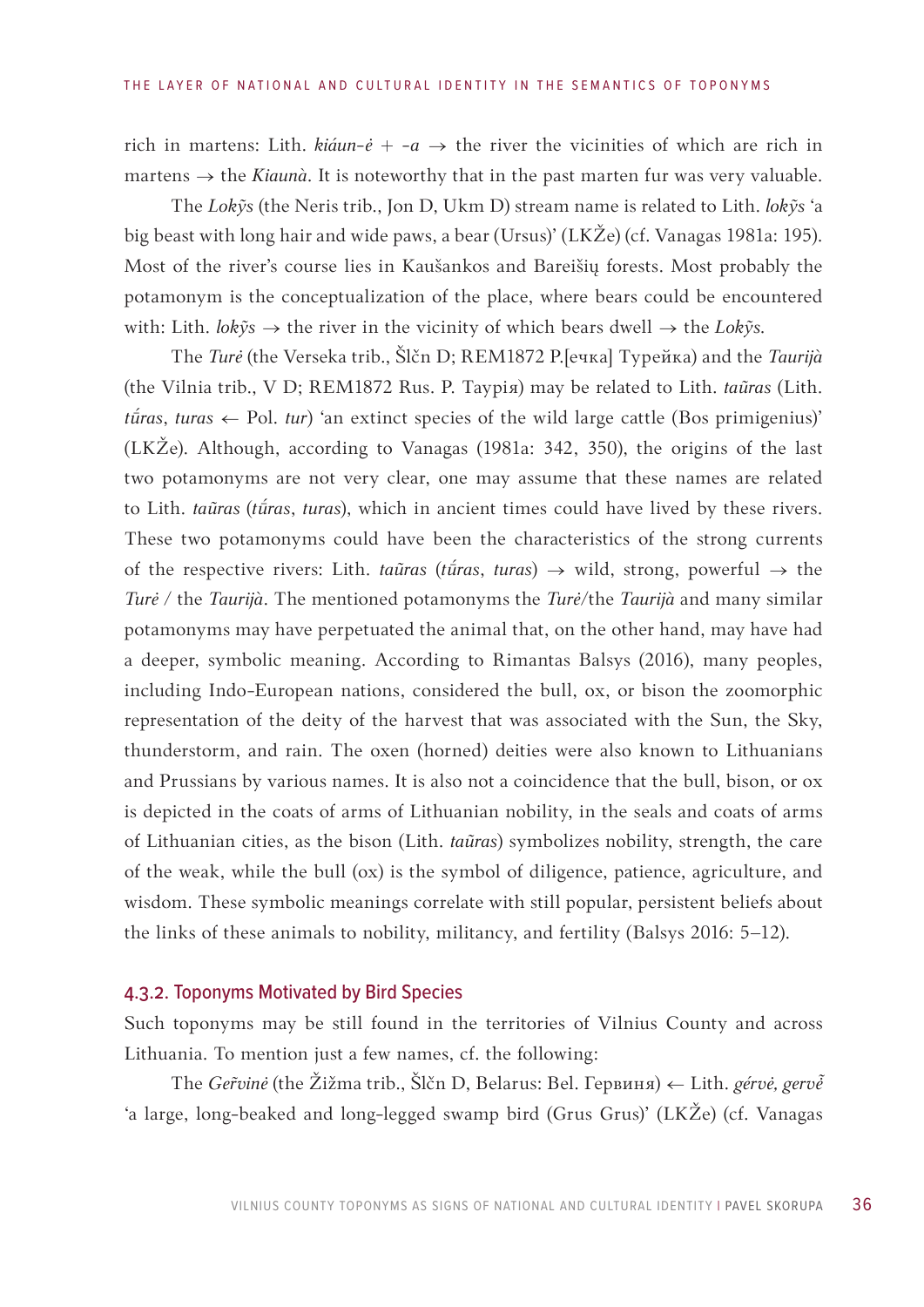rich in martens: Lith. *kiáun-ė* + *-a* → the river the vicinities of which are rich in martens → the *Kiaunà*. It is noteworthy that in the past marten fur was very valuable.

The *Lokỹs* (the Neris trib., Jon D, Ukm D) stream name is related to Lith. *lokỹs* 'a big beast with long hair and wide paws, a bear (Ursus)' (LKŽe) (cf. Vanagas 1981a: 195). Most of the river's course lies in Kaušankos and Bareišių forests. Most probably the potamonym is the conceptualization of the place, where bears could be encountered with: Lith. *lokỹs* → the river in the vicinity of which bears dwell → the *Lokỹs*.

The *Turė* (the Verseka trib., Šlčn D; REM1872 P.[ечка] Турейка) and the *Taurijà* (the Vilnia trib., V D; REM1872 Rus. P. Таурiя) may be related to Lith. *taũras* (Lith. *tū́ras*, *turas* ← Pol. *tur*) 'an extinct species of the wild large cattle (Bos primigenius)' (LKŽe). Although, according to Vanagas (1981a: 342, 350), the origins of the last two potamonyms are not very clear, one may assume that these names are related to Lith. *taũras* (*tū́ras*, *turas*), which in ancient times could have lived by these rivers. These two potamonyms could have been the characteristics of the strong currents of the respective rivers: Lith. *taũras* (*tū́ras*, *turas*) → wild, strong, powerful → the *Turė* / the *Taurijà*. The mentioned potamonyms the *Turė*/the *Taurijà* and many similar potamonyms may have perpetuated the animal that, on the other hand, may have had a deeper, symbolic meaning. According to Rimantas Balsys (2016), many peoples, including Indo-European nations, considered the bull, ox, or bison the zoomorphic representation of the deity of the harvest that was associated with the Sun, the Sky, thunderstorm, and rain. The oxen (horned) deities were also known to Lithuanians and Prussians by various names. It is also not a coincidence that the bull, bison, or ox is depicted in the coats of arms of Lithuanian nobility, in the seals and coats of arms of Lithuanian cities, as the bison (Lith. *taũras*) symbolizes nobility, strength, the care of the weak, while the bull (ox) is the symbol of diligence, patience, agriculture, and wisdom. These symbolic meanings correlate with still popular, persistent beliefs about the links of these animals to nobility, militancy, and fertility (Balsys 2016: 5–12).

### 4.3.2. Toponyms Motivated by Bird Species

Such toponyms may be still found in the territories of Vilnius County and across Lithuania. To mention just a few names, cf. the following:

The *Gervinė* (the Žižma trib., Šlčn D, Belarus: Bel. Гервиня) ← Lith. *gérvė, gervė̃* 'a large, long-beaked and long-legged swamp bird (Grus Grus)' (LKŽe) (cf. Vanagas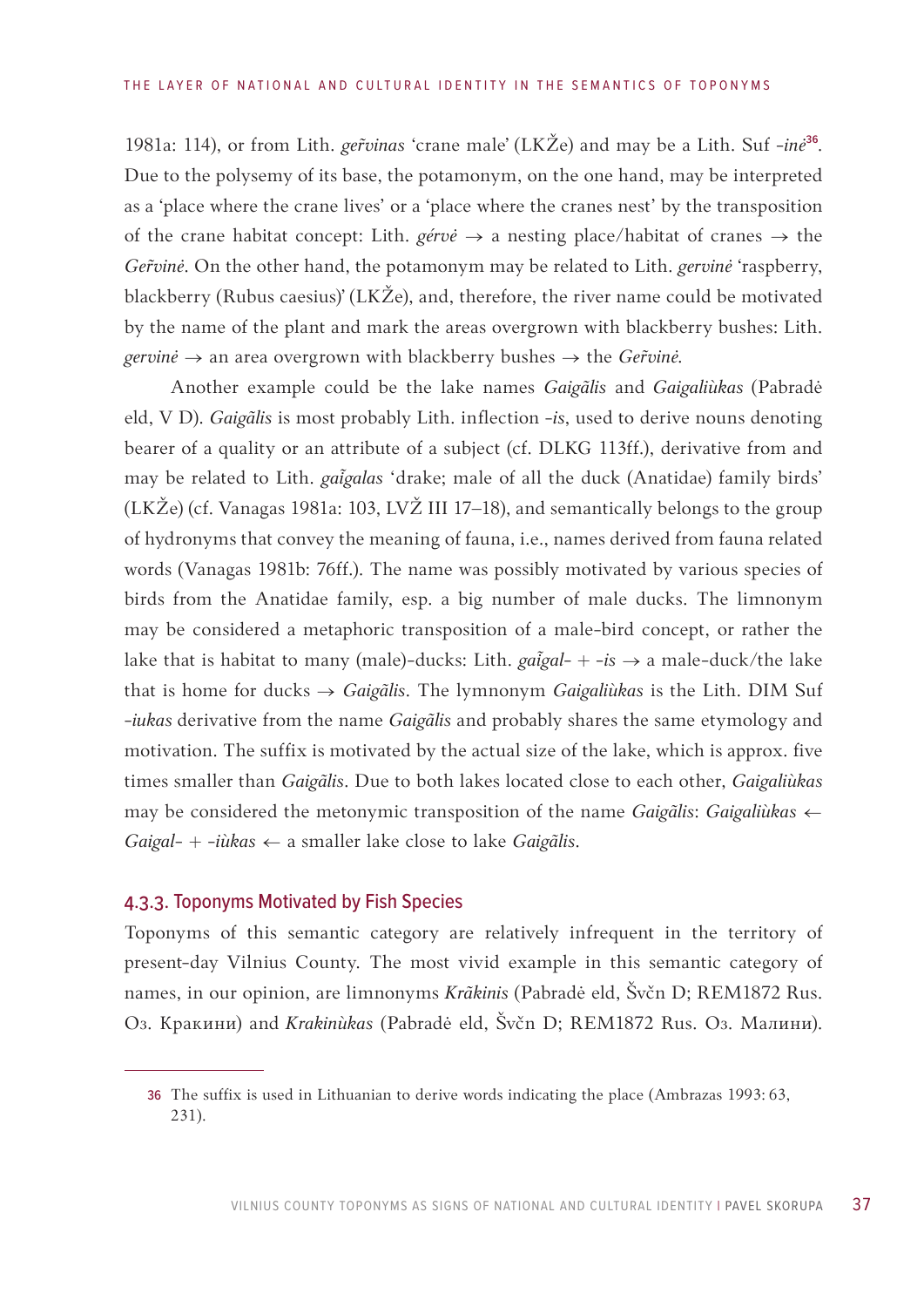1981a: 114), or from Lith. *geȓvinas* 'crane male' (LKŽe) and may be a Lith. Suf *-inė*[36]. Due to the polysemy of its base, the potamonym, on the one hand, may be interpreted as a 'place where the crane lives' or a 'place where the cranes nest' by the transposition of the crane habitat concept: Lith. *gérvė* → a nesting place/habitat of cranes → the *Geȓvinė*. On the other hand, the potamonym may be related to Lith. *gervinė* 'raspberry, blackberry (Rubus caesius)' (LKŽe), and, therefore, the river name could be motivated by the name of the plant and mark the areas overgrown with blackberry bushes: Lith. *gervinė* → an area overgrown with blackberry bushes → the *Geȓvinė*.

Another example could be the lake names *Gaigãlis* and *Gaigaliùkas* (Pabradė eld, V D). *Gaigãlis* is most probably Lith. inflection *-is*, used to derive nouns denoting bearer of a quality or an attribute of a subject (cf. DLKG 113ff.), derivative from and may be related to Lith. *gaĩgalas* 'drake; male of all the duck (Anatidae) family birds' (LKŽe) (cf. Vanagas 1981a: 103, LVŽ III 17–18), and semantically belongs to the group of hydronyms that convey the meaning of fauna, i.e., names derived from fauna related words (Vanagas 1981b: 76ff.). The name was possibly motivated by various species of birds from the Anatidae family, esp. a big number of male ducks. The limnonym may be considered a metaphoric transposition of a male-bird concept, or rather the lake that is habitat to many (male)-ducks: Lith. *gaĩgal-* + *-is* → a male-duck/the lake that is home for ducks → *Gaigãlis*. The lymnonym *Gaigaliùkas* is the Lith. DIM Suf *-iukas* derivative from the name *Gaigãlis* and probably shares the same etymology and motivation. The suffix is motivated by the actual size of the lake, which is approx. five times smaller than *Gaigãlis*. Due to both lakes located close to each other, *Gaigaliùkas* may be considered the metonymic transposition of the name *Gaigãlis*: *Gaigaliùkas* ← *Gaigal-* + *-iùkas* ← a smaller lake close to lake *Gaigãlis*.

### 4.3.3. Toponyms Motivated by Fish Species

Toponyms of this semantic category are relatively infrequent in the territory of present-day Vilnius County. The most vivid example in this semantic category of names, in our opinion, are limnonyms *Krãkinis* (Pabradė eld, Švčn D; REM1872 Rus. Оз. Кракини) and *Krakinùkas* (Pabradė eld, Švčn D; REM1872 Rus. Оз. Малини).

---

36 The suffix is used in Lithuanian to derive words indicating the place (Ambrazas 1993: 63, 231).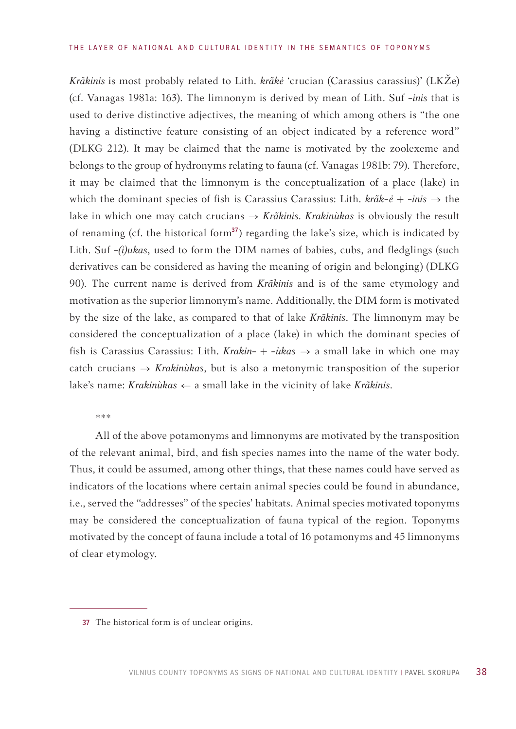*Krãkinis* is most probably related to Lith. ***krãkė*** 'crucian (Carassius carassius)' (LKŽe) (cf. Vanagas 1981a: 163). The limnonym is derived by mean of Lith. Suf *-inis* that is used to derive distinctive adjectives, the meaning of which among others is "the one having a distinctive feature consisting of an object indicated by a reference word" (DLKG 212). It may be claimed that the name is motivated by the zoolexeme and belongs to the group of hydronyms relating to fauna (cf. Vanagas 1981b: 79). Therefore, it may be claimed that the limnonym is the conceptualization of a place (lake) in which the dominant species of fish is Carassius Carassius: Lith. ***krãk-ė*** + ***-inis*** → the lake in which one may catch crucians → *Krãkinis*. *Krakinùkas* is obviously the result of renaming (cf. the historical form[37]) regarding the lake's size, which is indicated by Lith. Suf *-(i)ukas*, used to form the DIM names of babies, cubs, and fledglings (such derivatives can be considered as having the meaning of origin and belonging) (DLKG 90). The current name is derived from *Krãkinis* and is of the same etymology and motivation as the superior limnonym's name. Additionally, the DIM form is motivated by the size of the lake, as compared to that of lake *Krãkinis*. The limnonym may be considered the conceptualization of a place (lake) in which the dominant species of fish is Carassius Carassius: Lith. ***Krakin-*** + ***-ùkas*** → a small lake in which one may catch crucians → *Krakinùkas*, but is also a metonymic transposition of the superior lake's name: *Krakinùkas* ← a small lake in the vicinity of lake *Krãkinis*.

***

All of the above potamonyms and limnonyms are motivated by the transposition of the relevant animal, bird, and fish species names into the name of the water body. Thus, it could be assumed, among other things, that these names could have served as indicators of the locations where certain animal species could be found in abundance, i.e., served the "addresses" of the species' habitats. Animal species motivated toponyms may be considered the conceptualization of fauna typical of the region. Toponyms motivated by the concept of fauna include a total of 16 potamonyms and 45 limnonyms of clear etymology.

---

37 The historical form is of unclear origins.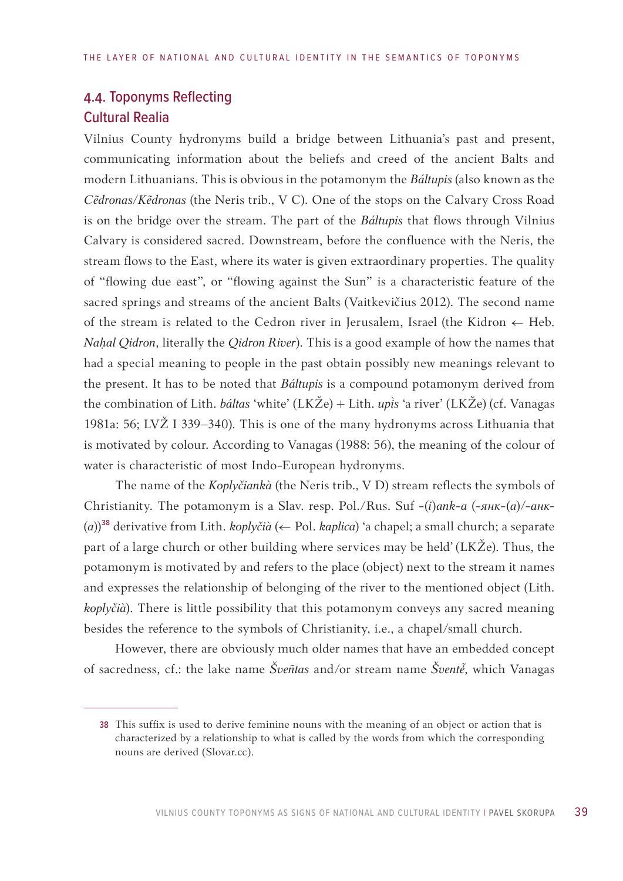## 4.4. Toponyms Reflecting Cultural Realia

Vilnius County hydronyms build a bridge between Lithuania's past and present, communicating information about the beliefs and creed of the ancient Balts and modern Lithuanians. This is obvious in the potamonym the *Báltupis* (also known as the *Cẽdronas*/*Kẽdronas* (the Neris trib., V C). One of the stops on the Calvary Cross Road is on the bridge over the stream. The part of the *Báltupis* that flows through Vilnius Calvary is considered sacred. Downstream, before the confluence with the Neris, the stream flows to the East, where its water is given extraordinary properties. The quality of "flowing due east", or "flowing against the Sun" is a characteristic feature of the sacred springs and streams of the ancient Balts (Vaitkevičius 2012). The second name of the stream is related to the Cedron river in Jerusalem, Israel (the Kidron ← Heb. *Naḥal Qidron*, literally the *Qidron River*). This is a good example of how the names that had a special meaning to people in the past obtain possibly new meanings relevant to the present. It has to be noted that *Báltupis* is a compound potamonym derived from the combination of Lith. *báltas* 'white' (LKŽe) + Lith. *upìs* 'a river' (LKŽe) (cf. Vanagas 1981a: 56; LVŽ I 339–340). This is one of the many hydronyms across Lithuania that is motivated by colour. According to Vanagas (1988: 56), the meaning of the colour of water is characteristic of most Indo-European hydronyms.

The name of the *Koplyčiankà* (the Neris trib., V D) stream reflects the symbols of Christianity. The potamonym is a Slav. resp. Pol./Rus. Suf -(*i*)*ank*-*a* (-*янк*-(*а*)/-*анк*-(*а*))[38] derivative from Lith. *koplyčià* (← Pol. *kaplica*) 'a chapel; a small church; a separate part of a large church or other building where services may be held' (LKŽe). Thus, the potamonym is motivated by and refers to the place (object) next to the stream it names and expresses the relationship of belonging of the river to the mentioned object (Lith. *koplyčià*). There is little possibility that this potamonym conveys any sacred meaning besides the reference to the symbols of Christianity, i.e., a chapel/small church.

However, there are obviously much older names that have an embedded concept of sacredness, cf.: the lake name *Šveñtas* and/or stream name *Šventẽ*, which Vanagas

---

38 This suffix is used to derive feminine nouns with the meaning of an object or action that is characterized by a relationship to what is called by the words from which the corresponding nouns are derived (Slovar.cc).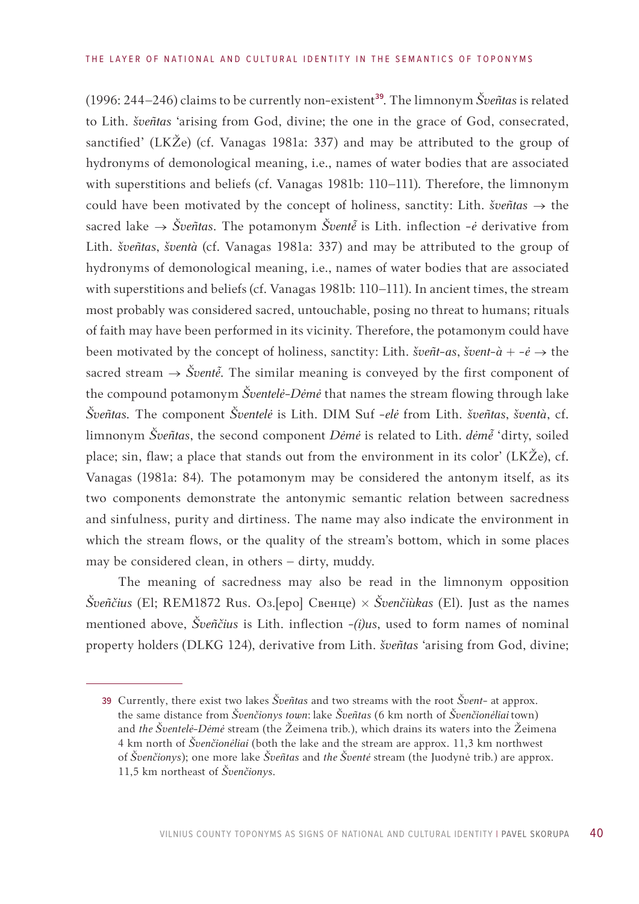(1996: 244–246) claims to be currently non-existent[39]. The limnonym *Šveñtas* is related to Lith. *šveñtas* 'arising from God, divine; the one in the grace of God, consecrated, sanctified' (LKŽe) (cf. Vanagas 1981a: 337) and may be attributed to the group of hydronyms of demonological meaning, i.e., names of water bodies that are associated with superstitions and beliefs (cf. Vanagas 1981b: 110–111). Therefore, the limnonym could have been motivated by the concept of holiness, sanctity: Lith. *šveñtas* → the sacred lake → *Šveñtas*. The potamonym *Šventẽ* is Lith. inflection *-ė* derivative from Lith. *šveñtas*, *šventà* (cf. Vanagas 1981a: 337) and may be attributed to the group of hydronyms of demonological meaning, i.e., names of water bodies that are associated with superstitions and beliefs (cf. Vanagas 1981b: 110–111). In ancient times, the stream most probably was considered sacred, untouchable, posing no threat to humans; rituals of faith may have been performed in its vicinity. Therefore, the potamonym could have been motivated by the concept of holiness, sanctity: Lith. *šveñt-as*, *švent-à* + *-ė* → the sacred stream → *Šventẽ*. The similar meaning is conveyed by the first component of the compound potamonym *Šventelė-Dėmė* that names the stream flowing through lake *Šveñtas*. The component *Šventelė* is Lith. DIM Suf *-elė* from Lith. *šveñtas*, *šventà*, cf. limnonym *Šveñtas*, the second component *Dėmė* is related to Lith. *dėmẽ* 'dirty, soiled place; sin, flaw; a place that stands out from the environment in its color' (LKŽe), cf. Vanagas (1981a: 84). The potamonym may be considered the antonym itself, as its two components demonstrate the antonymic semantic relation between sacredness and sinfulness, purity and dirtiness. The name may also indicate the environment in which the stream flows, or the quality of the stream's bottom, which in some places may be considered clean, in others – dirty, muddy.

The meaning of sacredness may also be read in the limnonym opposition *Šveñčius* (El; REM1872 Rus. Оз.[еро] Свенце) × *Švenčiùkas* (El). Just as the names mentioned above, *Šveñčius* is Lith. inflection *-(i)us*, used to form names of nominal property holders (DLKG 124), derivative from Lith. *šveñtas* 'arising from God, divine;

---

39 Currently, there exist two lakes *Šveñtas* and two streams with the root *Švent-* at approx. the same distance from *Švenčionys town*: lake *Šveñtas* (6 km north of *Švenčionėliai* town) and *the Šventelė-Dėmė* stream (the Žeimena trib.), which drains its waters into the Žeimena 4 km north of *Švenčionėliai* (both the lake and the stream are approx. 11,3 km northwest of *Švenčionys*); one more lake *Šveñtas* and *the Šventė* stream (the Juodynė trib.) are approx. 11,5 km northeast of *Švenčionys*.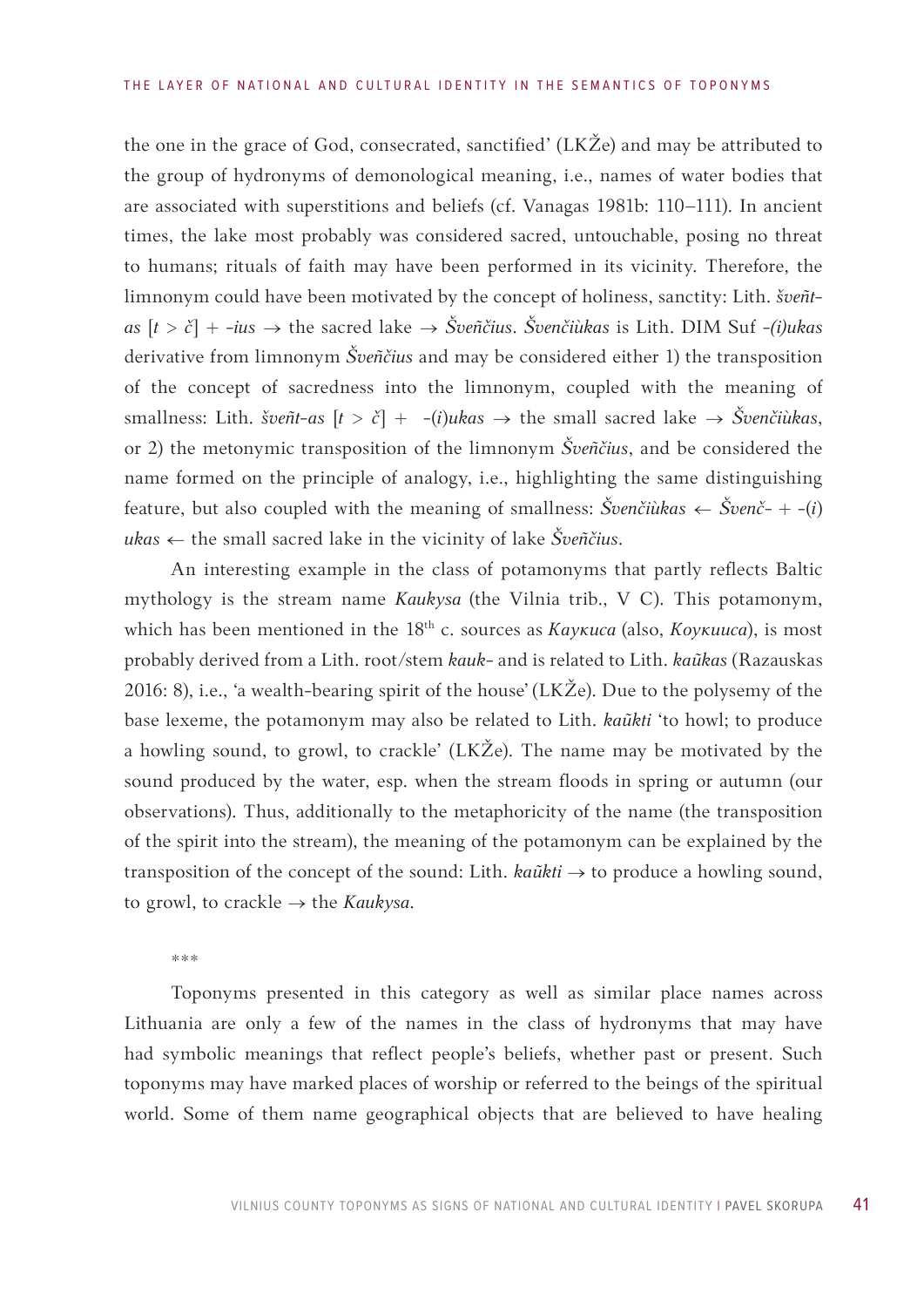the one in the grace of God, consecrated, sanctified' (LKŽe) and may be attributed to the group of hydronyms of demonological meaning, i.e., names of water bodies that are associated with superstitions and beliefs (cf. Vanagas 1981b: 110–111). In ancient times, the lake most probably was considered sacred, untouchable, posing no threat to humans; rituals of faith may have been performed in its vicinity. Therefore, the limnonym could have been motivated by the concept of holiness, sanctity: Lith. *šveñt-as* [*t* > *č*] + *-ius* → the sacred lake → *Šveñčius*. *Švenčiùkas* is Lith. DIM Suf *-(i)ukas* derivative from limnonym *Šveñčius* and may be considered either 1) the transposition of the concept of sacredness into the limnonym, coupled with the meaning of smallness: Lith. *šveñt-as* [*t* > *č*] + -(*i*)*ukas* → the small sacred lake → *Švenčiùkas*, or 2) the metonymic transposition of the limnonym *Šveñčius*, and be considered the name formed on the principle of analogy, i.e., highlighting the same distinguishing feature, but also coupled with the meaning of smallness: *Švenčiùkas* ← *Švenč-* + -(*i*)*ukas* ← the small sacred lake in the vicinity of lake *Šveñčius*.

An interesting example in the class of potamonyms that partly reflects Baltic mythology is the stream name *Kaukysa* (the Vilnia trib., V C). This potamonym, which has been mentioned in the 18th c. sources as *Каукиса* (also, *Коукииса*), is most probably derived from a Lith. root/stem *kauk-* and is related to Lith. *kaũkas* (Razauskas 2016: 8), i.e., 'a wealth-bearing spirit of the house' (LKŽe). Due to the polysemy of the base lexeme, the potamonym may also be related to Lith. *kaũkti* 'to howl; to produce a howling sound, to growl, to crackle' (LKŽe). The name may be motivated by the sound produced by the water, esp. when the stream floods in spring or autumn (our observations). Thus, additionally to the metaphoricity of the name (the transposition of the spirit into the stream), the meaning of the potamonym can be explained by the transposition of the concept of the sound: Lith. *kaũkti* → to produce a howling sound, to growl, to crackle → the *Kaukysa*.

***

Toponyms presented in this category as well as similar place names across Lithuania are only a few of the names in the class of hydronyms that may have had symbolic meanings that reflect people's beliefs, whether past or present. Such toponyms may have marked places of worship or referred to the beings of the spiritual world. Some of them name geographical objects that are believed to have healing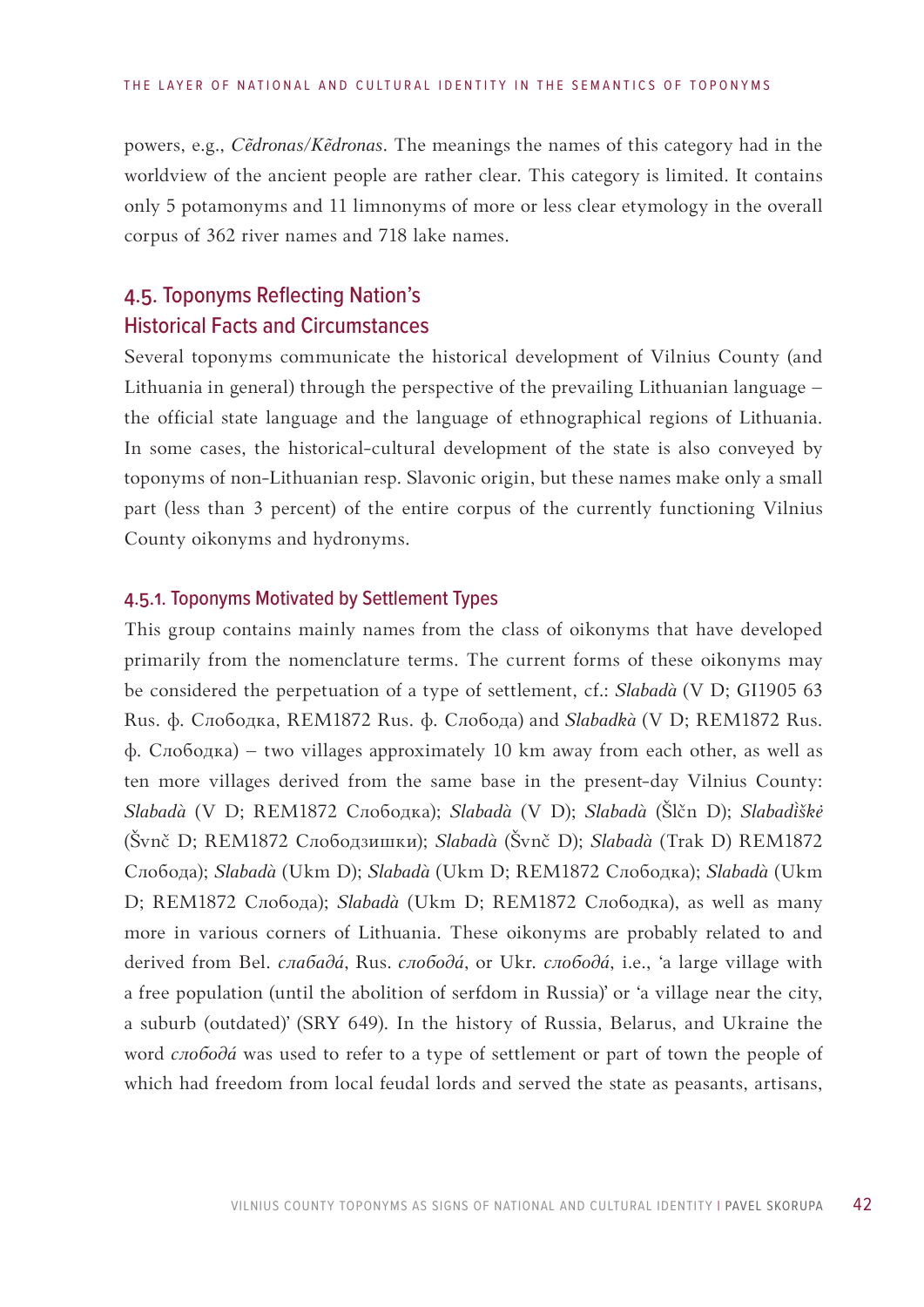powers, e.g., *Cẽdronas/Kẽdronas*. The meanings the names of this category had in the worldview of the ancient people are rather clear. This category is limited. It contains only 5 potamonyms and 11 limnonyms of more or less clear etymology in the overall corpus of 362 river names and 718 lake names.

## 4.5. Toponyms Reflecting Nation's Historical Facts and Circumstances

Several toponyms communicate the historical development of Vilnius County (and Lithuania in general) through the perspective of the prevailing Lithuanian language – the official state language and the language of ethnographical regions of Lithuania. In some cases, the historical-cultural development of the state is also conveyed by toponyms of non-Lithuanian resp. Slavonic origin, but these names make only a small part (less than 3 percent) of the entire corpus of the currently functioning Vilnius County oikonyms and hydronyms.

### 4.5.1. Toponyms Motivated by Settlement Types

This group contains mainly names from the class of oikonyms that have developed primarily from the nomenclature terms. The current forms of these oikonyms may be considered the perpetuation of a type of settlement, cf.: *Slabadà* (V D; GI1905 63 Rus. ф. Слободка, REM1872 Rus. ф. Слобода) and *Slabadkà* (V D; REM1872 Rus. ф. Слободка) – two villages approximately 10 km away from each other, as well as ten more villages derived from the same base in the present-day Vilnius County: *Slabadà* (V D; REM1872 Слободка); *Slabadà* (V D); *Slabadà* (Šlčn D); *Slabadìškė* (Švnč D; REM1872 Слободзишки); *Slabadà* (Švnč D); *Slabadà* (Trak D) REM1872 Слобода); *Slabadà* (Ukm D); *Slabadà* (Ukm D; REM1872 Слободка); *Slabadà* (Ukm D; REM1872 Слобода); *Slabadà* (Ukm D; REM1872 Слободка), as well as many more in various corners of Lithuania. These oikonyms are probably related to and derived from Bel. *слабадá*, Rus. *слободá*, or Ukr. *слободá*, i.e., 'a large village with a free population (until the abolition of serfdom in Russia)' or 'a village near the city, a suburb (outdated)' (SRY 649). In the history of Russia, Belarus, and Ukraine the word *слободá* was used to refer to a type of settlement or part of town the people of which had freedom from local feudal lords and served the state as peasants, artisans,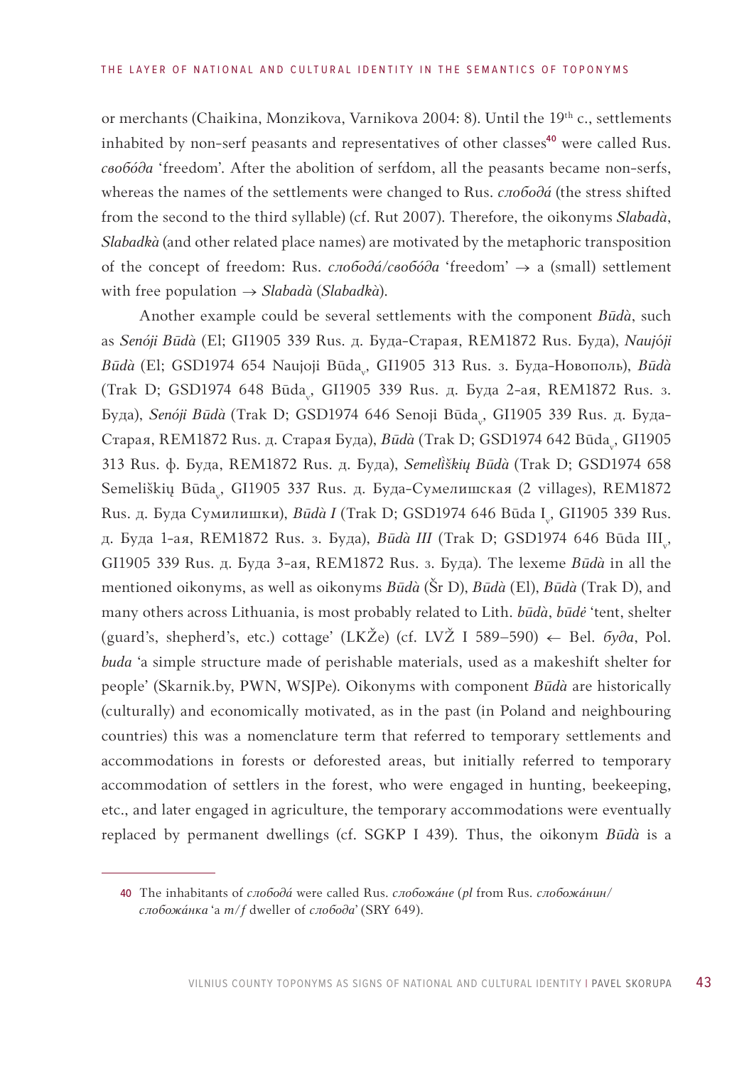or merchants (Chaikina, Monzikova, Varnikova 2004: 8). Until the 19th c., settlements inhabited by non-serf peasants and representatives of other classes[40] were called Rus. *свобо́да* 'freedom'. After the abolition of serfdom, all the peasants became non-serfs, whereas the names of the settlements were changed to Rus. *слобода́* (the stress shifted from the second to the third syllable) (cf. Rut 2007). Therefore, the oikonyms *Slabadà*, *Slabadkà* (and other related place names) are motivated by the metaphoric transposition of the concept of freedom: Rus. *слобода́/свобо́да* 'freedom' → a (small) settlement with free population → *Slabadà* (*Slabadkà*).

Another example could be several settlements with the component *Būdà*, such as *Senóji Būdà* (El; GI1905 339 Rus. д. Буда-Старая, REM1872 Rus. Буда), *Naujóji Būdà* (El; GSD1974 654 Naujoji Būda$_v$, GI1905 313 Rus. з. Буда-Новополь), *Būdà* (Trak D; GSD1974 648 Būda$_v$, GI1905 339 Rus. д. Буда 2-ая, REM1872 Rus. з. Буда), *Senóji Būdà* (Trak D; GSD1974 646 Senoji Būda$_v$, GI1905 339 Rus. д. Буда-Старая, REM1872 Rus. д. Старая Буда), *Būdà* (Trak D; GSD1974 642 Būda$_v$, GI1905 313 Rus. ф. Буда, REM1872 Rus. д. Буда), *Semelìškių Būdà* (Trak D; GSD1974 658 Semeliškių Būda$_v$, GI1905 337 Rus. д. Буда-Сумелишская (2 villages), REM1872 Rus. д. Буда Сумилишки), *Būdà I* (Trak D; GSD1974 646 Būda I$_v$, GI1905 339 Rus. д. Буда 1-ая, REM1872 Rus. з. Буда), *Būdà III* (Trak D; GSD1974 646 Būda III$_v$, GI1905 339 Rus. д. Буда 3-ая, REM1872 Rus. з. Буда). The lexeme *Būdà* in all the mentioned oikonyms, as well as oikonyms *Būdà* (Šr D), *Būdà* (El), *Būdà* (Trak D), and many others across Lithuania, is most probably related to Lith. *būdà*, *būdė* 'tent, shelter (guard's, shepherd's, etc.) cottage' (LKŽe) (cf. LVŽ I 589–590) ← Bel. *буда*, Pol. *buda* 'a simple structure made of perishable materials, used as a makeshift shelter for people' (Skarnik.by, PWN, WSJPe). Oikonyms with component *Būdà* are historically (culturally) and economically motivated, as in the past (in Poland and neighbouring countries) this was a nomenclature term that referred to temporary settlements and accommodations in forests or deforested areas, but initially referred to temporary accommodation of settlers in the forest, who were engaged in hunting, beekeeping, etc., and later engaged in agriculture, the temporary accommodations were eventually replaced by permanent dwellings (cf. SGKP I 439). Thus, the oikonym *Būdà* is a

---

40 The inhabitants of *слобода́* were called Rus. *слобожа́не* (*pl* from Rus. *слобожа́нин/слобожа́нка* 'a *m/f* dweller of *слобода*' (SRY 649).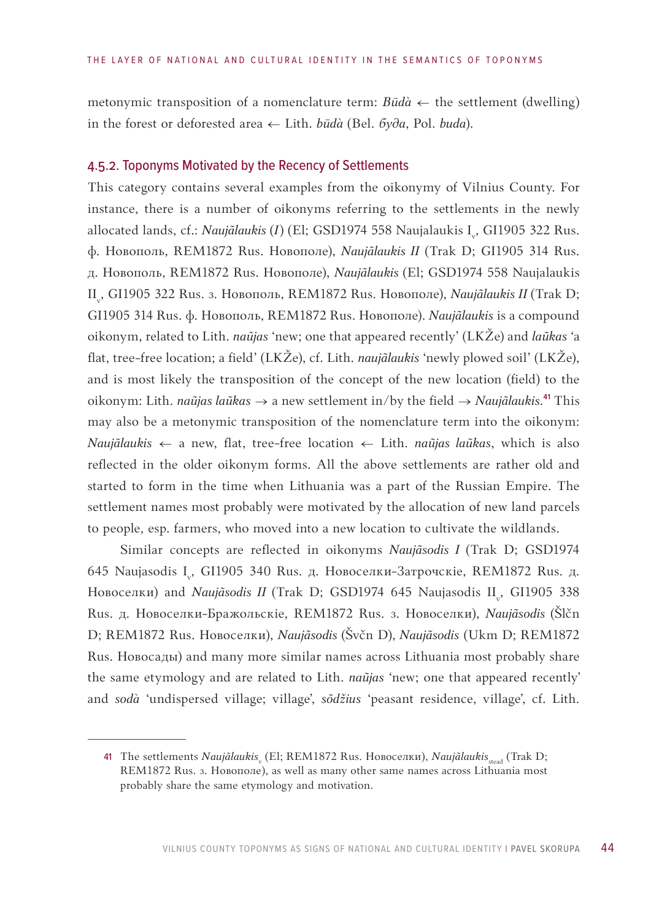metonymic transposition of a nomenclature term: *Būdà* ← the settlement (dwelling) in the forest or deforested area ← Lith. *būdà* (Bel. *буда*, Pol. *buda*).

### 4.5.2. Toponyms Motivated by the Recency of Settlements

This category contains several examples from the oikonymy of Vilnius County. For instance, there is a number of oikonyms referring to the settlements in the newly allocated lands, cf.: *Naujãlaukis* (*I*) (El; GSD1974 558 Naujalaukis I$_v$, GI1905 322 Rus. ф. Новополь, REM1872 Rus. Новополе), *Naujãlaukis II* (Trak D; GI1905 314 Rus. д. Новополь, REM1872 Rus. Новополе), *Naujãlaukis* (El; GSD1974 558 Naujalaukis II$_v$, GI1905 322 Rus. з. Новополь, REM1872 Rus. Новополе), *Naujãlaukis II* (Trak D; GI1905 314 Rus. ф. Новополь, REM1872 Rus. Новополе). *Naujãlaukis* is a compound oikonym, related to Lith. *naũjas* 'new; one that appeared recently' (LKŽe) and *laũkas* 'a flat, tree-free location; a field' (LKŽe), cf. Lith. *naujãlaukis* 'newly plowed soil' (LKŽe), and is most likely the transposition of the concept of the new location (field) to the oikonym: Lith. *naũjas laũkas* → a new settlement in/by the field → *Naujãlaukis*.[41] This may also be a metonymic transposition of the nomenclature term into the oikonym: *Naujãlaukis* ← a new, flat, tree-free location ← Lith. *naũjas laũkas*, which is also reflected in the older oikonym forms. All the above settlements are rather old and started to form in the time when Lithuania was a part of the Russian Empire. The settlement names most probably were motivated by the allocation of new land parcels to people, esp. farmers, who moved into a new location to cultivate the wildlands.

Similar concepts are reflected in oikonyms *Naujãsodis I* (Trak D; GSD1974 645 Naujasodis I$_v$, GI1905 340 Rus. д. Новоселки-Затрочскіе, REM1872 Rus. д. Новоселки) and *Naujãsodis II* (Trak D; GSD1974 645 Naujasodis II$_v$, GI1905 338 Rus. д. Новоселки-Бражольскіе, REM1872 Rus. з. Новоселки), *Naujãsodis* (Šlčn D; REM1872 Rus. Новоселки), *Naujãsodis* (Švčn D), *Naujãsodis* (Ukm D; REM1872 Rus. Новосады) and many more similar names across Lithuania most probably share the same etymology and are related to Lith. *naũjas* 'new; one that appeared recently' and *sodà* 'undispersed village; village', *sõdžius* 'peasant residence, village', cf. Lith.

---

41 The settlements *Naujãlaukis*$_v$ (El; REM1872 Rus. Новоселки), *Naujãlaukis*$_{stead}$ (Trak D; REM1872 Rus. з. Новополе), as well as many other same names across Lithuania most probably share the same etymology and motivation.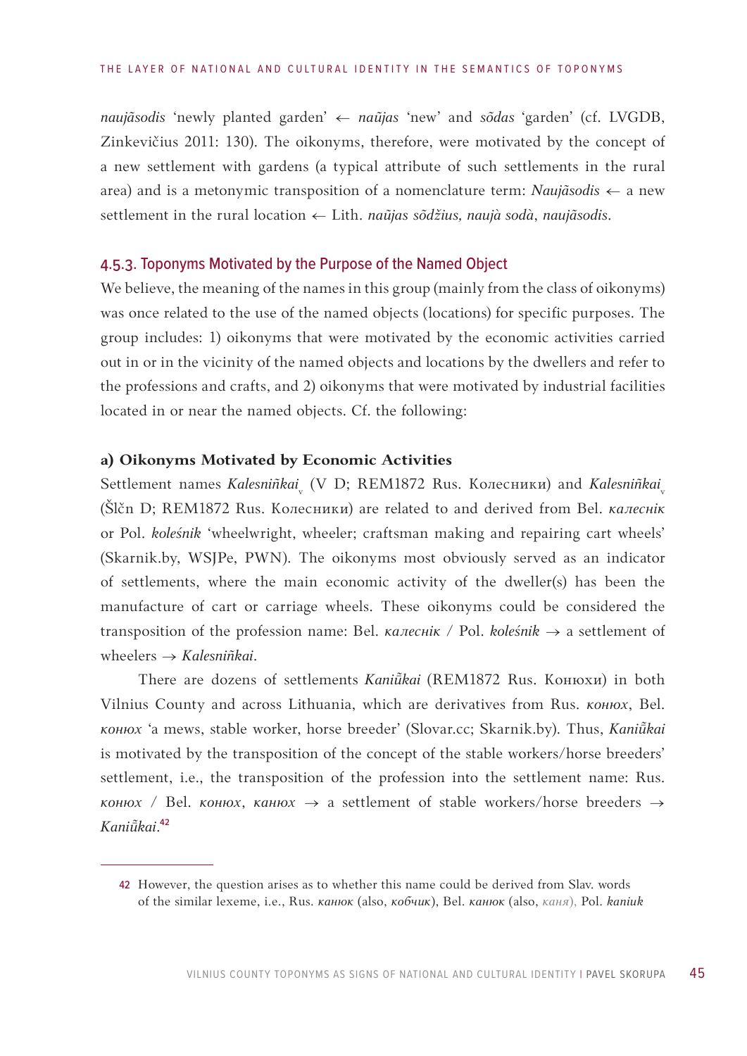*naujãsodis* 'newly planted garden' ← *naũjas* 'new' and *sõdas* 'garden' (cf. LVGDB, Zinkevičius 2011: 130). The oikonyms, therefore, were motivated by the concept of a new settlement with gardens (a typical attribute of such settlements in the rural area) and is a metonymic transposition of a nomenclature term: *Naujãsodis* ← a new settlement in the rural location ← Lith. *naũjas sõdžius, naujà sodà*, *naujãsodis*.

### 4.5.3. Toponyms Motivated by the Purpose of the Named Object

We believe, the meaning of the names in this group (mainly from the class of oikonyms) was once related to the use of the named objects (locations) for specific purposes. The group includes: 1) oikonyms that were motivated by the economic activities carried out in or in the vicinity of the named objects and locations by the dwellers and refer to the professions and crafts, and 2) oikonyms that were motivated by industrial facilities located in or near the named objects. Cf. the following:

**a) Oikonyms Motivated by Economic Activities**

Settlement names *Kalesniñkai*$_{v}$ (V D; REM1872 Rus. Колесники) and *Kalesniñkai*$_{v}$ (Šlčn D; REM1872 Rus. Колесники) are related to and derived from Bel. *калеснiк* or Pol. *kolеśnik* 'wheelwright, wheeler; craftsman making and repairing cart wheels' (Skarnik.by, WSJPe, PWN). The oikonyms most obviously served as an indicator of settlements, where the main economic activity of the dweller(s) has been the manufacture of cart or carriage wheels. These oikonyms could be considered the transposition of the profession name: Bel. *калеснiк* / Pol. *kolеśnik* → a settlement of wheelers → *Kalesniñkai*.

There are dozens of settlements *Kaniũ̃kai* (REM1872 Rus. Конюхи) in both Vilnius County and across Lithuania, which are derivatives from Rus. *конюх*, Bel. *конюх* 'a mews, stable worker, horse breeder' (Slovar.cc; Skarnik.by). Thus, *Kaniũ̃kai* is motivated by the transposition of the concept of the stable workers/horse breeders' settlement, i.e., the transposition of the profession into the settlement name: Rus. *конюх* / Bel. *конюх*, *канюх* → a settlement of stable workers/horse breeders → *Kaniũ̃kai*.[42]

---

[42] However, the question arises as to whether this name could be derived from Slav. words of the similar lexeme, i.e., Rus. *канюк* (also, *кобчик*), Bel. *канюк* (also, *каня*), Pol. *kaniuk*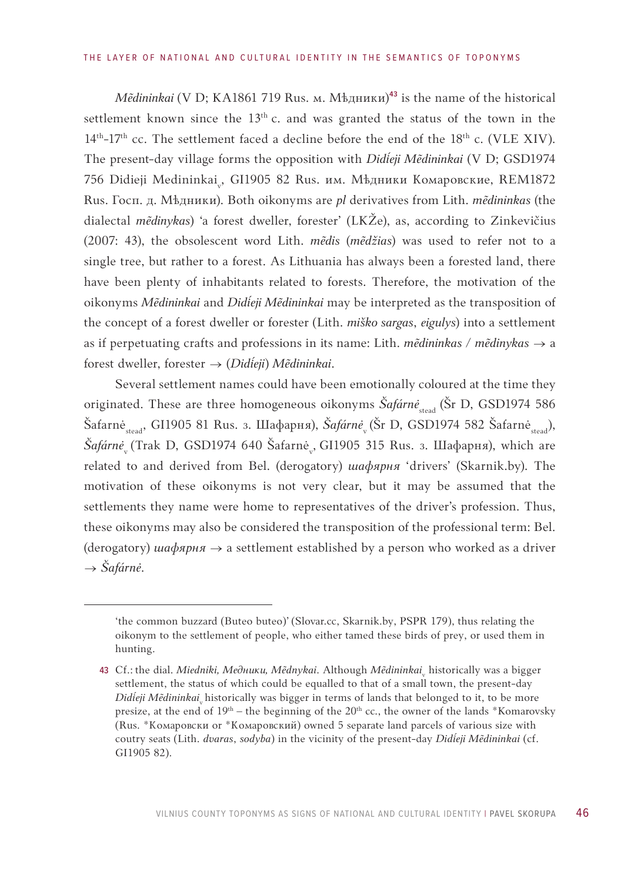*Mẽdininkai* (V D; KA1861 719 Rus. м. Мѣдники)[43] is the name of the historical settlement known since the 13th c. and was granted the status of the town in the 14th-17th cc. The settlement faced a decline before the end of the 18th c. (VLE XIV). The present-day village forms the opposition with *Didíeji Mẽdininkai* (V D; GSD1974 756 Didieji Medininkai$_v$, GI1905 82 Rus. им. Мѣдники Комаровские, REM1872 Rus. Госп. д. Мѣдники). Both oikonyms are *pl* derivatives from Lith. *mẽdininkas* (the dialectal *mẽdinykas*) 'a forest dweller, forester' (LKŽe), as, according to Zinkevičius (2007: 43), the obsolescent word Lith. *mẽdis* (*mẽdžias*) was used to refer not to a single tree, but rather to a forest. As Lithuania has always been a forested land, there have been plenty of inhabitants related to forests. Therefore, the motivation of the oikonyms *Mẽdininkai* and *Didíeji Mẽdininkai* may be interpreted as the transposition of the concept of a forest dweller or forester (Lith. *miško sargas*, *eigulys*) into a settlement as if perpetuating crafts and professions in its name: Lith. *mẽdininkas / mẽdinykas* → a forest dweller, forester → (*Didíeji*) *Mẽdininkai*.

Several settlement names could have been emotionally coloured at the time they originated. These are three homogeneous oikonyms *Šafárnė*$_{stead}$ (Šr D, GSD1974 586 Šafarnė$_{stead}$, GI1905 81 Rus. з. Шафарня), *Šafárnė*$_v$ (Šr D, GSD1974 582 Šafarnė$_{stead}$), *Šafárnė*$_v$ (Trak D, GSD1974 640 Šafarnė$_v$, GI1905 315 Rus. з. Шафарня), which are related to and derived from Bel. (derogatory) *шафярня* 'drivers' (Skarnik.by). The motivation of these oikonyms is not very clear, but it may be assumed that the settlements they name were home to representatives of the driver's profession. Thus, these oikonyms may also be considered the transposition of the professional term: Bel. (derogatory) *шафярня* → a settlement established by a person who worked as a driver → *Šafárnė*.

---

'the common buzzard (Buteo buteo)' (Slovar.cc, Skarnik.by, PSPR 179), thus relating the oikonym to the settlement of people, who either tamed these birds of prey, or used them in hunting.

43 Cf.: the dial. *Miedniki, Медники, Mẽdnykai*. Although *Mẽdininkai*$_v$ historically was a bigger settlement, the status of which could be equalled to that of a small town, the present-day *Didíeji Mẽdininkai*$_v$ historically was bigger in terms of lands that belonged to it, to be more presize, at the end of 19th – the beginning of the 20th cc., the owner of the lands *Komarovsky (Rus. *Комаровски or *Комаровский) owned 5 separate land parcels of various size with coutry seats (Lith. *dvaras*, *sodyba*) in the vicinity of the present-day *Didíeji Mẽdininkai* (cf. GI1905 82).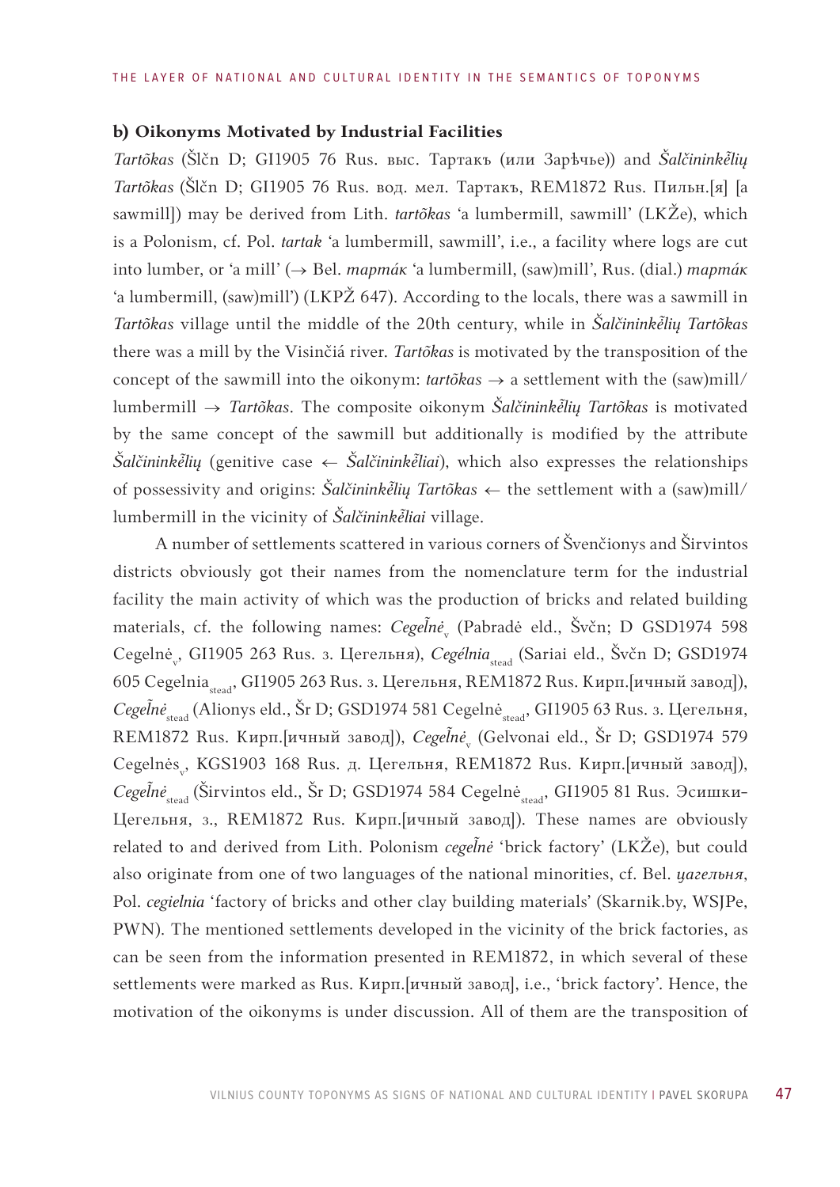#### b) Oikonyms Motivated by Industrial Facilities

*Tartõkas* (Šlčn D; GI1905 76 Rus. выс. Тартакъ (или Зарѣчье)) and *Šalčininkė̃lių Tartõkas* (Šlčn D; GI1905 76 Rus. вод. мел. Тартакъ, REM1872 Rus. Пильн.[я] [a sawmill]) may be derived from Lith. *tartõkas* 'a lumbermill, sawmill' (LKŽe), which is a Polonism, cf. Pol. *tartak* 'a lumbermill, sawmill', i.e., a facility where logs are cut into lumber, or 'a mill' (→ Bel. *тартáк* 'a lumbermill, (saw)mill', Rus. (dial.) *тартáк* 'a lumbermill, (saw)mill') (LKPŽ 647). According to the locals, there was a sawmill in *Tartõkas* village until the middle of the 20th century, while in *Šalčininkė̃lių Tartõkas* there was a mill by the Visinčiá river. *Tartõkas* is motivated by the transposition of the concept of the sawmill into the oikonym: *tartõkas* → a settlement with the (saw)mill/ lumbermill → *Tartõkas*. The composite oikonym *Šalčininkė̃lių Tartõkas* is motivated by the same concept of the sawmill but additionally is modified by the attribute *Šalčininkė̃lių* (genitive case ← *Šalčininkė̃liai*), which also expresses the relationships of possessivity and origins: *Šalčininkė̃lių Tartõkas* ← the settlement with a (saw)mill/ lumbermill in the vicinity of *Šalčininkė̃liai* village.

A number of settlements scattered in various corners of Švenčionys and Širvintos districts obviously got their names from the nomenclature term for the industrial facility the main activity of which was the production of bricks and related building materials, cf. the following names: *Cegel̃nė*$_{\text{v}}$ (Pabradė eld., Švčn; D GSD1974 598 Cegelnė$_{\text{v}}$, GI1905 263 Rus. з. Цегельня), *Cegélnia*$_{\text{stead}}$ (Sariai eld., Švčn D; GSD1974 605 Cegelnia$_{\text{stead}}$, GI1905 263 Rus. з. Цегельня, REM1872 Rus. Кирп.[ичный завод]), *Cegel̃nė*$_{\text{stead}}$ (Alionys eld., Šr D; GSD1974 581 Cegelnė$_{\text{stead}}$, GI1905 63 Rus. з. Цегельня, REM1872 Rus. Кирп.[ичный завод]), *Cegel̃nė*$_{\text{v}}$ (Gelvonai eld., Šr D; GSD1974 579 Cegelnės$_{\text{v}}$, KGS1903 168 Rus. д. Цегельня, REM1872 Rus. Кирп.[ичный завод]), *Cegel̃nė*$_{\text{stead}}$ (Širvintos eld., Šr D; GSD1974 584 Cegelnė$_{\text{stead}}$, GI1905 81 Rus. Эсишки-Цегельня, з., REM1872 Rus. Кирп.[ичный завод]). These names are obviously related to and derived from Lith. Polonism *cegel̃nė* 'brick factory' (LKŽe), but could also originate from one of two languages of the national minorities, cf. Bel. *цагельня*, Pol. *cegielnia* 'factory of bricks and other clay building materials' (Skarnik.by, WSJPe, PWN). The mentioned settlements developed in the vicinity of the brick factories, as can be seen from the information presented in REM1872, in which several of these settlements were marked as Rus. Кирп.[ичный завод], i.e., 'brick factory'. Hence, the motivation of the oikonyms is under discussion. All of them are the transposition of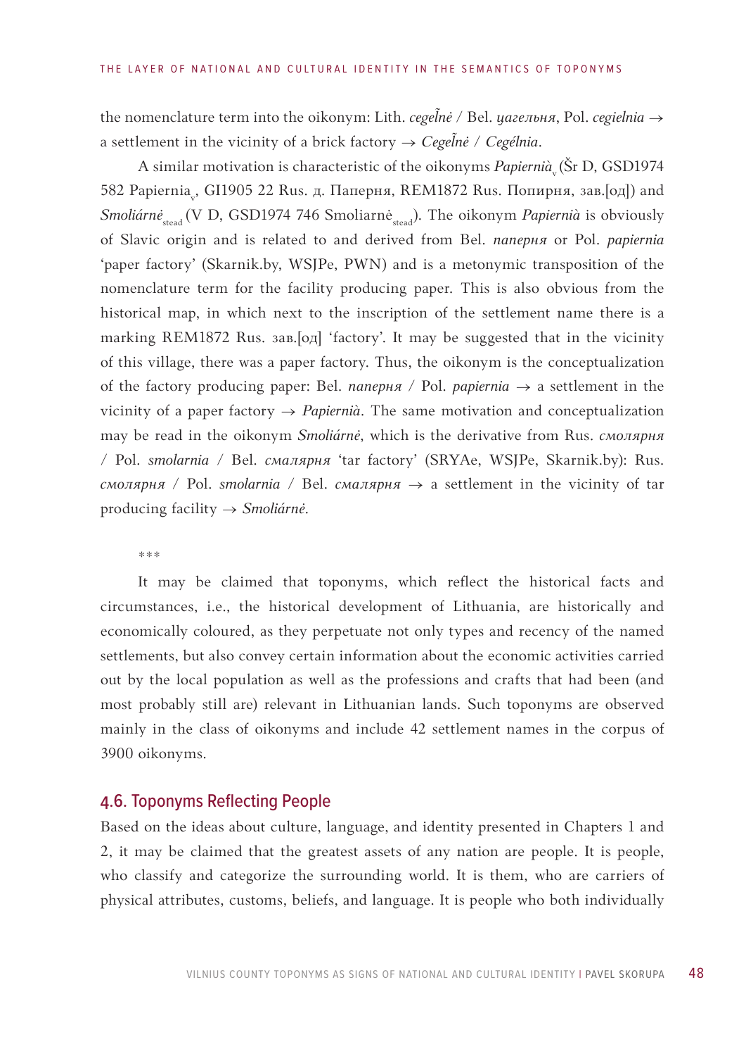the nomenclature term into the oikonym: Lith. *cegelnė* / Bel. *цагельня*, Pol. *cegielnia* → a settlement in the vicinity of a brick factory → *Cegelnė* / *Cegélnia*.

A similar motivation is characteristic of the oikonyms *Papiernià*$_v$ (Šr D, GSD1974 582 Papiernia$_v$, GI1905 22 Rus. д. Паперня, REM1872 Rus. Попирня, зав.[од]) and *Smoliárnė*$_{stead}$ (V D, GSD1974 746 Smoliarnė$_{stead}$). The oikonym *Papiernià* is obviously of Slavic origin and is related to and derived from Bel. *паперня* or Pol. *papiernia* 'paper factory' (Skarnik.by, WSJPe, PWN) and is a metonymic transposition of the nomenclature term for the facility producing paper. This is also obvious from the historical map, in which next to the inscription of the settlement name there is a marking REM1872 Rus. зав.[од] 'factory'. It may be suggested that in the vicinity of this village, there was a paper factory. Thus, the oikonym is the conceptualization of the factory producing paper: Bel. *паперня* / Pol. *papiernia* → a settlement in the vicinity of a paper factory → *Papiernià*. The same motivation and conceptualization may be read in the oikonym *Smoliárnė*, which is the derivative from Rus. *смолярня* / Pol. *smolarnia* / Bel. *смалярня* 'tar factory' (SRYAe, WSJPe, Skarnik.by): Rus. *смолярня* / Pol. *smolarnia* / Bel. *смалярня* → a settlement in the vicinity of tar producing facility → *Smoliárnė*.

***

It may be claimed that toponyms, which reflect the historical facts and circumstances, i.e., the historical development of Lithuania, are historically and economically coloured, as they perpetuate not only types and recency of the named settlements, but also convey certain information about the economic activities carried out by the local population as well as the professions and crafts that had been (and most probably still are) relevant in Lithuanian lands. Such toponyms are observed mainly in the class of oikonyms and include 42 settlement names in the corpus of 3900 oikonyms.

### 4.6. Toponyms Reflecting People

Based on the ideas about culture, language, and identity presented in Chapters 1 and 2, it may be claimed that the greatest assets of any nation are people. It is people, who classify and categorize the surrounding world. It is them, who are carriers of physical attributes, customs, beliefs, and language. It is people who both individually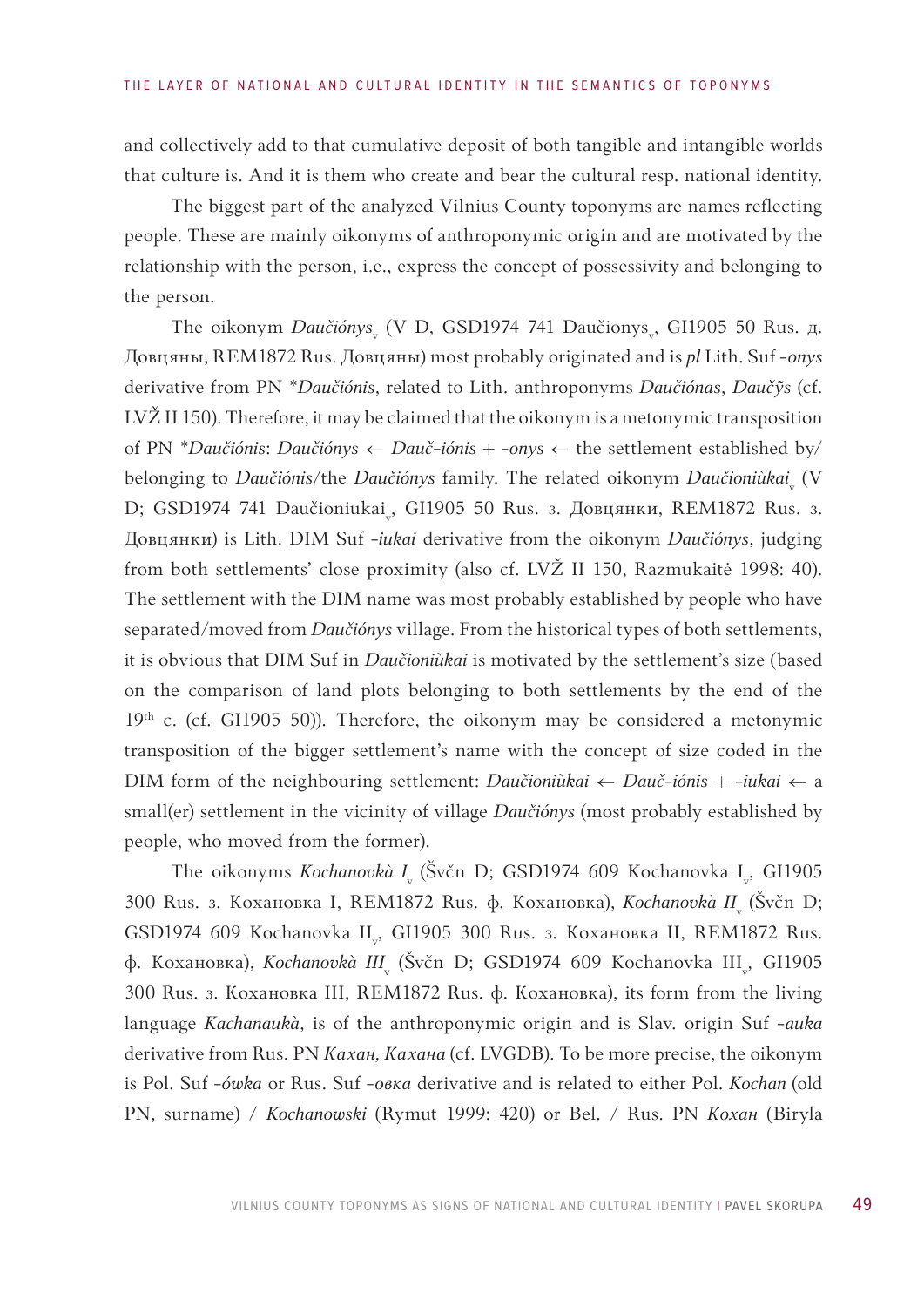and collectively add to that cumulative deposit of both tangible and intangible worlds that culture is. And it is them who create and bear the cultural resp. national identity.

The biggest part of the analyzed Vilnius County toponyms are names reflecting people. These are mainly oikonyms of anthroponymic origin and are motivated by the relationship with the person, i.e., express the concept of possessivity and belonging to the person.

The oikonym *Daučiónys*$_v$ (V D, GSD1974 741 Daučionys$_v$, GI1905 50 Rus. д. Довцяны, REM1872 Rus. Довцяны) most probably originated and is *pl* Lith. Suf *-onys* derivative from PN *\*Daučiónis*, related to Lith. anthroponyms *Daučiónas*, *Daučỹs* (cf. LVŽ II 150). Therefore, it may be claimed that the oikonym is a metonymic transposition of PN *\*Daučiónis*: *Daučiónys* ← *Dauč-iónis* + *-onys* ← the settlement established by/ belonging to *Daučiónis*/the *Daučiónys* family. The related oikonym *Daučioniùkai*$_v$ (V D; GSD1974 741 Daučioniukai$_v$, GI1905 50 Rus. з. Довцянки, REM1872 Rus. з. Довцянки) is Lith. DIM Suf *-iukai* derivative from the oikonym *Daučiónys*, judging from both settlements' close proximity (also cf. LVŽ II 150, Razmukaitė 1998: 40). The settlement with the DIM name was most probably established by people who have separated/moved from *Daučiónys* village. From the historical types of both settlements, it is obvious that DIM Suf in *Daučioniùkai* is motivated by the settlement's size (based on the comparison of land plots belonging to both settlements by the end of the 19th c. (cf. GI1905 50)). Therefore, the oikonym may be considered a metonymic transposition of the bigger settlement's name with the concept of size coded in the DIM form of the neighbouring settlement: *Daučioniùkai* ← *Dauč-iónis* + *-iukai* ← a small(er) settlement in the vicinity of village *Daučiónys* (most probably established by people, who moved from the former).

The oikonyms *Kochanovkà I*$_v$ (Švčn D; GSD1974 609 Kochanovka I$_v$, GI1905 300 Rus. з. Кохановка I, REM1872 Rus. ф. Кохановка), *Kochanovkà II*$_v$ (Švčn D; GSD1974 609 Kochanovka II$_v$, GI1905 300 Rus. з. Кохановка II, REM1872 Rus. ф. Кохановка), *Kochanovkà III*$_v$ (Švčn D; GSD1974 609 Kochanovka III$_v$, GI1905 300 Rus. з. Кохановка III, REM1872 Rus. ф. Кохановка), its form from the living language *Kachanaukà*, is of the anthroponymic origin and is Slav. origin Suf *-auka* derivative from Rus. PN *Кахан, Кахана* (cf. LVGDB). To be more precise, the oikonym is Pol. Suf *-ówka* or Rus. Suf *-овка* derivative and is related to either Pol. *Kochan* (old PN, surname) / *Kochanowski* (Rymut 1999: 420) or Bel. / Rus. PN *Кохан* (Biryla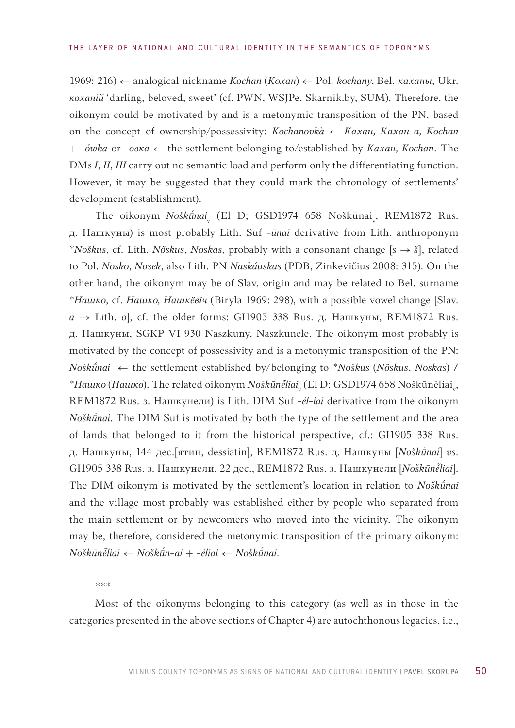1969: 216) ← analogical nickname *Kochan* (*Кохан*) ← Pol. *kochany*, Bel. *каханы*, Ukr. *коханій* 'darling, beloved, sweet' (cf. PWN, WSJPe, Skarnik.by, SUM). Therefore, the oikonym could be motivated by and is a metonymic transposition of the PN, based on the concept of ownership/possessivity: *Kochanovkà* ← *Кахан, Кахан-а, Kochan* + *-ówka* or *-овка* ← the settlement belonging to/established by *Кахан, Kochan*. The DMs *I*, *II*, *III* carry out no semantic load and perform only the differentiating function. However, it may be suggested that they could mark the chronology of settlements' development (establishment).

The oikonym *Noškū́nai*$_v$ (El D; GSD1974 658 Noškūnai$_v$, REM1872 Rus. д. Нашкуны) is most probably Lith. Suf *-ūnai* derivative from Lith. anthroponym **Noškus*, cf. Lith. *Nõskus*, *Noskas*, probably with a consonant change [*s* → *š*], related to Pol. *Nosko*, *Nosek*, also Lith. PN *Naskáuskas* (PDB, Zinkevičius 2008: 315). On the other hand, the oikonym may be of Slav. origin and may be related to Bel. surname **Нашко*, cf. *Нашко, Нашкёвіч* (Biryla 1969: 298), with a possible vowel change [Slav. *a* → Lith. *o*], cf. the older forms: GI1905 338 Rus. д. Нашкуны, REM1872 Rus. д. Нашкуны, SGKP VI 930 Naszkuny, Naszkunele. The oikonym most probably is motivated by the concept of possessivity and is a metonymic transposition of the PN: *Noškū́nai* ← the settlement established by/belonging to **Noškus* (*Nõskus*, *Noskas*) / **Нашко* (*Нашко*). The related oikonym *Noškūnẽliai*$_v$ (El D; GSD1974 658 Noškūnėliai$_v$, REM1872 Rus. з. Нашкунели) is Lith. DIM Suf *-ėl-iai* derivative from the oikonym *Noškū́nai*. The DIM Suf is motivated by both the type of the settlement and the area of lands that belonged to it from the historical perspective, cf.: GI1905 338 Rus. д. Нашкуны, 144 дес.[ятин, dessiatin], REM1872 Rus. д. Нашкуны [*Noškū́nai*] *vs.* GI1905 338 Rus. з. Нашкунели, 22 дес., REM1872 Rus. з. Нашкунели [*Noškūnẽliai*]. The DIM oikonym is motivated by the settlement's location in relation to *Noškū́nai* and the village most probably was established either by people who separated from the main settlement or by newcomers who moved into the vicinity. The oikonym may be, therefore, considered the metonymic transposition of the primary oikonym: *Noškūnẽliai* ← *Noškū́n-ai* + *-ėliai* ← *Noškū́nai*.

***

Most of the oikonyms belonging to this category (as well as in those in the categories presented in the above sections of Chapter 4) are autochthonous legacies, i.e.,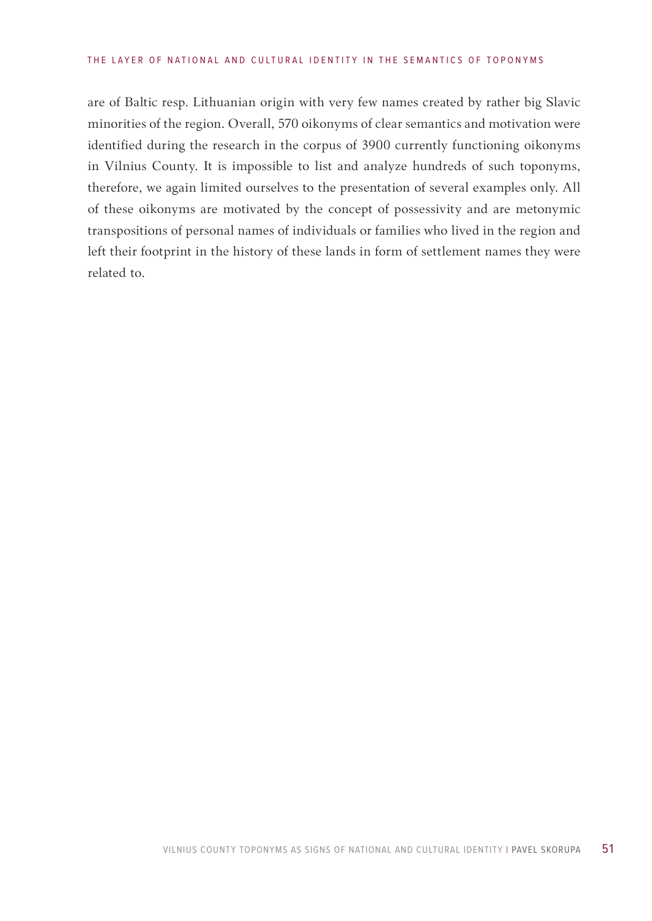are of Baltic resp. Lithuanian origin with very few names created by rather big Slavic minorities of the region. Overall, 570 oikonyms of clear semantics and motivation were identified during the research in the corpus of 3900 currently functioning oikonyms in Vilnius County. It is impossible to list and analyze hundreds of such toponyms, therefore, we again limited ourselves to the presentation of several examples only. All of these oikonyms are motivated by the concept of possessivity and are metonymic transpositions of personal names of individuals or families who lived in the region and left their footprint in the history of these lands in form of settlement names they were related to.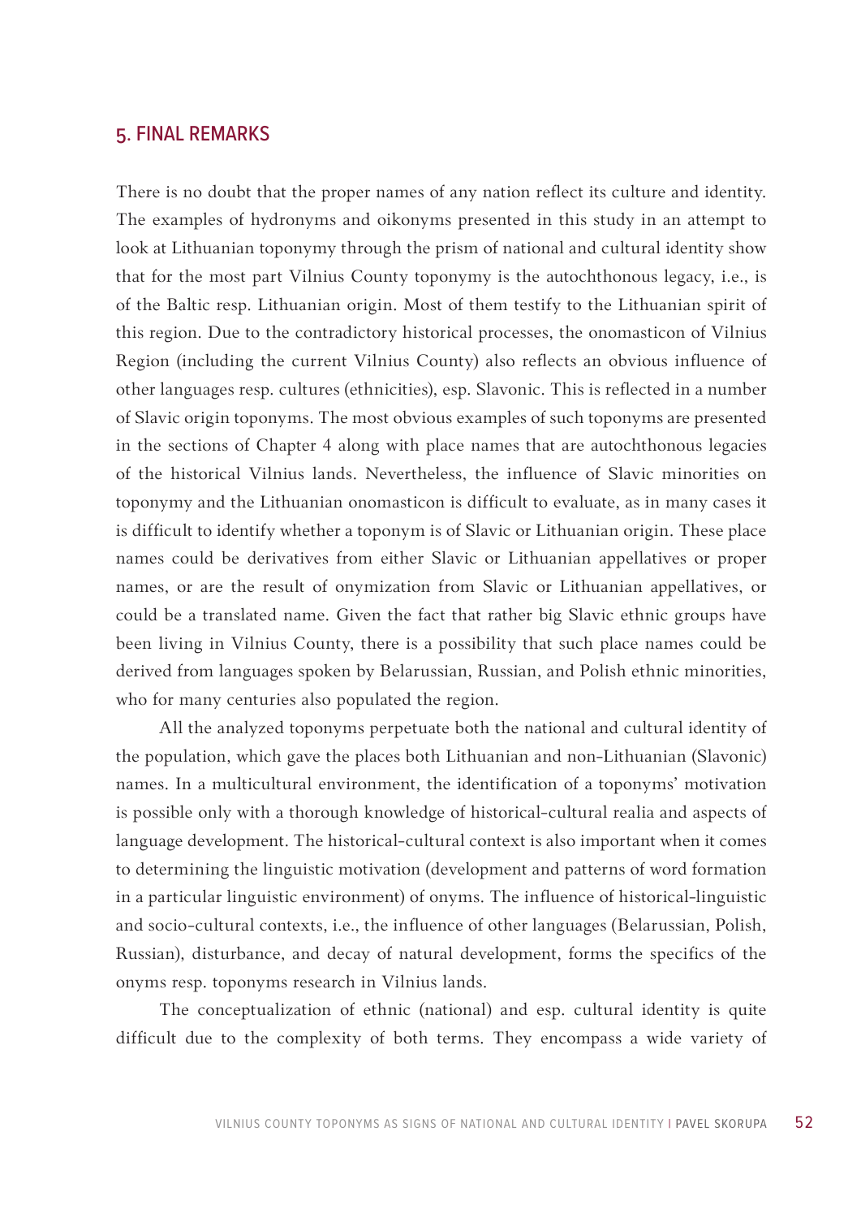## 5. FINAL REMARKS

There is no doubt that the proper names of any nation reflect its culture and identity. The examples of hydronyms and oikonyms presented in this study in an attempt to look at Lithuanian toponymy through the prism of national and cultural identity show that for the most part Vilnius County toponymy is the autochthonous legacy, i.e., is of the Baltic resp. Lithuanian origin. Most of them testify to the Lithuanian spirit of this region. Due to the contradictory historical processes, the onomasticon of Vilnius Region (including the current Vilnius County) also reflects an obvious influence of other languages resp. cultures (ethnicities), esp. Slavonic. This is reflected in a number of Slavic origin toponyms. The most obvious examples of such toponyms are presented in the sections of Chapter 4 along with place names that are autochthonous legacies of the historical Vilnius lands. Nevertheless, the influence of Slavic minorities on toponymy and the Lithuanian onomasticon is difficult to evaluate, as in many cases it is difficult to identify whether a toponym is of Slavic or Lithuanian origin. These place names could be derivatives from either Slavic or Lithuanian appellatives or proper names, or are the result of onymization from Slavic or Lithuanian appellatives, or could be a translated name. Given the fact that rather big Slavic ethnic groups have been living in Vilnius County, there is a possibility that such place names could be derived from languages spoken by Belarussian, Russian, and Polish ethnic minorities, who for many centuries also populated the region.

All the analyzed toponyms perpetuate both the national and cultural identity of the population, which gave the places both Lithuanian and non-Lithuanian (Slavonic) names. In a multicultural environment, the identification of a toponyms' motivation is possible only with a thorough knowledge of historical-cultural realia and aspects of language development. The historical-cultural context is also important when it comes to determining the linguistic motivation (development and patterns of word formation in a particular linguistic environment) of onyms. The influence of historical-linguistic and socio-cultural contexts, i.e., the influence of other languages (Belarussian, Polish, Russian), disturbance, and decay of natural development, forms the specifics of the onyms resp. toponyms research in Vilnius lands.

The conceptualization of ethnic (national) and esp. cultural identity is quite difficult due to the complexity of both terms. They encompass a wide variety of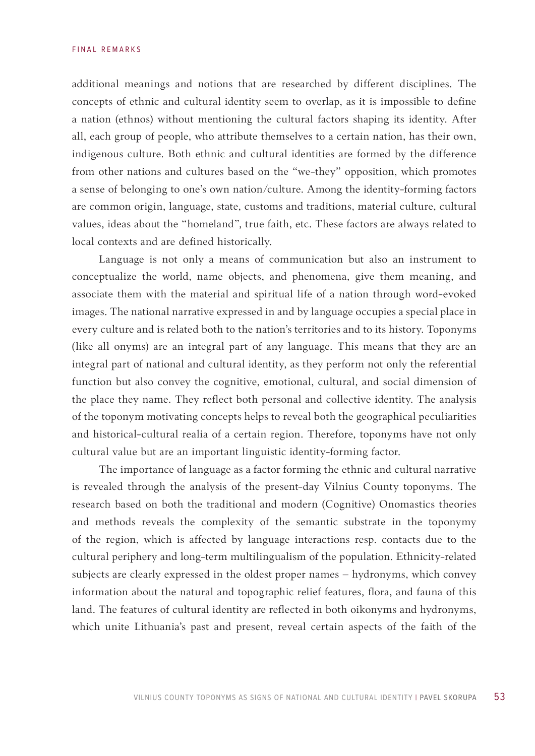additional meanings and notions that are researched by different disciplines. The concepts of ethnic and cultural identity seem to overlap, as it is impossible to define a nation (ethnos) without mentioning the cultural factors shaping its identity. After all, each group of people, who attribute themselves to a certain nation, has their own, indigenous culture. Both ethnic and cultural identities are formed by the difference from other nations and cultures based on the "we-they" opposition, which promotes a sense of belonging to one's own nation/culture. Among the identity-forming factors are common origin, language, state, customs and traditions, material culture, cultural values, ideas about the "homeland", true faith, etc. These factors are always related to local contexts and are defined historically.

Language is not only a means of communication but also an instrument to conceptualize the world, name objects, and phenomena, give them meaning, and associate them with the material and spiritual life of a nation through word-evoked images. The national narrative expressed in and by language occupies a special place in every culture and is related both to the nation's territories and to its history. Toponyms (like all onyms) are an integral part of any language. This means that they are an integral part of national and cultural identity, as they perform not only the referential function but also convey the cognitive, emotional, cultural, and social dimension of the place they name. They reflect both personal and collective identity. The analysis of the toponym motivating concepts helps to reveal both the geographical peculiarities and historical-cultural realia of a certain region. Therefore, toponyms have not only cultural value but are an important linguistic identity-forming factor.

The importance of language as a factor forming the ethnic and cultural narrative is revealed through the analysis of the present-day Vilnius County toponyms. The research based on both the traditional and modern (Cognitive) Onomastics theories and methods reveals the complexity of the semantic substrate in the toponymy of the region, which is affected by language interactions resp. contacts due to the cultural periphery and long-term multilingualism of the population. Ethnicity-related subjects are clearly expressed in the oldest proper names – hydronyms, which convey information about the natural and topographic relief features, flora, and fauna of this land. The features of cultural identity are reflected in both oikonyms and hydronyms, which unite Lithuania's past and present, reveal certain aspects of the faith of the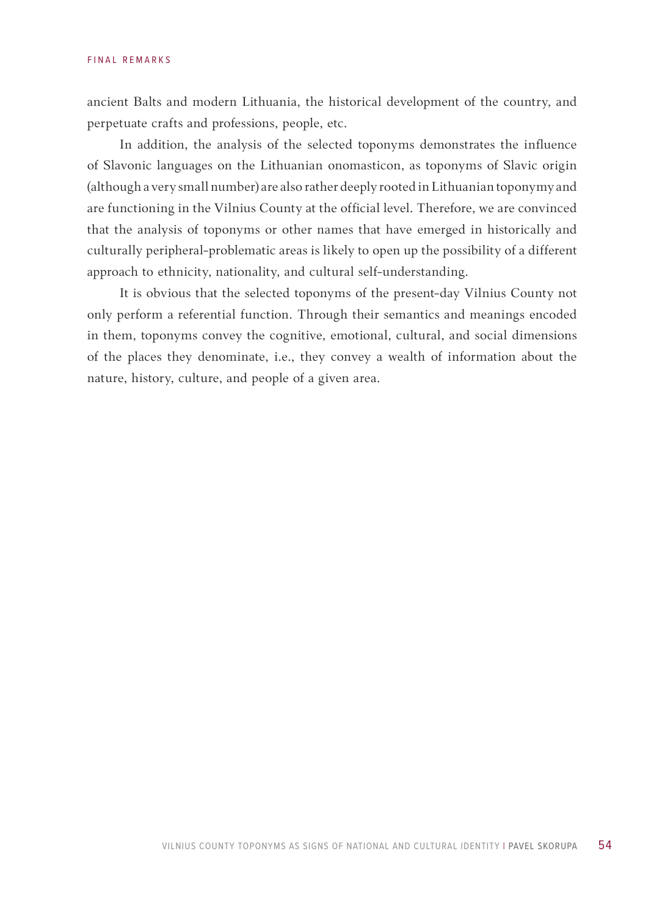ancient Balts and modern Lithuania, the historical development of the country, and perpetuate crafts and professions, people, etc.

In addition, the analysis of the selected toponyms demonstrates the influence of Slavonic languages on the Lithuanian onomasticon, as toponyms of Slavic origin (although a very small number) are also rather deeply rooted in Lithuanian toponymy and are functioning in the Vilnius County at the official level. Therefore, we are convinced that the analysis of toponyms or other names that have emerged in historically and culturally peripheral-problematic areas is likely to open up the possibility of a different approach to ethnicity, nationality, and cultural self-understanding.

It is obvious that the selected toponyms of the present-day Vilnius County not only perform a referential function. Through their semantics and meanings encoded in them, toponyms convey the cognitive, emotional, cultural, and social dimensions of the places they denominate, i.e., they convey a wealth of information about the nature, history, culture, and people of a given area.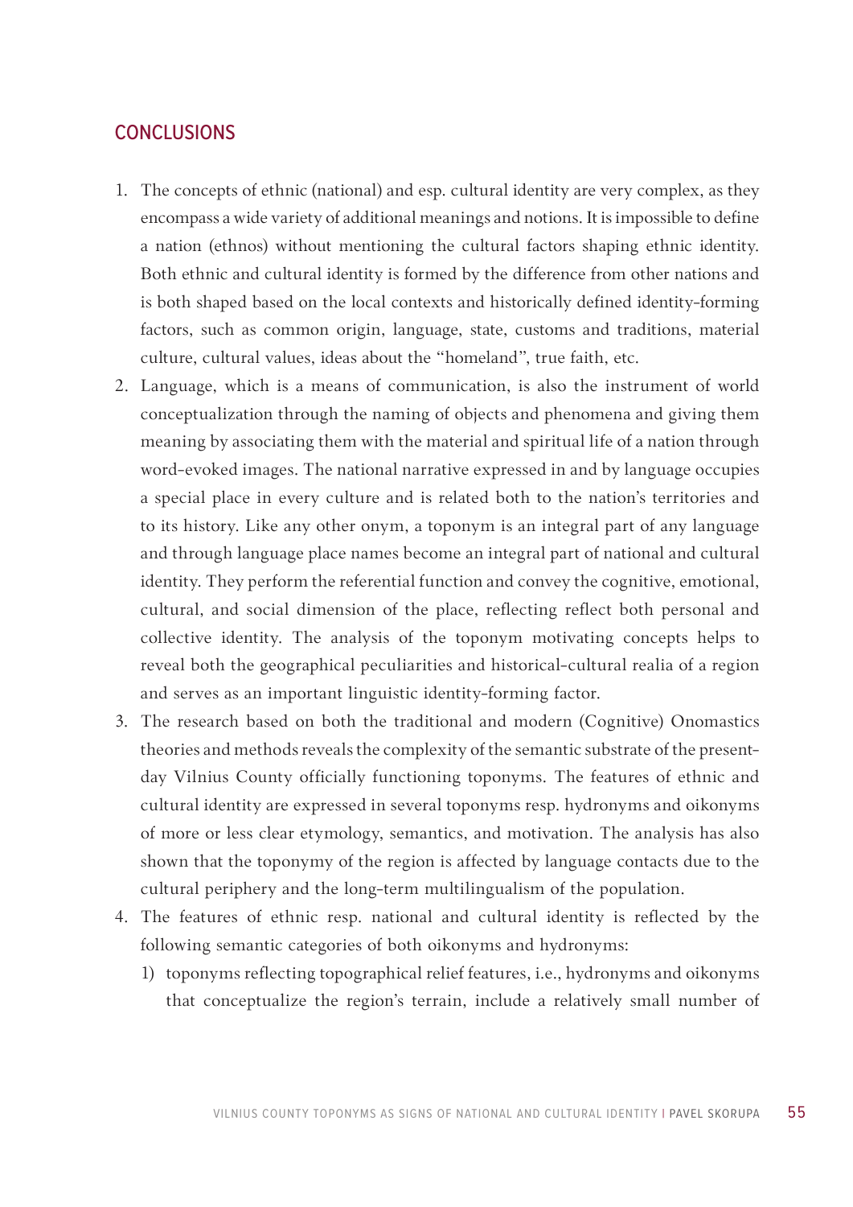## CONCLUSIONS

1. The concepts of ethnic (national) and esp. cultural identity are very complex, as they encompass a wide variety of additional meanings and notions. It is impossible to define a nation (ethnos) without mentioning the cultural factors shaping ethnic identity. Both ethnic and cultural identity is formed by the difference from other nations and is both shaped based on the local contexts and historically defined identity-forming factors, such as common origin, language, state, customs and traditions, material culture, cultural values, ideas about the "homeland", true faith, etc.
2. Language, which is a means of communication, is also the instrument of world conceptualization through the naming of objects and phenomena and giving them meaning by associating them with the material and spiritual life of a nation through word-evoked images. The national narrative expressed in and by language occupies a special place in every culture and is related both to the nation's territories and to its history. Like any other onym, a toponym is an integral part of any language and through language place names become an integral part of national and cultural identity. They perform the referential function and convey the cognitive, emotional, cultural, and social dimension of the place, reflecting reflect both personal and collective identity. The analysis of the toponym motivating concepts helps to reveal both the geographical peculiarities and historical-cultural realia of a region and serves as an important linguistic identity-forming factor.
3. The research based on both the traditional and modern (Cognitive) Onomastics theories and methods reveals the complexity of the semantic substrate of the present-day Vilnius County officially functioning toponyms. The features of ethnic and cultural identity are expressed in several toponyms resp. hydronyms and oikonyms of more or less clear etymology, semantics, and motivation. The analysis has also shown that the toponymy of the region is affected by language contacts due to the cultural periphery and the long-term multilingualism of the population.
4. The features of ethnic resp. national and cultural identity is reflected by the following semantic categories of both oikonyms and hydronyms:
   1) toponyms reflecting topographical relief features, i.e., hydronyms and oikonyms that conceptualize the region's terrain, include a relatively small number of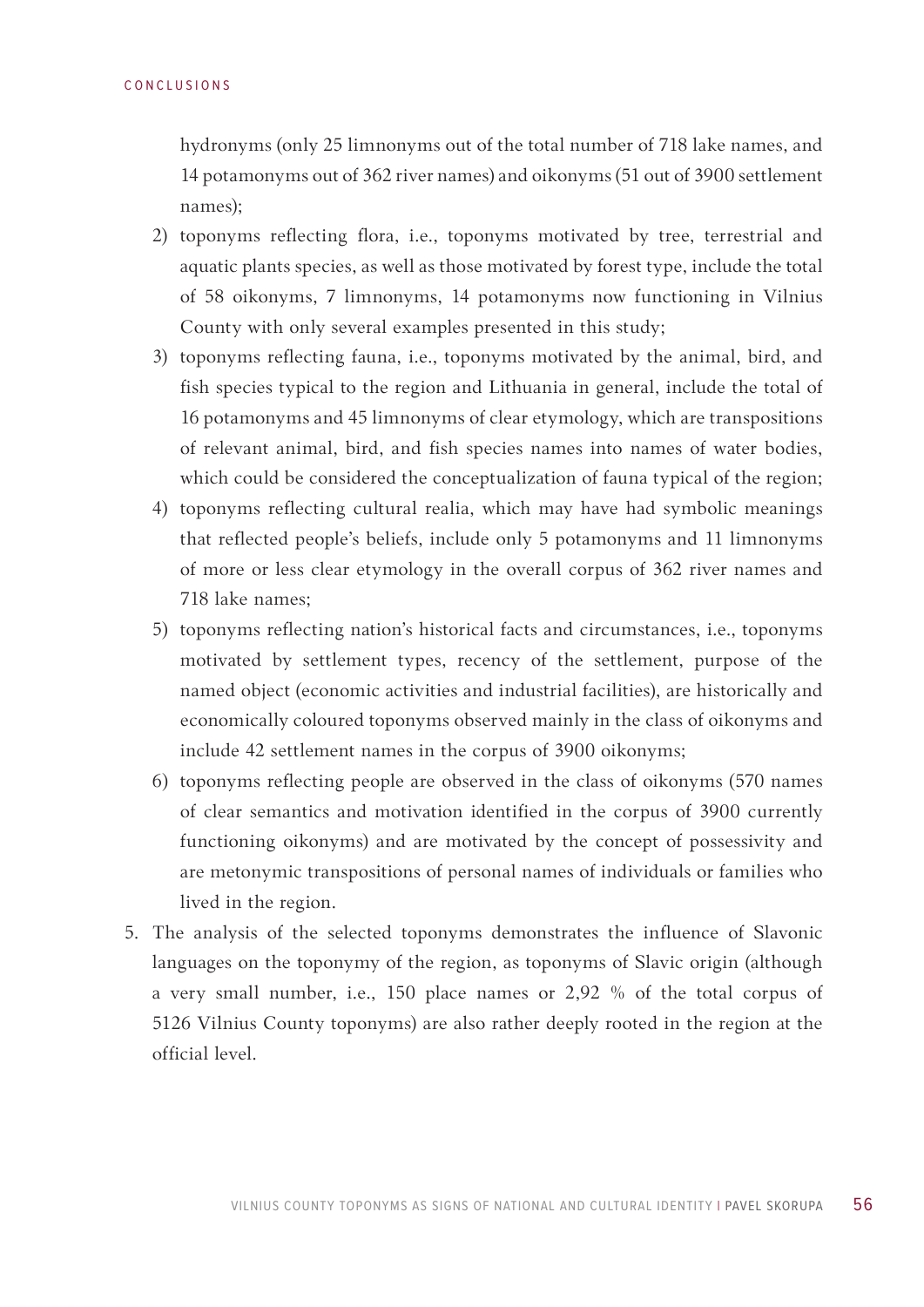hydronyms (only 25 limnonyms out of the total number of 718 lake names, and 14 potamonyms out of 362 river names) and oikonyms (51 out of 3900 settlement names);

2) toponyms reflecting flora, i.e., toponyms motivated by tree, terrestrial and aquatic plants species, as well as those motivated by forest type, include the total of 58 oikonyms, 7 limnonyms, 14 potamonyms now functioning in Vilnius County with only several examples presented in this study;
3) toponyms reflecting fauna, i.e., toponyms motivated by the animal, bird, and fish species typical to the region and Lithuania in general, include the total of 16 potamonyms and 45 limnonyms of clear etymology, which are transpositions of relevant animal, bird, and fish species names into names of water bodies, which could be considered the conceptualization of fauna typical of the region;
4) toponyms reflecting cultural realia, which may have had symbolic meanings that reflected people's beliefs, include only 5 potamonyms and 11 limnonyms of more or less clear etymology in the overall corpus of 362 river names and 718 lake names;
5) toponyms reflecting nation's historical facts and circumstances, i.e., toponyms motivated by settlement types, recency of the settlement, purpose of the named object (economic activities and industrial facilities), are historically and economically coloured toponyms observed mainly in the class of oikonyms and include 42 settlement names in the corpus of 3900 oikonyms;
6) toponyms reflecting people are observed in the class of oikonyms (570 names of clear semantics and motivation identified in the corpus of 3900 currently functioning oikonyms) and are motivated by the concept of possessivity and are metonymic transpositions of personal names of individuals or families who lived in the region.

5. The analysis of the selected toponyms demonstrates the influence of Slavonic languages on the toponymy of the region, as toponyms of Slavic origin (although a very small number, i.e., 150 place names or 2,92 % of the total corpus of 5126 Vilnius County toponyms) are also rather deeply rooted in the region at the official level.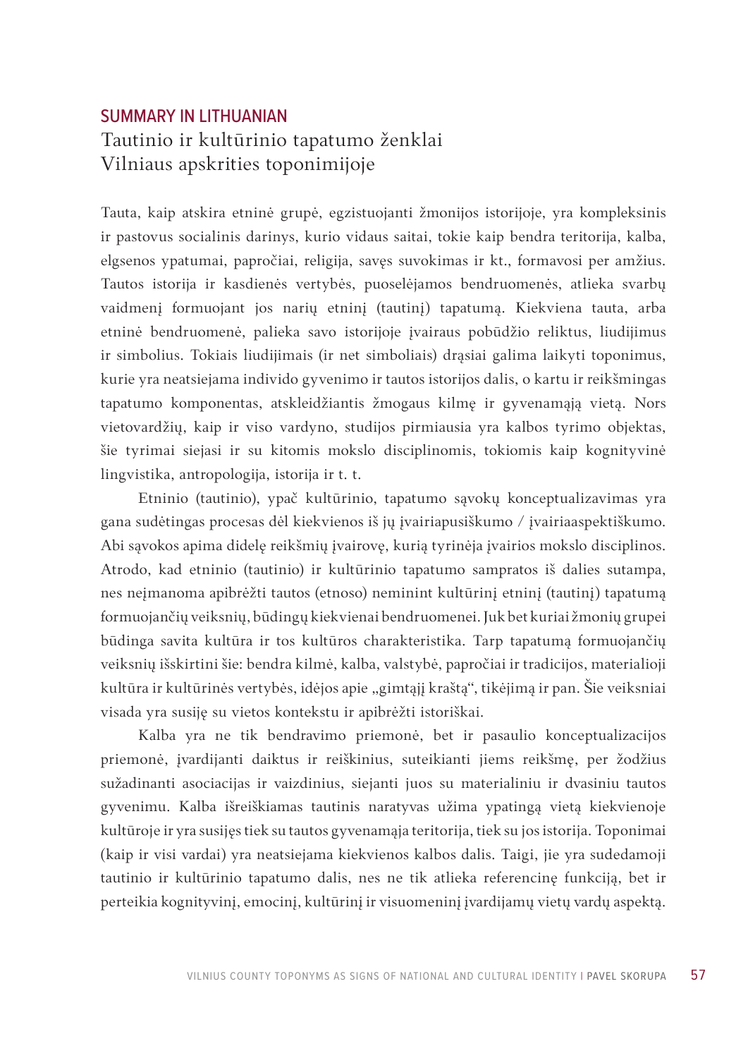## SUMMARY IN LITHUANIAN

# Tautinio ir kultūrinio tapatumo ženklai Vilniaus apskrities toponimijoje

Tauta, kaip atskira etninė grupė, egzistuojanti žmonijos istorijoje, yra kompleksinis ir pastovus socialinis darinys, kurio vidaus saitai, tokie kaip bendra teritorija, kalba, elgsenos ypatumai, papročiai, religija, savęs suvokimas ir kt., formavosi per amžius. Tautos istorija ir kasdienės vertybės, puoselėjamos bendruomenės, atlieka svarbų vaidmenį formuojant jos narių etninį (tautinį) tapatumą. Kiekviena tauta, arba etninė bendruomenė, palieka savo istorijoje įvairaus pobūdžio reliktus, liudijimus ir simbolius. Tokiais liudijimais (ir net simboliais) drąsiai galima laikyti toponimus, kurie yra neatsiejama individo gyvenimo ir tautos istorijos dalis, o kartu ir reikšmingas tapatumo komponentas, atskleidžiantis žmogaus kilmę ir gyvenamąją vietą. Nors vietovardžių, kaip ir viso vardyno, studijos pirmiausia yra kalbos tyrimo objektas, šie tyrimai siejasi ir su kitomis mokslo disciplinomis, tokiomis kaip kognityvinė lingvistika, antropologija, istorija ir t. t.

Etninio (tautinio), ypač kultūrinio, tapatumo sąvokų konceptualizavimas yra gana sudėtingas procesas dėl kiekvienos iš jų įvairiapusiškumo / įvairiaaspektiškumo. Abi sąvokos apima didelę reikšmių įvairovę, kurią tyrinėja įvairios mokslo disciplinos. Atrodo, kad etninio (tautinio) ir kultūrinio tapatumo sampratos iš dalies sutampa, nes neįmanoma apibrėžti tautos (etnoso) neminint kultūrinį etninį (tautinį) tapatumą formuojančių veiksnių, būdingų kiekvienai bendruomenei. Juk bet kuriai žmonių grupei būdinga savita kultūra ir tos kultūros charakteristika. Tarp tapatumą formuojančių veiksnių išskirtini šie: bendra kilmė, kalba, valstybė, papročiai ir tradicijos, materialioji kultūra ir kultūrinės vertybės, idėjos apie „gimtąjį kraštą“, tikėjimą ir pan. Šie veiksniai visada yra susiję su vietos kontekstu ir apibrėžti istoriškai.

Kalba yra ne tik bendravimo priemonė, bet ir pasaulio konceptualizacijos priemonė, įvardijanti daiktus ir reiškinius, suteikianti jiems reikšmę, per žodžius sužadinanti asociacijas ir vaizdinius, siejanti juos su materialiniu ir dvasiniu tautos gyvenimu. Kalba išreiškiamas tautinis naratyvas užima ypatingą vietą kiekvienoje kultūroje ir yra susijęs tiek su tautos gyvenamąja teritorija, tiek su jos istorija. Toponimai (kaip ir visi vardai) yra neatsiejama kiekvienos kalbos dalis. Taigi, jie yra sudedamoji tautinio ir kultūrinio tapatumo dalis, nes ne tik atlieka referencinę funkciją, bet ir perteikia kognityvinį, emocinį, kultūrinį ir visuomeninį įvardijamų vietų vardų aspektą.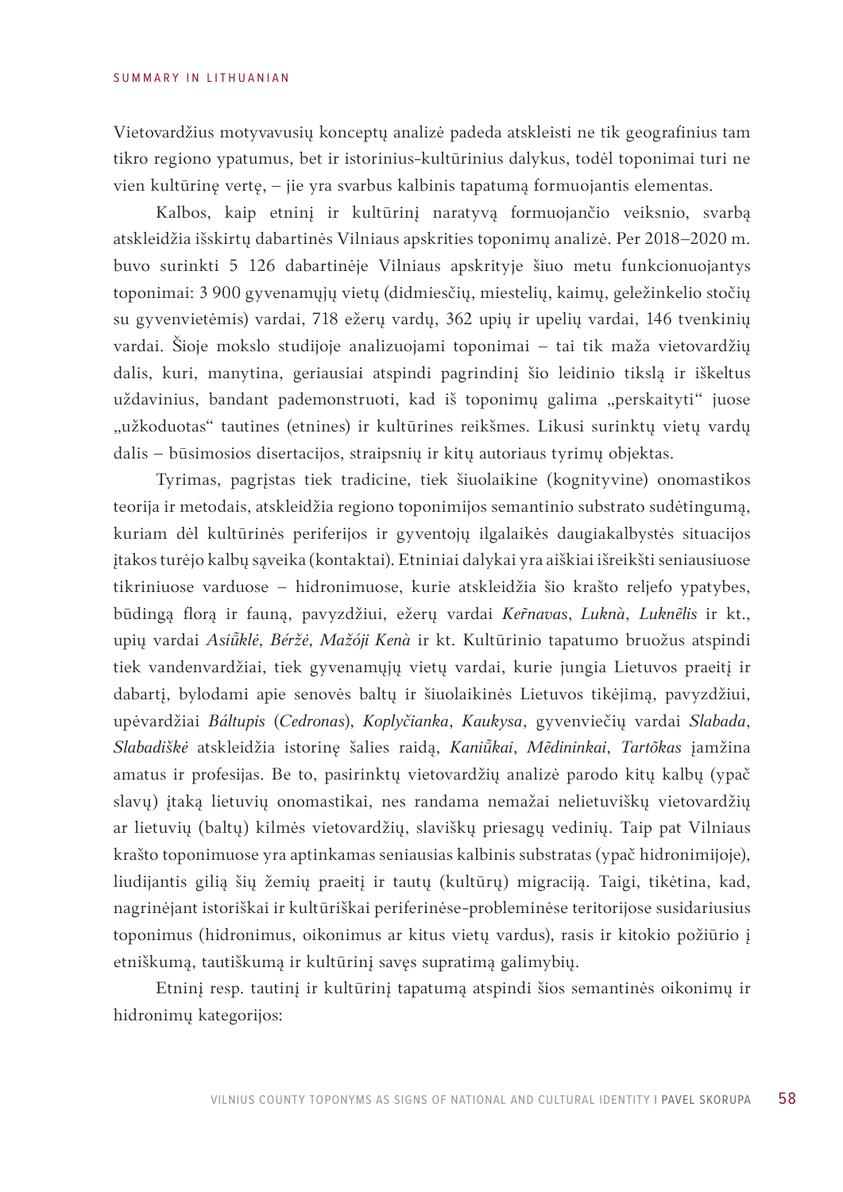Vietovardžius motyvavusių konceptų analizė padeda atskleisti ne tik geografinius tam tikro regiono ypatumus, bet ir istorinius-kultūrinius dalykus, todėl toponimai turi ne vien kultūrinę vertę, – jie yra svarbus kalbinis tapatumą formuojantis elementas.

Kalbos, kaip etninį ir kultūrinį naratyvą formuojančio veiksnio, svarbą atskleidžia išskirtų dabartinės Vilniaus apskrities toponimų analizė. Per 2018–2020 m. buvo surinkti 5 126 dabartinėje Vilniaus apskrityje šiuo metu funkcionuojantys toponimai: 3 900 gyvenamųjų vietų (didmiesčių, miestelių, kaimų, geležinkelio stočių su gyvenvietėmis) vardai, 718 ežerų vardų, 362 upių ir upelių vardai, 146 tvenkinių vardai. Šioje mokslo studijoje analizuojami toponimai – tai tik maža vietovardžių dalis, kuri, manytina, geriausiai atspindi pagrindinį šio leidinio tikslą ir iškeltus uždavinius, bandant pademonstruoti, kad iš toponimų galima „perskaityti" juose „užkoduotas" tautines (etnines) ir kultūrines reikšmes. Likusi surinktų vietų vardų dalis – būsimosios disertacijos, straipsnių ir kitų autoriaus tyrimų objektas.

Tyrimas, pagrįstas tiek tradicine, tiek šiuolaikine (kognityvine) onomastikos teorija ir metodais, atskleidžia regiono toponimijos semantinio substrato sudėtingumą, kuriam dėl kultūrinės periferijos ir gyventojų ilgalaikės daugiakalbystės situacijos įtakos turėjo kalbų sąveika (kontaktai). Etniniai dalykai yra aiškiai išreikšti seniausiuose tikriniuose varduose – hidronimuose, kurie atskleidžia šio krašto reljefo ypatybes, būdingą florą ir fauną, pavyzdžiui, ežerų vardai *Ker̃navas*, *Luknà*, *Luknẽlis* ir kt., upių vardai *Asiũklė*, *Béržė*, *Mažóji Kenà* ir kt. Kultūrinio tapatumo bruožus atspindi tiek vandenvardžiai, tiek gyvenamųjų vietų vardai, kurie jungia Lietuvos praeitį ir dabartį, bylodami apie senovės baltų ir šiuolaikinės Lietuvos tikėjimą, pavyzdžiui, upėvardžiai *Báltupis* (*Cedronas*), *Koplyčianka*, *Kaukysa*, gyvenviečių vardai *Slabada*, *Slabadiškė* atskleidžia istorinę šalies raidą, *Kaniũkai*, *Mẽdininkai*, *Tartõkas* įamžina amatus ir profesijas. Be to, pasirinktų vietovardžių analizė parodo kitų kalbų (ypač slavų) įtaką lietuvių onomastikai, nes randama nemažai nelietuviškų vietovardžių ar lietuvių (baltų) kilmės vietovardžių, slaviškų priesagų vedinių. Taip pat Vilniaus krašto toponimuose yra aptinkamas seniausias kalbinis substratas (ypač hidronimijoje), liudijantis gilią šių žemių praeitį ir tautų (kultūrų) migraciją. Taigi, tikėtina, kad, nagrinėjant istoriškai ir kultūriškai periferinėse-probleminėse teritorijose susidariusius toponimus (hidronimus, oikonimus ar kitus vietų vardus), rasis ir kitokio požiūrio į etniškumą, tautiškumą ir kultūrinį savęs supratimą galimybių.

Etninį resp. tautinį ir kultūrinį tapatumą atspindi šios semantinės oikonimų ir hidronimų kategorijos: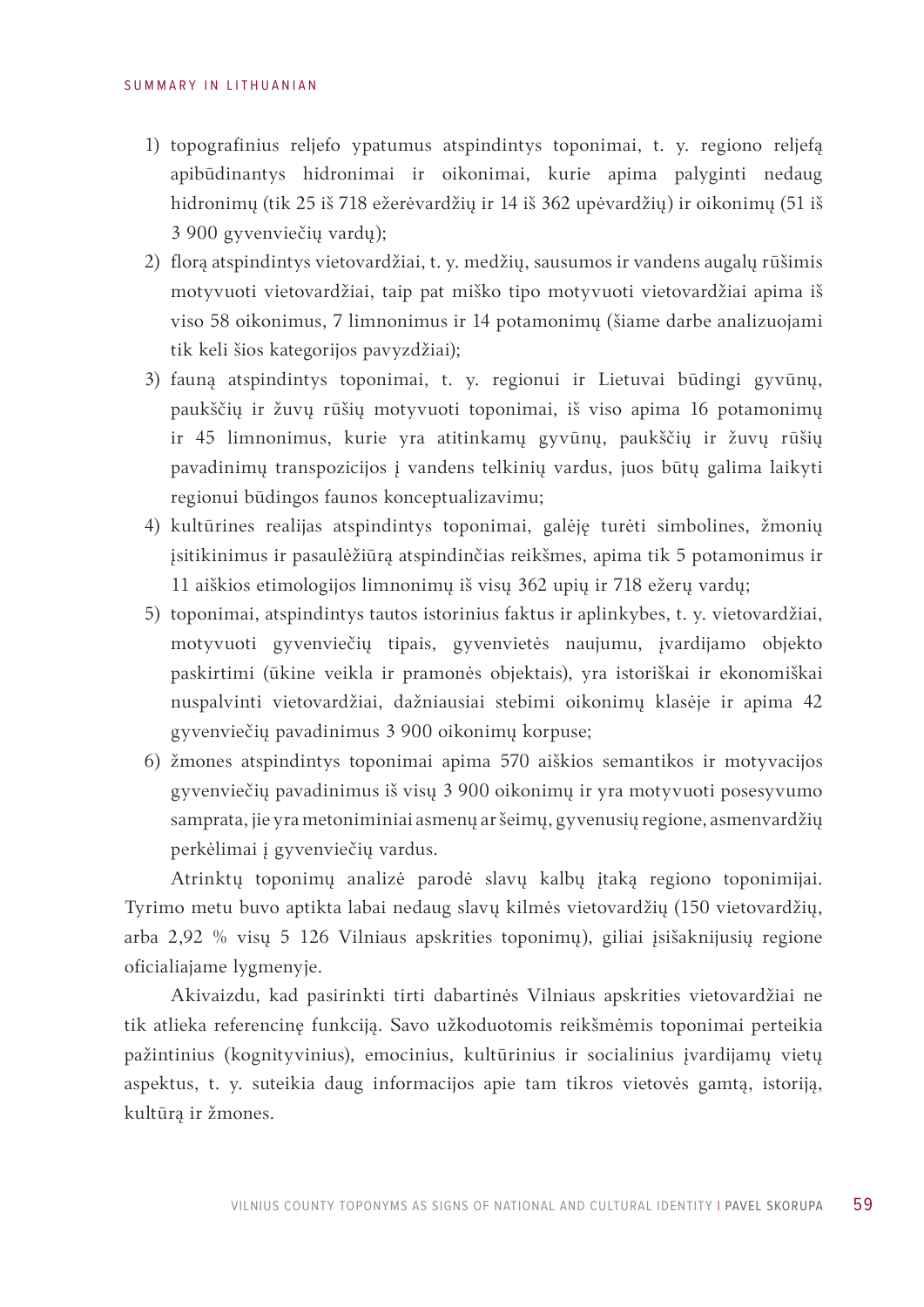1) topografinius reljefo ypatumus atspindintys toponimai, t. y. regiono reljefą apibūdinantys hidronimai ir oikonimai, kurie apima palyginti nedaug hidronimų (tik 25 iš 718 ežerėvardžių ir 14 iš 362 upėvardžių) ir oikonimų (51 iš 3 900 gyvenviečių vardų);
2) florą atspindintys vietovardžiai, t. y. medžių, sausumos ir vandens augalų rūšimis motyvuoti vietovardžiai, taip pat miško tipo motyvuoti vietovardžiai apima iš viso 58 oikonimus, 7 limnonimus ir 14 potamonimų (šiame darbe analizuojami tik keli šios kategorijos pavyzdžiai);
3) fauną atspindintys toponimai, t. y. regionui ir Lietuvai būdingi gyvūnų, paukščių ir žuvų rūšių motyvuoti toponimai, iš viso apima 16 potamonimų ir 45 limnonimus, kurie yra atitinkamų gyvūnų, paukščių ir žuvų rūšių pavadinimų transpozicijos į vandens telkinių vardus, juos būtų galima laikyti regionui būdingos faunos konceptualizavimu;
4) kultūrines realijas atspindintys toponimai, galėję turėti simbolines, žmonių įsitikinimus ir pasaulėžiūrą atspindinčias reikšmes, apima tik 5 potamonimus ir 11 aiškios etimologijos limnonimų iš visų 362 upių ir 718 ežerų vardų;
5) toponimai, atspindintys tautos istorinius faktus ir aplinkybes, t. y. vietovardžiai, motyvuoti gyvenviečių tipais, gyvenvietės naujumu, įvardijamo objekto paskirtimi (ūkine veikla ir pramonės objektais), yra istoriškai ir ekonomiškai nuspalvinti vietovardžiai, dažniausiai stebimi oikonimų klasėje ir apima 42 gyvenviečių pavadinimus 3 900 oikonimų korpuse;
6) žmones atspindintys toponimai apima 570 aiškios semantikos ir motyvacijos gyvenviečių pavadinimus iš visų 3 900 oikonimų ir yra motyvuoti posesyvumo samprata, jie yra metoniminiai asmenų ar šeimų, gyvenusių regione, asmenvardžių perkėlimai į gyvenviečių vardus.

Atrinktų toponimų analizė parodė slavų kalbų įtaką regiono toponimijai. Tyrimo metu buvo aptikta labai nedaug slavų kilmės vietovardžių (150 vietovardžių, arba 2,92 % visų 5 126 Vilniaus apskrities toponimų), giliai įsišaknijusių regione oficialiajame lygmenyje.

Akivaizdu, kad pasirinkti tirti dabartinės Vilniaus apskrities vietovardžiai ne tik atlieka referencinę funkciją. Savo užkoduotomis reikšmėmis toponimai perteikia pažintinius (kognityvinius), emocinius, kultūrinius ir socialinius įvardijamų vietų aspektus, t. y. suteikia daug informacijos apie tam tikros vietovės gamtą, istoriją, kultūrą ir žmones.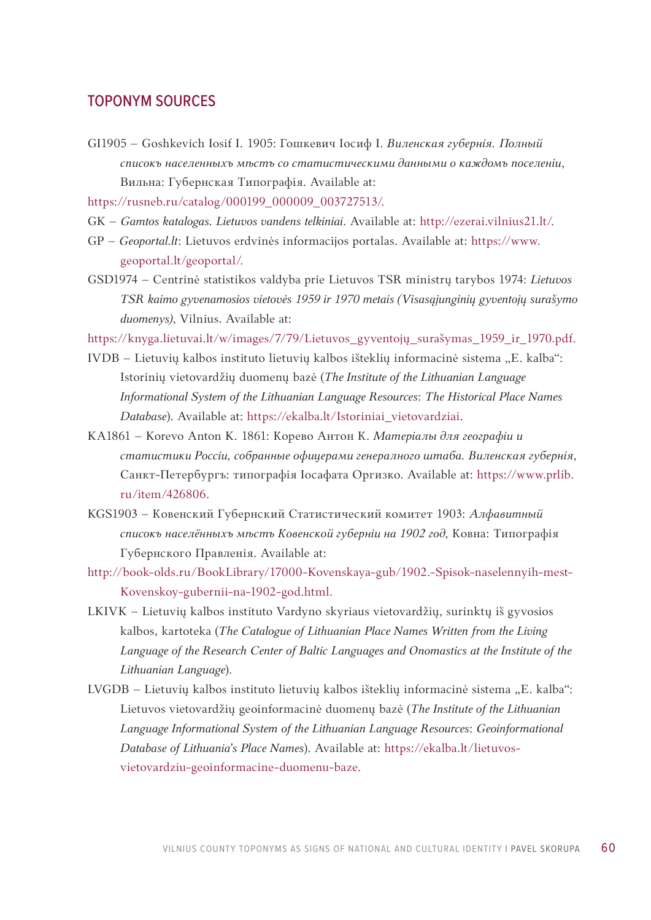## TOPONYM SOURCES

GI1905 – Goshkevich Iosif I. 1905: Гошкевич Іосиф І. *Виленская губернія. Полный спискъ населенныхъ мѣстъ со статистическими данными о каждомъ поселеніи*, Вильна: Губернская Типографія. Available at: https://rusneb.ru/catalog/000199_000009_003727513/.

GK – *Gamtos katalogas. Lietuvos vandens telkiniai*. Available at: http://ezerai.vilnius21.lt/.

GP – *Geoportal.lt*: Lietuvos erdvinės informacijos portalas. Available at: https://www.geoportal.lt/geoportal/.

GSD1974 – Centrinė statistikos valdyba prie Lietuvos TSR ministrų tarybos 1974: *Lietuvos TSR kaimo gyvenamosios vietovės 1959 ir 1970 metais (Visasąjunginių gyventojų surašymo duomenys)*, Vilnius. Available at: https://knyga.lietuvai.lt/w/images/7/79/Lietuvos_gyventojų_surašymas_1959_ir_1970.pdf.

IVDB – Lietuvių kalbos instituto lietuvių kalbos išteklių informacinė sistema „E. kalba“: Istorinių vietovardžių duomenų bazė (*The Institute of the Lithuanian Language Informational System of the Lithuanian Language Resources*: *The Historical Place Names Database*). Available at: https://ekalba.lt/Istoriniai_vietovardziai.

KA1861 – Korevo Anton K. 1861: Корево Антон К. *Матеріалы для географіи и статистики Россіи, собранные офицерами генералного штаба. Виленская губернія*, Санкт-Петербургъ: типографія Іосафата Оргизко. Available at: https://www.prlib.ru/item/426806.

KGS1903 – Ковенский Губернский Статистический комитет 1903: *Алфавитный спискъ населённыхъ мѣстъ Ковенской губерніи на 1902 год*, Ковна: Типографія Губернского Правленія. Available at: http://book-olds.ru/BookLibrary/17000-Kovenskaya-gub/1902.-Spisok-naselennyih-mest-Kovenskoy-gubernii-na-1902-god.html.

LKIVK – Lietuvių kalbos instituto Vardyno skyriaus vietovardžių, surinktų iš gyvosios kalbos, kartoteka (*The Catalogue of Lithuanian Place Names Written from the Living Language of the Research Center of Baltic Languages and Onomastics at the Institute of the Lithuanian Language*).

LVGDB – Lietuvių kalbos instituto lietuvių kalbos išteklių informacinė sistema „E. kalba“: Lietuvos vietovardžių geoinformacinė duomenų bazė (*The Institute of the Lithuanian Language Informational System of the Lithuanian Language Resources*: *Geoinformational Database of Lithuania's Place Names*). Available at: https://ekalba.lt/lietuvos-vietovardziu-geoinformacine-duomenu-baze.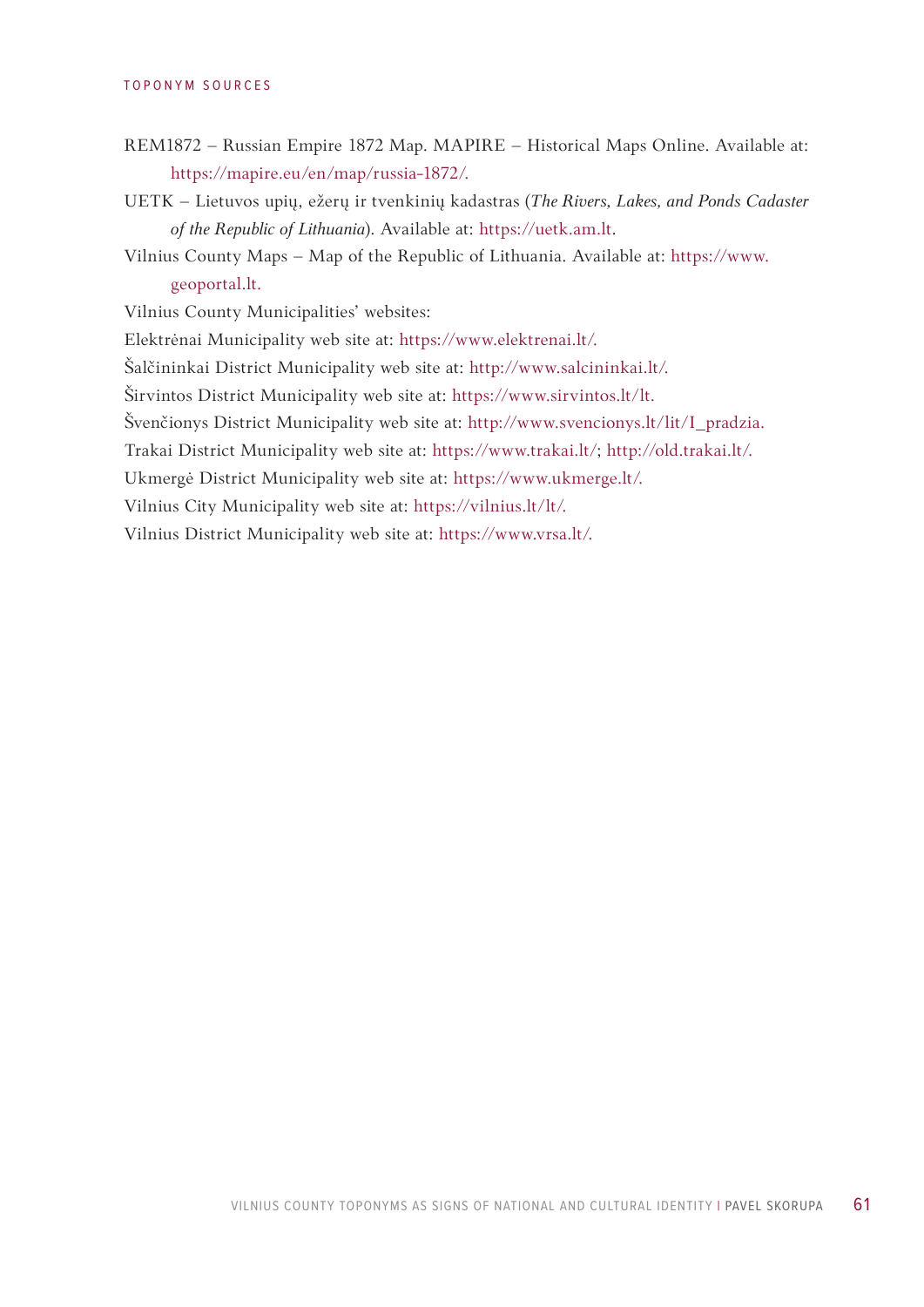REM1872 – Russian Empire 1872 Map. MAPIRE – Historical Maps Online. Available at: https://mapire.eu/en/map/russia-1872/.

UETK – Lietuvos upių, ežerų ir tvenkinių kadastras (*The Rivers, Lakes, and Ponds Cadaster of the Republic of Lithuania*). Available at: https://uetk.am.lt.

Vilnius County Maps – Map of the Republic of Lithuania. Available at: https://www.geoportal.lt.

Vilnius County Municipalities' websites:

Elektrėnai Municipality web site at: https://www.elektrenai.lt/.

Šalčininkai District Municipality web site at: http://www.salcininkai.lt/.

Širvintos District Municipality web site at: https://www.sirvintos.lt/lt.

Švenčionys District Municipality web site at: http://www.svencionys.lt/lit/I_pradzia.

Trakai District Municipality web site at: https://www.trakai.lt/; http://old.trakai.lt/.

Ukmergė District Municipality web site at: https://www.ukmerge.lt/.

Vilnius City Municipality web site at: https://vilnius.lt/lt/.

Vilnius District Municipality web site at: https://www.vrsa.lt/.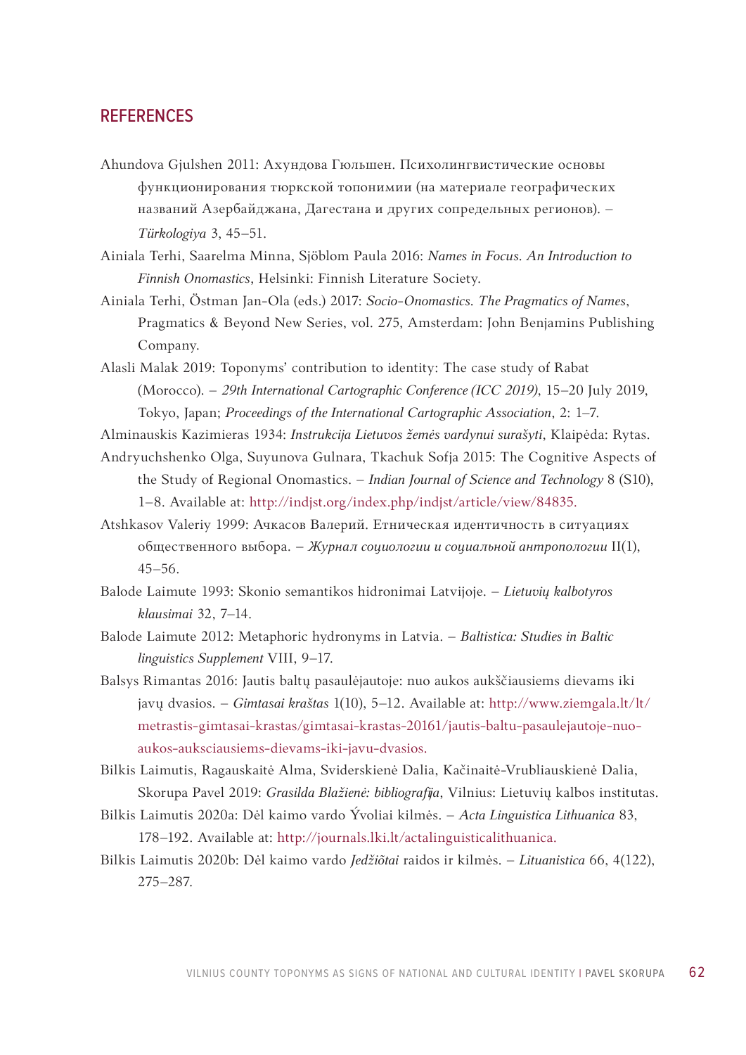## REFERENCES

Ahundova Gjulshen 2011: Ахундова Гюльшен. Психолингвистические основы функционирования тюркской топонимии (на материале географических названий Азербайджана, Дагестана и других сопредельных регионов). – *Türkologiya* 3, 45–51.

Ainiala Terhi, Saarelma Minna, Sjöblom Paula 2016: *Names in Focus. An Introduction to Finnish Onomastics*, Helsinki: Finnish Literature Society.

Ainiala Terhi, Östman Jan-Ola (eds.) 2017: *Socio-Onomastics. The Pragmatics of Names*, Pragmatics & Beyond New Series, vol. 275, Amsterdam: John Benjamins Publishing Company.

Alasli Malak 2019: Toponyms' contribution to identity: The case study of Rabat (Morocco). – *29th International Cartographic Conference (ICC 2019)*, 15–20 July 2019, Tokyo, Japan; *Proceedings of the International Cartographic Association*, 2: 1–7.

Alminauskis Kazimieras 1934: *Instrukcija Lietuvos žemės vardynui surašyti*, Klaipėda: Rytas.

Andryuchshenko Olga, Suyunova Gulnara, Tkachuk Sofja 2015: The Cognitive Aspects of the Study of Regional Onomastics. – *Indian Journal of Science and Technology* 8 (S10), 1–8. Available at: http://indjst.org/index.php/indjst/article/view/84835.

Atshkasov Valeriy 1999: Ачкасов Валерий. Этническая идентичность в ситуациях общественного выбора. – *Журнал социологии и социальной антропологии* II(1), 45–56.

Balode Laimute 1993: Skonio semantikos hidronimai Latvijoje. – *Lietuvių kalbotyros klausimai* 32, 7–14.

Balode Laimute 2012: Metaphoric hydronyms in Latvia. – *Baltistica: Studies in Baltic linguistics Supplement* VIII, 9–17.

Balsys Rimantas 2016: Jautis baltų pasaulėjautoje: nuo aukos aukščiausiems dievams iki javų dvasios. – *Gimtasai kraštas* 1(10), 5–12. Available at: http://www.ziemgala.lt/lt/metrastis-gimtasai-krastas/gimtasai-krastas-20161/jautis-baltu-pasaulejautoje-nuo-aukos-auksciausiems-dievams-iki-javu-dvasios.

Bilkis Laimutis, Ragauskaitė Alma, Sviderskienė Dalia, Kačinaitė-Vrubliauskienė Dalia, Skorupa Pavel 2019: *Grasilda Blažienė: bibliografija*, Vilnius: Lietuvių kalbos institutas.

Bilkis Laimutis 2020a: Dėl kaimo vardo Ývoliai kilmės. – *Acta Linguistica Lithuanica* 83, 178–192. Available at: http://journals.lki.lt/actalinguisticalithuanica.

Bilkis Laimutis 2020b: Dėl kaimo vardo *Jedžiõtai* raidos ir kilmės. – *Lituanistica* 66, 4(122), 275–287.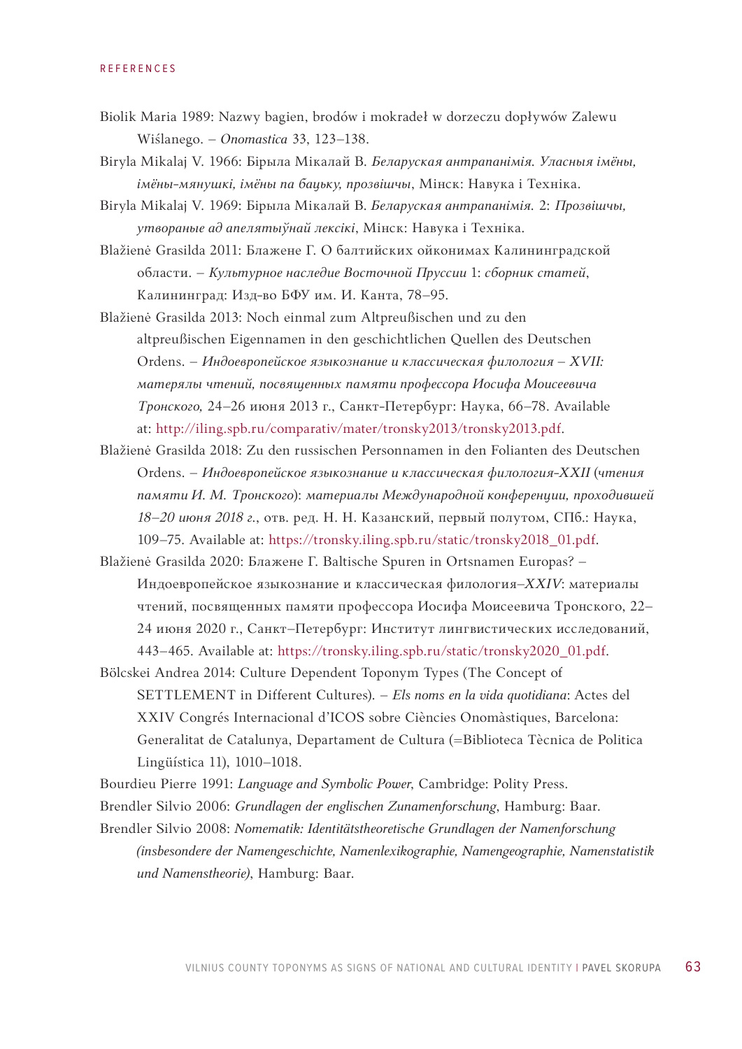REFERENCES

Biolik Maria 1989: Nazwy bagien, brodów i mokradeł w dorzeczu dopływów Zalewu Wiślanego. – *Onomastica* 33, 123–138.

Biryla Mikalaj V. 1966: Бірыла Мікалай В. *Беларуская антрапанімія. Уласныя імёны, імёны-мянушкі, імёны па бацьку, прозвішчы*, Мінск: Навука і Тэхніка.

Biryla Mikalaj V. 1969: Бірыла Мікалай В. *Беларуская антрапанімія.* 2: *Прозвішчы, утвораные ад апелятыўнай лексікі*, Мінск: Навука і Тэхніка.

Blažienė Grasilda 2011: Блажене Г. О балтийских ойконимах Калининградской области. – *Культурное наследие Восточной Пруссии* 1: *сборник статей*, Калининград: Изд-во БФУ им. И. Канта, 78–95.

Blažienė Grasilda 2013: Noch einmal zum Altpreußischen und zu den altpreußischen Eigennamen in den geschichtlichen Quellen des Deutschen Ordens. – *Индоевропейское языкознание и классическая филология – XVII: матерялы чтений, посвященных памяти профессора Иосифа Моисеевича Тронского,* 24–26 июня 2013 г., Санкт-Петербург: Наука, 66–78. Available at: http://iling.spb.ru/comparativ/mater/tronsky2013/tronsky2013.pdf.

Blažienė Grasilda 2018: Zu den russischen Personnamen in den Folianten des Deutschen Ordens. – *Индоевропейское языкознание и классическая филология-XXII* (*чтения памяти И. М. Тронского*): *материалы Международной конференции, проходившей 18–20 июня 2018 г.*, отв. ред. Н. Н. Казанский, первый полутом, СПб.: Наука, 109–75. Available at: https://tronsky.iling.spb.ru/static/tronsky2018_01.pdf.

Blažienė Grasilda 2020: Блажене Г. Baltische Spuren in Ortsnamen Europas? – Индоевропейское языкознание и классическая филология–*XXIV*: материалы чтений, посвященных памяти профессора Иосифа Моисеевича Тронского, 22–24 июня 2020 г., Санкт–Петербург: Институт лингвистических исследований, 443–465. Available at: https://tronsky.iling.spb.ru/static/tronsky2020_01.pdf.

Bölcskei Andrea 2014: Culture Dependent Toponym Types (The Concept of SETTLEMENT in Different Cultures). – *Els noms en la vida quotidiana*: Actes del XXIV Congrés Internacional d'ICOS sobre Ciències Onomàstiques, Barcelona: Generalitat de Catalunya, Departament de Cultura (=Biblioteca Tècnica de Politica Lingüística 11), 1010–1018.

Bourdieu Pierre 1991: *Language and Symbolic Power*, Cambridge: Polity Press.

Brendler Silvio 2006: *Grundlagen der englischen Zunamenforschung*, Hamburg: Baar.

Brendler Silvio 2008: *Nomematik: Identitätstheoretische Grundlagen der Namenforschung (insbesondere der Namengeschichte, Namenlexikographie, Namengeographie, Namenstatistik und Namenstheorie)*, Hamburg: Baar.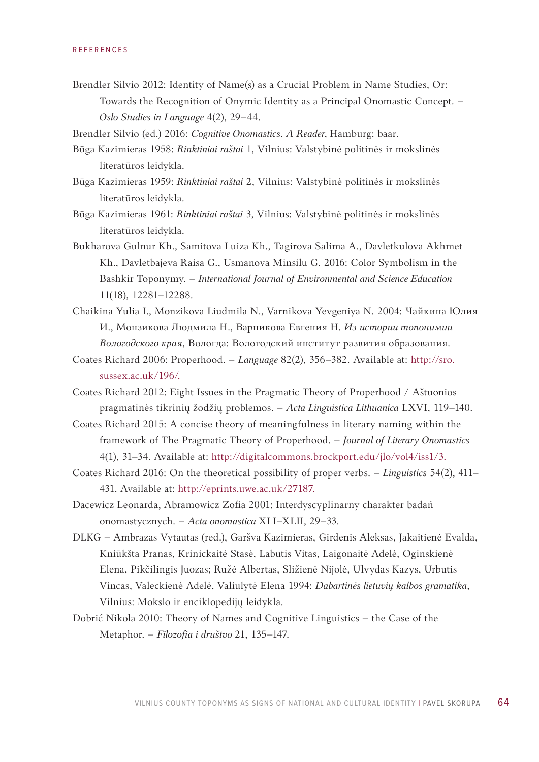REFERENCES

Brendler Silvio 2012: Identity of Name(s) as a Crucial Problem in Name Studies, Or: Towards the Recognition of Onymic Identity as a Principal Onomastic Concept. – *Oslo Studies in Language* 4(2), 29–44.

Brendler Silvio (ed.) 2016: *Cognitive Onomastics. A Reader*, Hamburg: baar.

Būga Kazimieras 1958: *Rinktiniai raštai* 1, Vilnius: Valstybinė politinės ir mokslinės literatūros leidykla.

Būga Kazimieras 1959: *Rinktiniai raštai* 2, Vilnius: Valstybinė politinės ir mokslinės literatūros leidykla.

Būga Kazimieras 1961: *Rinktiniai raštai* 3, Vilnius: Valstybinė politinės ir mokslinės literatūros leidykla.

Bukharova Gulnur Kh., Samitova Luiza Kh., Tagirova Salima A., Davletkulova Akhmet Kh., Davletbajeva Raisa G., Usmanova Minsilu G. 2016: Color Symbolism in the Bashkir Toponymy. – *International Journal of Environmental and Science Education* 11(18), 12281–12288.

Chaikina Yulia I., Monzikova Liudmila N., Varnikova Yevgeniya N. 2004: Чайкина Юлия И., Монзикова Людмила Н., Варникова Евгения Н. *Из истории топонимии Вологодского края*, Вологда: Вологодский институт развития образования.

Coates Richard 2006: Properhood. – *Language* 82(2), 356–382. Available at: http://sro.sussex.ac.uk/196/.

Coates Richard 2012: Eight Issues in the Pragmatic Theory of Properhood / Aštuonios pragmatinės tikrinių žodžių problemos. – *Acta Linguistica Lithuanica* LXVI, 119–140.

Coates Richard 2015: A concise theory of meaningfulness in literary naming within the framework of The Pragmatic Theory of Properhood. – *Journal of Literary Onomastics* 4(1), 31–34. Available at: http://digitalcommons.brockport.edu/jlo/vol4/iss1/3.

Coates Richard 2016: On the theoretical possibility of proper verbs. – *Linguistics* 54(2), 411–431. Available at: http://eprints.uwe.ac.uk/27187.

Dacewicz Leonarda, Abramowicz Zofia 2001: Interdyscyplinarny charakter badań onomastycznych. – *Acta onomastica* XLI–XLII, 29–33.

DLKG – Ambrazas Vytautas (red.), Garšva Kazimieras, Girdenis Aleksas, Jakaitienė Evalda, Kniūkšta Pranas, Krinickaitė Stasė, Labutis Vitas, Laigonaitė Adelė, Oginskienė Elena, Pikčilingis Juozas; Ružė Albertas, Sližienė Nijolė, Ulvydas Kazys, Urbutis Vincas, Valeckienė Adelė, Valiulytė Elena 1994: *Dabartinės lietuvių kalbos gramatika*, Vilnius: Mokslo ir enciklopedijų leidykla.

Dobrić Nikola 2010: Theory of Names and Cognitive Linguistics – the Case of the Metaphor. – *Filozofia i društvo* 21, 135–147.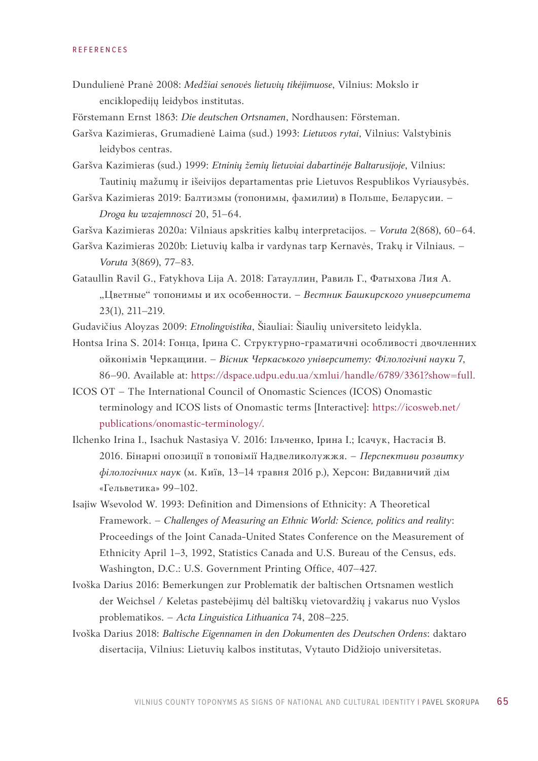REFERENCES

Dundulienė Pranė 2008: *Medžiai senovės lietuvių tikėjimuose*, Vilnius: Mokslo ir enciklopedijų leidybos institutas.

Förstemann Ernst 1863: *Die deutschen Ortsnamen*, Nordhausen: Förstemann.

Garšva Kazimieras, Grumadienė Laima (sud.) 1993: *Lietuvos rytai*, Vilnius: Valstybinis leidybos centras.

Garšva Kazimieras (sud.) 1999: *Etninių žemių lietuviai dabartinėje Baltarusijoje*, Vilnius: Tautinių mažumų ir išeivijos departamentas prie Lietuvos Respublikos Vyriausybės.

Garšva Kazimieras 2019: Балтизмы (топонимы, фамилии) в Польше, Беларусии. – *Droga ku wzajemnosci* 20, 51–64.

Garšva Kazimieras 2020a: Vilniaus apskrities kalbų interpretacijos. – *Voruta* 2(868), 60–64.

Garšva Kazimieras 2020b: Lietuvių kalba ir vardynas tarp Kernavės, Trakų ir Vilniaus. – *Voruta* 3(869), 77–83.

Gataullin Ravil G., Fatykhova Lija A. 2018: Гатауллин, Равиль Г., Фатыхова Лия А. „Цветные“ топонимы и их особенности. – *Вестник Башкирского университета* 23(1), 211–219.

Gudavičius Aloyzas 2009: *Etnolingvistika*, Šiauliai: Šiaulių universiteto leidykla.

Hontsa Irina S. 2014: Гонца, Ірина С. Структурно-граматичні особливості двочленних ойконімів Черкащини. – *Вісник Черкаського університету: Філологічні науки* 7, 86–90. Available at: https://dspace.udpu.edu.ua/xmlui/handle/6789/3361?show=full.

ICOS OT – The International Council of Onomastic Sciences (ICOS) Onomastic terminology and ICOS lists of Onomastic terms [Interactive]: https://icosweb.net/publications/onomastic-terminology/.

Ilchenko Irina I., Isachuk Nastasiya V. 2016: Ільченко, Ірина І.; Ісачук, Настасія В. 2016. Бінарні опозиції в топовімії Надвеликолужжя. – *Перспективи розвитку філологічних наук* (м. Київ, 13–14 травня 2016 р.), Херсон: Видавничий дім «Гельветика» 99–102.

Isajiw Wsevolod W. 1993: Definition and Dimensions of Ethnicity: A Theoretical Framework. – *Challenges of Measuring an Ethnic World: Science, politics and reality*: Proceedings of the Joint Canada-United States Conference on the Measurement of Ethnicity April 1–3, 1992, Statistics Canada and U.S. Bureau of the Census, eds. Washington, D.C.: U.S. Government Printing Office, 407–427.

Ivoška Darius 2016: Bemerkungen zur Problematik der baltischen Ortsnamen westlich der Weichsel / Keletas pastebėjimų dėl baltiškų vietovardžių į vakarus nuo Vyslos problematikos. – *Acta Linguistica Lithuanica* 74, 208–225.

Ivoška Darius 2018: *Baltische Eigennamen in den Dokumenten des Deutschen Ordens*: daktaro disertacija, Vilnius: Lietuvių kalbos institutas, Vytauto Didžiojo universitetas.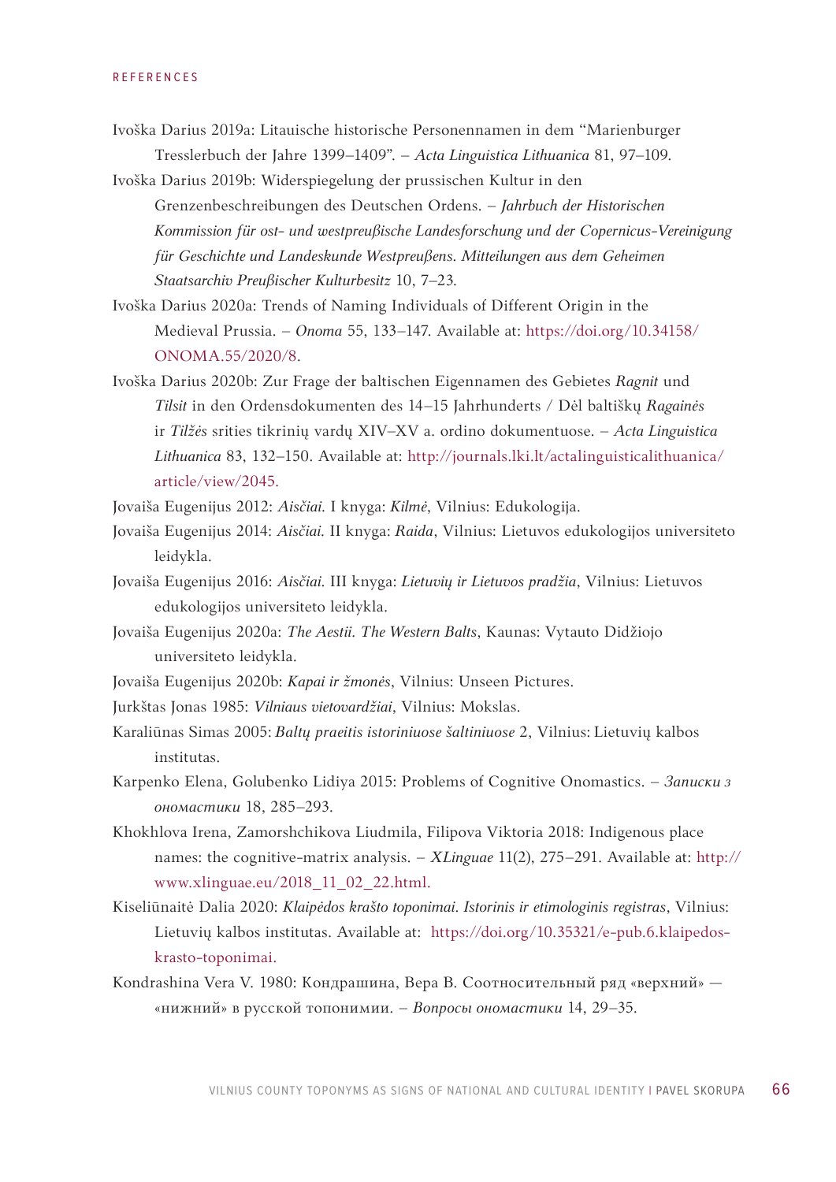REFERENCES

Ivoška Darius 2019a: Litauische historische Personennamen in dem "Marienburger Tresslerbuch der Jahre 1399–1409". – *Acta Linguistica Lithuanica* 81, 97–109.

Ivoška Darius 2019b: Widerspiegelung der prussischen Kultur in den Grenzenbeschreibungen des Deutschen Ordens. – *Jahrbuch der Historischen Kommission für ost- und westpreußische Landesforschung und der Copernicus-Vereinigung für Geschichte und Landeskunde Westpreußens. Mitteilungen aus dem Geheimen Staatsarchiv Preußischer Kulturbesitz* 10, 7–23.

Ivoška Darius 2020a: Trends of Naming Individuals of Different Origin in the Medieval Prussia. – *Onoma* 55, 133–147. Available at: https://doi.org/10.34158/ONOMA.55/2020/8.

Ivoška Darius 2020b: Zur Frage der baltischen Eigennamen des Gebietes *Ragnit* und *Tilsit* in den Ordensdokumenten des 14–15 Jahrhunderts / Dėl baltiškų *Ragainės* ir *Tilžės* srities tikrinių vardų XIV–XV a. ordino dokumentuose. – *Acta Linguistica Lithuanica* 83, 132–150. Available at: http://journals.lki.lt/actalinguisticalithuanica/article/view/2045.

Jovaiša Eugenijus 2012: *Aisčiai*. I knyga: *Kilmė*, Vilnius: Edukologija.

Jovaiša Eugenijus 2014: *Aisčiai*. II knyga: *Raida*, Vilnius: Lietuvos edukologijos universiteto leidykla.

Jovaiša Eugenijus 2016: *Aisčiai*. III knyga: *Lietuvių ir Lietuvos pradžia*, Vilnius: Lietuvos edukologijos universiteto leidykla.

Jovaiša Eugenijus 2020a: *The Aestii. The Western Balts*, Kaunas: Vytauto Didžiojo universiteto leidykla.

Jovaiša Eugenijus 2020b: *Kapai ir žmonės*, Vilnius: Unseen Pictures.

Jurkštas Jonas 1985: *Vilniaus vietovardžiai*, Vilnius: Mokslas.

Karaliūnas Simas 2005: *Baltų praeitis istoriniuose šaltiniuose* 2, Vilnius: Lietuvių kalbos institutas.

Karpenko Elena, Golubenko Lidiya 2015: Problems of Cognitive Onomastics. – *Записки з ономастики* 18, 285–293.

Khokhlova Irena, Zamorshchikova Liudmila, Filipova Viktoria 2018: Indigenous place names: the cognitive-matrix analysis. – *XLinguae* 11(2), 275–291. Available at: http://www.xlinguae.eu/2018_11_02_22.html.

Kiseliūnaitė Dalia 2020: *Klaipėdos krašto toponimai. Istorinis ir etimologinis registras*, Vilnius: Lietuvių kalbos institutas. Available at: https://doi.org/10.35321/e-pub.6.klaipedos-krasto-toponimai.

Kondrashina Vera V. 1980: Кондрашина, Вера В. Соотносительный ряд «верхний» — «нижний» в русской топонимии. – *Вопросы ономастики* 14, 29–35.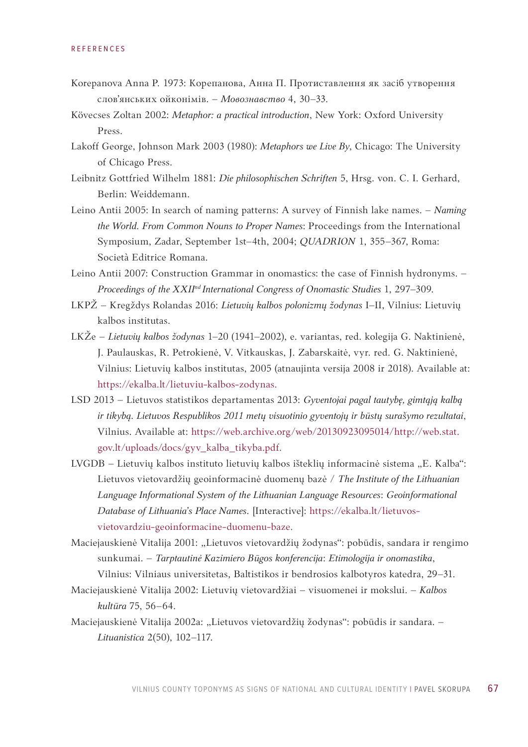REFERENCES

Korepanova Anna P. 1973: Корепанова, Анна П. Протиставлення як засіб утворення слов'янських ойконімів. – *Мовознавство* 4, 30–33.

Kövecses Zoltan 2002: *Metaphor: a practical introduction*, New York: Oxford University Press.

Lakoff George, Johnson Mark 2003 (1980): *Metaphors we Live By*, Chicago: The University of Chicago Press.

Leibnitz Gottfried Wilhelm 1881: *Die philosophischen Schriften* 5, Hrsg. von. C. I. Gerhard, Berlin: Weiddemann.

Leino Antii 2005: In search of naming patterns: A survey of Finnish lake names. – *Naming the World. From Common Nouns to Proper Names*: Proceedings from the International Symposium, Zadar, September 1st–4th, 2004; *QUADRION* 1, 355–367, Roma: Società Editrice Romana.

Leino Antii 2007: Construction Grammar in onomastics: the case of Finnish hydronyms. – *Proceedings of the XXII*nd *International Congress of Onomastic Studies* 1, 297–309.

LKPŽ – Kregždys Rolandas 2016: *Lietuvių kalbos polonizmų žodynas* I–II, Vilnius: Lietuvių kalbos institutas.

LKŽe – *Lietuvių kalbos žodynas* 1–20 (1941–2002), e. variantas, red. kolegija G. Naktinienė, J. Paulauskas, R. Petrokienė, V. Vitkauskas, J. Zabarskaitė, vyr. red. G. Naktinienė, Vilnius: Lietuvių kalbos institutas, 2005 (atnaujinta versija 2008 ir 2018). Available at: https://ekalba.lt/lietuviu-kalbos-zodynas.

LSD 2013 – Lietuvos statistikos departamentas 2013: *Gyventojai pagal tautybę, gimtąją kalbą ir tikybą. Lietuvos Respublikos 2011 metų visuotinio gyventojų ir būstų surašymo rezultatai*, Vilnius. Available at: https://web.archive.org/web/20130923095014/http://web.stat.gov.lt/uploads/docs/gyv_kalba_tikyba.pdf.

LVGDB – Lietuvių kalbos instituto lietuvių kalbos išteklių informacinė sistema „E. Kalba": Lietuvos vietovardžių geoinformacinė duomenų bazė / *The Institute of the Lithuanian Language Informational System of the Lithuanian Language Resources*: *Geoinformational Database of Lithuania's Place Names*. [Interactive]: https://ekalba.lt/lietuvos-vietovardziu-geoinformacine-duomenu-baze.

Maciejauskienė Vitalija 2001: „Lietuvos vietovardžių žodynas": pobūdis, sandara ir rengimo sunkumai. – *Tarptautinė Kazimiero Būgos konferencija*: *Etimologija ir onomastika*, Vilnius: Vilniaus universitetas, Baltistikos ir bendrosios kalbotyros katedra, 29–31.

Maciejauskienė Vitalija 2002: Lietuvių vietovardžiai – visuomenei ir mokslui. – *Kalbos kultūra* 75, 56–64.

Maciejauskienė Vitalija 2002a: „Lietuvos vietovardžių žodynas": pobūdis ir sandara. – *Lituanistica* 2(50), 102–117.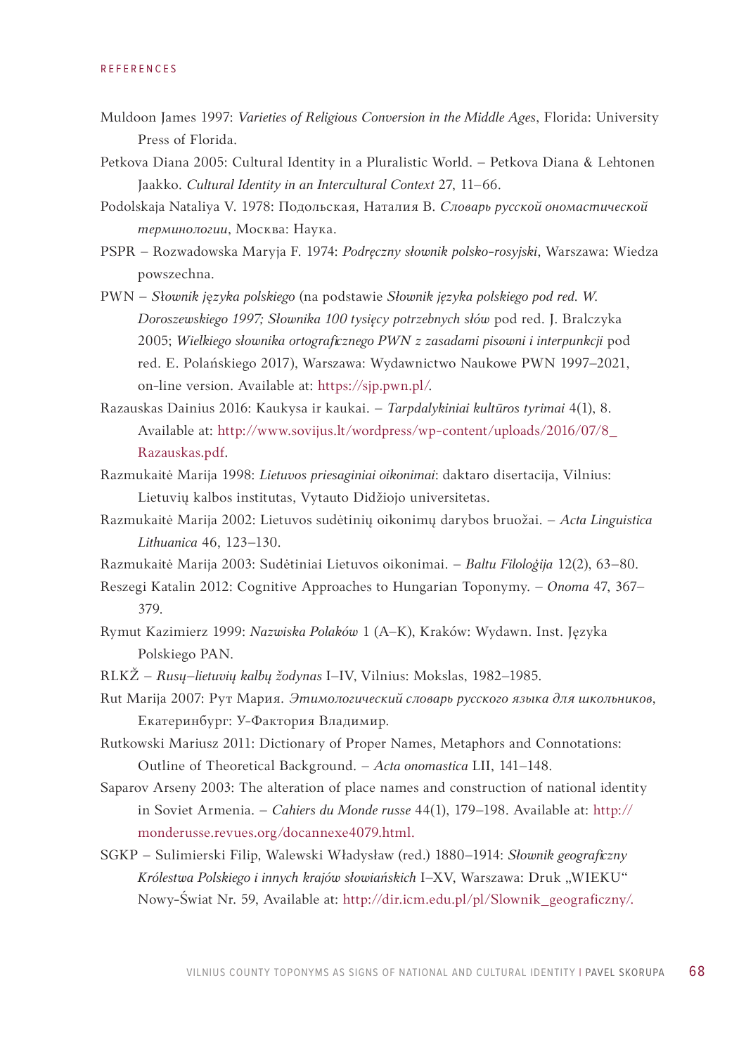Muldoon James 1997: *Varieties of Religious Conversion in the Middle Ages*, Florida: University Press of Florida.

Petkova Diana 2005: Cultural Identity in a Pluralistic World. – Petkova Diana & Lehtonen Jaakko. *Cultural Identity in an Intercultural Context* 27, 11–66.

Podolskaja Nataliya V. 1978: Подольская, Наталия В. *Словарь русской ономастической терминологии*, Москва: Наука.

PSPR – Rozwadowska Maryja F. 1974: *Podręczny słownik polsko-rosyjski*, Warszawa: Wiedza powszechna.

PWN – *Słownik języka polskiego* (na podstawie *Słownik języka polskiego pod red. W. Doroszewskiego 1997; Słownika 100 tysięcy potrzebnych słów* pod red. J. Bralczyka 2005; *Wielkiego słownika ortograficznego PWN z zasadami pisowni i interpunkcji* pod red. E. Polańskiego 2017), Warszawa: Wydawnictwo Naukowe PWN 1997–2021, on-line version. Available at: https://sjp.pwn.pl/.

Razauskas Dainius 2016: Kaukysa ir kaukai. – *Tarpdalykiniai kultūros tyrimai* 4(1), 8. Available at: http://www.sovijus.lt/wordpress/wp-content/uploads/2016/07/8_Razauskas.pdf.

Razmukaitė Marija 1998: *Lietuvos priesaginiai oikonimai*: daktaro disertacija, Vilnius: Lietuvių kalbos institutas, Vytauto Didžiojo universitetas.

Razmukaitė Marija 2002: Lietuvos sudėtinių oikonimų darybos bruožai. – *Acta Linguistica Lithuanica* 46, 123–130.

Razmukaitė Marija 2003: Sudėtiniai Lietuvos oikonimai. – *Baltu Filoloģija* 12(2), 63–80.

Reszegi Katalin 2012: Cognitive Approaches to Hungarian Toponymy. – *Onoma* 47, 367–379.

Rymut Kazimierz 1999: *Nazwiska Polaków* 1 (A–K), Kraków: Wydawn. Inst. Języka Polskiego PAN.

RLKŽ – *Rusų–lietuvių kalbų žodynas* I–IV, Vilnius: Mokslas, 1982–1985.

Rut Marija 2007: Рут Мария. *Этимологический словарь русского языка для школьников*, Екатеринбург: У-Фактория Владимир.

Rutkowski Mariusz 2011: Dictionary of Proper Names, Metaphors and Connotations: Outline of Theoretical Background. – *Acta onomastica* LII, 141–148.

Saparov Arseny 2003: The alteration of place names and construction of national identity in Soviet Armenia. – *Cahiers du Monde russe* 44(1), 179–198. Available at: http://monderusse.revues.org/docannexe4079.html.

SGKP – Sulimierski Filip, Walewski Władysław (red.) 1880–1914: *Słownik geograficzny Królestwa Polskiego i innych krajów słowiańskich* I–XV, Warszawa: Druk „WIEKU" Nowy-Świat Nr. 59, Available at: http://dir.icm.edu.pl/pl/Slownik_geograficzny/.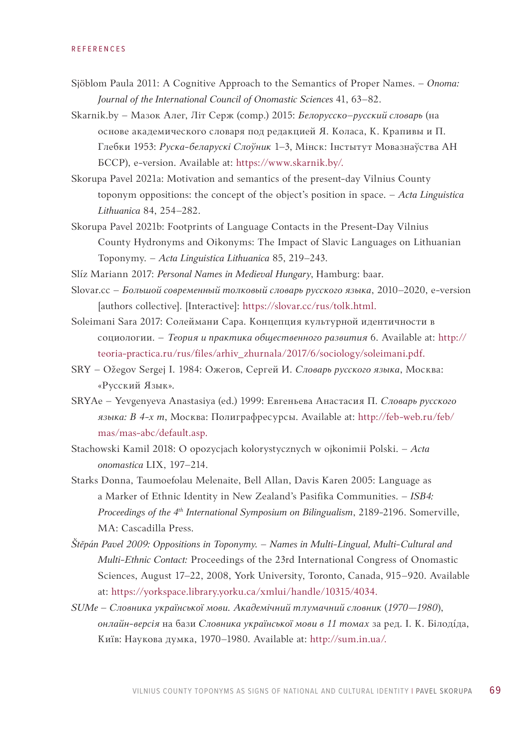Sjöblom Paula 2011: A Cognitive Approach to the Semantics of Proper Names. – *Onoma: Journal of the International Council of Onomastic Sciences* 41, 63–82.

Skarnik.by – Мазок Алег, Літ Серж (comp.) 2015: *Белорусско–русский словарь* (на основе академического словаря под редакцией Я. Коласа, К. Крапивы и П. Глебки 1953: *Руска-беларускі Слоўник* 1–3, Мінск: Інстытут Мовазнаўства АН БССР), e-version. Available at: https://www.skarnik.by/.

Skorupa Pavel 2021a: Motivation and semantics of the present-day Vilnius County toponym oppositions: the concept of the object's position in space. – *Acta Linguistica Lithuanica* 84, 254–282.

Skorupa Pavel 2021b: Footprints of Language Contacts in the Present-Day Vilnius County Hydronyms and Oikonyms: The Impact of Slavic Languages on Lithuanian Toponymy. – *Acta Linguistica Lithuanica* 85, 219–243.

Slíz Mariann 2017: *Personal Names in Medieval Hungary*, Hamburg: baar.

Slovar.cc – *Большой современный толковый словарь русского языка*, 2010–2020, e-version [authors collective]. [Interactive]: https://slovar.cc/rus/tolk.html.

Soleimani Sara 2017: Солеймани Сара. Концепция культурной идентичности в социологии. – *Теория и практика общественного развития* 6. Available at: http://teoria-practica.ru/rus/files/arhiv_zhurnala/2017/6/sociology/soleimani.pdf.

SRY – Ožegov Sergej I. 1984: Ожегов, Сергей И. *Словарь русского языка*, Москва: «Русский Язык».

SRYAe – Yevgenyeva Anastasiya (ed.) 1999: Евгеньева Анастасия П. *Словарь русского языка: В 4-х т*, Москва: Полиграфресурсы. Available at: http://feb-web.ru/feb/mas/mas-abc/default.asp.

Stachowski Kamil 2018: O opozycjach kolorystycznych w ojkonimii Polski. – *Acta onomastica* LIX, 197–214.

Starks Donna, Taumoefolau Melenaite, Bell Allan, Davis Karen 2005: Language as a Marker of Ethnic Identity in New Zealand's Pasifika Communities. – *ISB4: Proceedings of the 4th International Symposium on Bilingualism*, 2189-2196. Somerville, MA: Cascadilla Press.

*Štěpán Pavel 2009: Oppositions in Toponymy. – Names in Multi-Lingual, Multi-Cultural and Multi-Ethnic Contact:* Proceedings of the 23rd International Congress of Onomastic Sciences, August 17–22, 2008, York University, Toronto, Canada, 915–920. Available at: https://yorkspace.library.yorku.ca/xmlui/handle/10315/4034.

*SUMe – Словника української мови. Академічний тлумачний словник* (*1970—1980*), *онлайн-версія* на бази *Словника української мови в 11 томах* за ред. І. К. Білодíда, Київ: Наукова думка, 1970–1980. Available at: http://sum.in.ua/.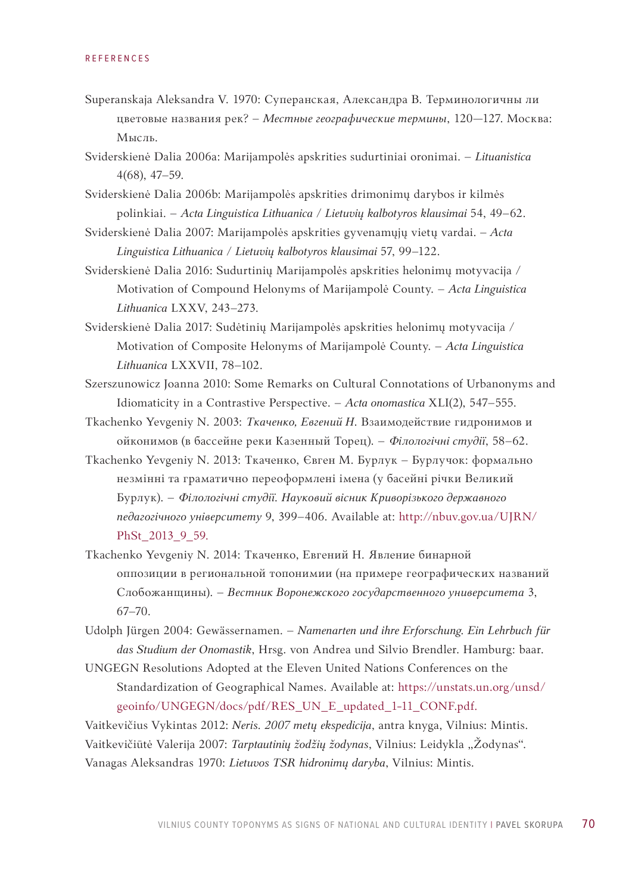Superanskaja Aleksandra V. 1970: Суперанская, Александра В. Терминологичны ли цветовые названия рек? – *Местные географические термины*, 120—127. Москва: Мысль.

Sviderskienė Dalia 2006a: Marijampolės apskrities sudurtiniai oronimai. – *Lituanistica* 4(68), 47–59.

Sviderskienė Dalia 2006b: Marijampolės apskrities drimonimų darybos ir kilmės polinkiai. – *Acta Linguistica Lithuanica / Lietuvių kalbotyros klausimai* 54, 49–62.

Sviderskienė Dalia 2007: Marijampolės apskrities gyvenamųjų vietų vardai. – *Acta Linguistica Lithuanica / Lietuvių kalbotyros klausimai* 57, 99–122.

Sviderskienė Dalia 2016: Sudurtinių Marijampolės apskrities helonimų motyvacija / Motivation of Compound Helonyms of Marijampolė County. – *Acta Linguistica Lithuanica* LXXV, 243–273.

Sviderskienė Dalia 2017: Sudėtinių Marijampolės apskrities helonimų motyvacija / Motivation of Composite Helonyms of Marijampolė County. – *Acta Linguistica Lithuanica* LXXVII, 78–102.

Szerszunowicz Joanna 2010: Some Remarks on Cultural Connotations of Urbanonyms and Idiomaticity in a Contrastive Perspective. – *Acta onomastica* XLI(2), 547–555.

Tkachenko Yevgeniy N. 2003: *Ткаченко, Евгений Н.* Взаимодействие гидронимов и ойконимов (в бассейне реки Казенный Торец). – *Філологічні студії*, 58–62.

Tkachenko Yevgeniy N. 2013: Ткаченко, Євген М. Бурлук – Бурлучок: формально незмінні та граматично переоформлені імена (у басейні річки Великий Бурлук). – *Філологічні студії. Науковий вісник Криворізького державного педагогічного університету* 9, 399–406. Available at: http://nbuv.gov.ua/UJRN/PhSt_2013_9_59.

Tkachenko Yevgeniy N. 2014: Ткаченко, Евгений Н. Явление бинарной оппозиции в региональной топонимии (на примере географических названий Слобожанщины). – *Вестник Воронежского государственного университета* 3, 67–70.

Udolph Jürgen 2004: Gewässernamen. – *Namenarten und ihre Erforschung. Ein Lehrbuch für das Studium der Onomastik*, Hrsg. von Andrea und Silvio Brendler. Hamburg: baar.

UNGEGN Resolutions Adopted at the Eleven United Nations Conferences on the Standardization of Geographical Names. Available at: https://unstats.un.org/unsd/geoinfo/UNGEGN/docs/pdf/RES_UN_E_updated_1-11_CONF.pdf.

Vaitkevičius Vykintas 2012: *Neris. 2007 metų ekspedicija*, antra knyga, Vilnius: Mintis.

Vaitkevičiūtė Valerija 2007: *Tarptautinių žodžių žodynas*, Vilnius: Leidykla „Žodynas“.

Vanagas Aleksandras 1970: *Lietuvos TSR hidronimų daryba*, Vilnius: Mintis.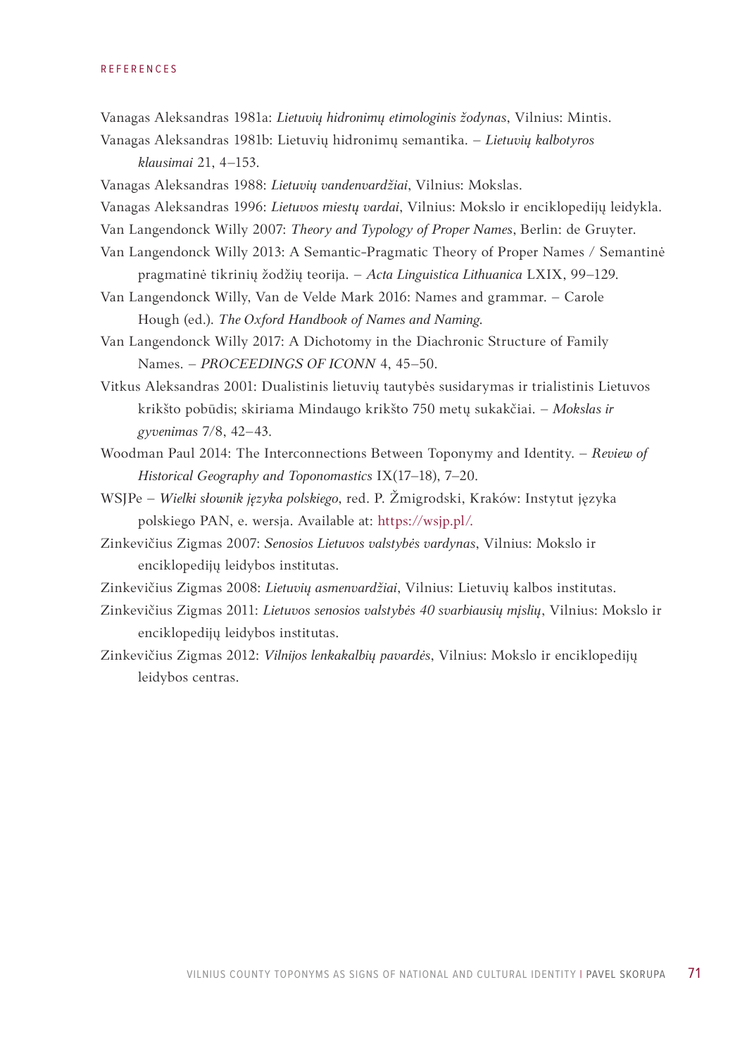Vanagas Aleksandras 1981a: *Lietuvių hidronimų etimologinis žodynas*, Vilnius: Mintis.

Vanagas Aleksandras 1981b: Lietuvių hidronimų semantika. – *Lietuvių kalbotyros klausimai* 21, 4–153.

Vanagas Aleksandras 1988: *Lietuvių vandenvardžiai*, Vilnius: Mokslas.

Vanagas Aleksandras 1996: *Lietuvos miestų vardai*, Vilnius: Mokslo ir enciklopedijų leidykla.

Van Langendonck Willy 2007: *Theory and Typology of Proper Names*, Berlin: de Gruyter.

Van Langendonck Willy 2013: A Semantic-Pragmatic Theory of Proper Names / Semantinė pragmatinė tikrinių žodžių teorija. – *Acta Linguistica Lithuanica* LXIX, 99–129.

Van Langendonck Willy, Van de Velde Mark 2016: Names and grammar. – Carole Hough (ed.). *The Oxford Handbook of Names and Naming.*

Van Langendonck Willy 2017: A Dichotomy in the Diachronic Structure of Family Names. – *PROCEEDINGS OF ICONN* 4, 45–50.

Vitkus Aleksandras 2001: Dualistinis lietuvių tautybės susidarymas ir trialistinis Lietuvos krikšto pobūdis; skiriama Mindaugo krikšto 750 metų sukakčiai. – *Mokslas ir gyvenimas* 7/8, 42–43.

Woodman Paul 2014: The Interconnections Between Toponymy and Identity. – *Review of Historical Geography and Toponomastics* IX(17–18), 7–20.

WSJPe – *Wielki słownik języka polskiego*, red. P. Żmigrodski, Kraków: Instytut języka polskiego PAN, e. wersja. Available at: https://wsjp.pl/.

Zinkevičius Zigmas 2007: *Senosios Lietuvos valstybės vardynas*, Vilnius: Mokslo ir enciklopedijų leidybos institutas.

Zinkevičius Zigmas 2008: *Lietuvių asmenvardžiai*, Vilnius: Lietuvių kalbos institutas.

Zinkevičius Zigmas 2011: *Lietuvos senosios valstybės 40 svarbiausių mįslių*, Vilnius: Mokslo ir enciklopedijų leidybos institutas.

Zinkevičius Zigmas 2012: *Vilnijos lenkakalbių pavardės*, Vilnius: Mokslo ir enciklopedijų leidybos centras.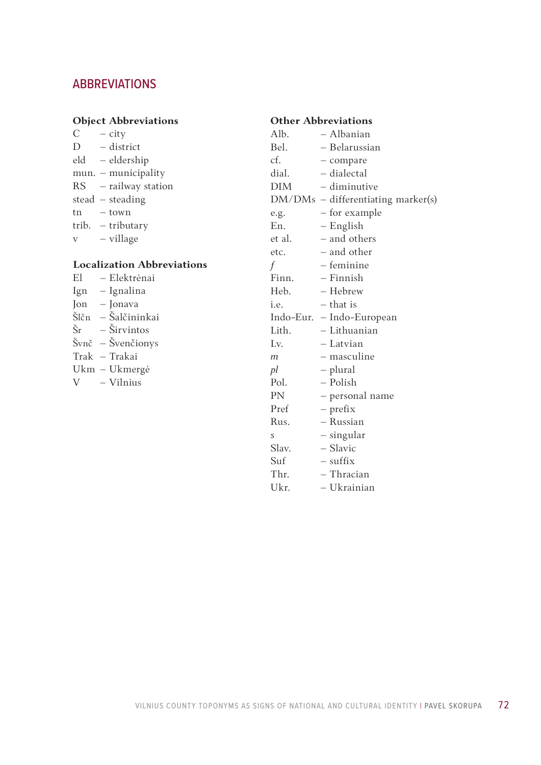## ABBREVIATIONS

### Object Abbreviations

C – city
D – district
eld – eldership
mun. – municipality
RS – railway station
stead – steading
tn – town
trib. – tributary
v – village

### Localization Abbreviations

El – Elektrėnai
Ign – Ignalina
Jon – Jonava
Šlčn – Šalčininkai
Šr – Širvintos
Švnč – Švenčionys
Trak – Trakai
Ukm – Ukmergė
V – Vilnius

### Other Abbreviations

Alb. – Albanian
Bel. – Belarussian
cf. – compare
dial. – dialectal
DIM – diminutive
DM/DMs – differentiating marker(s)
e.g. – for example
En. – English
et al. – and others
etc. – and other
*f* – feminine
Finn. – Finnish
Heb. – Hebrew
i.e. – that is
Indo-Eur. – Indo-European
Lith. – Lithuanian
Lv. – Latvian
*m* – masculine
*pl* – plural
Pol. – Polish
PN – personal name
Pref – prefix
Rus. – Russian
s – singular
Slav. – Slavic
Suf – suffix
Thr. – Thracian
Ukr. – Ukrainian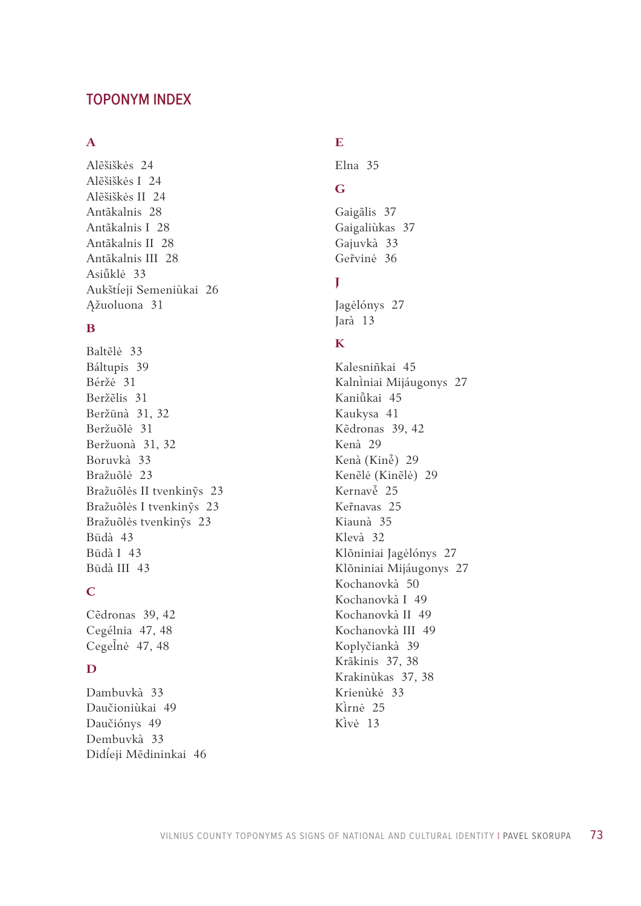# TOPONYM INDEX

### A

Alẽšiškės 24
Alẽšiškės I 24
Alẽšiškės II 24
Antãkalnis 28
Antãkalnis I 28
Antãkalnis II 28
Antãkalnis III 28
Asiũklė 33
Aukštíeji Semeniùkai 26
Ąžuoluona 31

### B

Baltẽlė 33
Báltupis 39
Béržė 31
Beržẽlis 31
Beržūnà 31, 32
Beržuõlė 31
Beržuonà 31, 32
Boruvkà 33
Bražuõlė 23
Bražuõlės II tvenkinỹs 23
Bražuõlės I tvenkinỹs 23
Bražuõlės tvenkinỹs 23
Būdà 43
Būdà I 43
Būdà III 43

### C

Cẽdronas 39, 42
Cegélnia 47, 48
Cegeĩnė 47, 48

### D

Dambuvkà 33
Daučioniùkai 49
Daučiónys 49
Dembuvkà 33
Didíeji Mẽdininkai 46

### E

Elna 35

### G

Gaigãlis 37
Gaigaliùkas 37
Gajuvkà 33
Geřvinė 36

### J

Jagėlónys 27
Jarà 13

### K

Kalesniñkai 45
Kalnìniai Mijáugonys 27
Kaniũkai 45
Kaukysa 41
Kẽdronas 39, 42
Kenà 29
Kenà (Kinẽ) 29
Kenẽlė (Kinẽlė) 29
Kernavẽ 25
Keřnavas 25
Kiaunà 35
Klevà 32
Klõniniai Jagėlónys 27
Klõniniai Mijáugonys 27
Kochanovkà 50
Kochanovkà I 49
Kochanovkà II 49
Kochanovkà III 49
Koplyčiankà 39
Krãkinis 37, 38
Krakinùkas 37, 38
Krienùkė 33
Kìrnė 25
Kìvė 13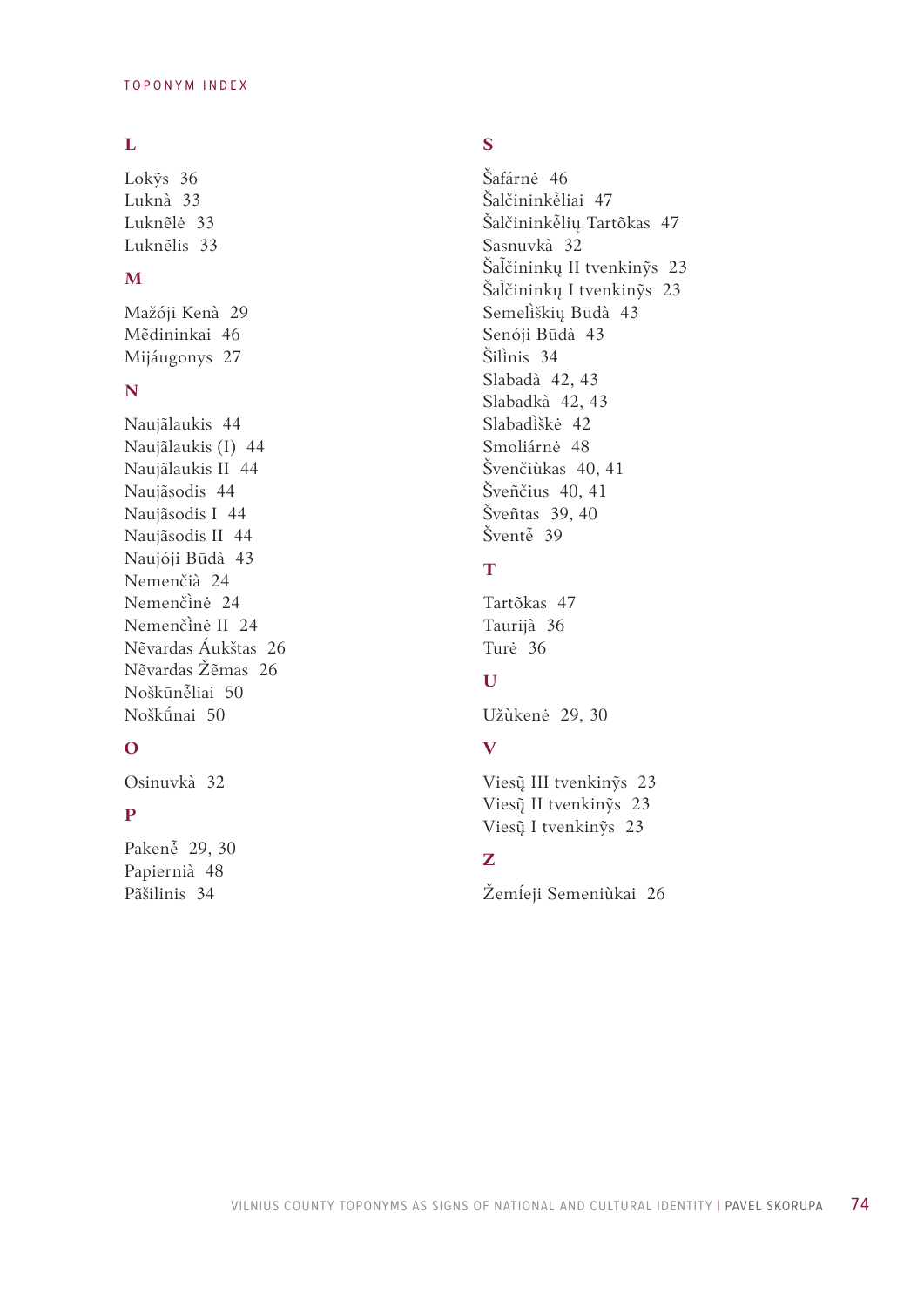TOPONYM INDEX

## L

Lokỹs 36
Luknà 33
Luknẽlė 33
Luknẽlis 33

## M

Mažóji Kenà 29
Mẽdininkai 46
Mijáugonys 27

## N

Naujãlaukis 44
Naujãlaukis (I) 44
Naujãlaukis II 44
Naujãsodis 44
Naujãsodis I 44
Naujãsodis II 44
Naujóji Būdà 43
Nemenčià 24
Nemenčìnė 24
Nemenčìnė II 24
Nẽvardas Áukštas 26
Nẽvardas Žẽmas 26
Noškūnẽliai 50
Noškū́nai 50

## O

Osinuvkà 32

## P

Pakenẽ 29, 30
Papiernià 48
Pãšilinis 34

## S

Šafárnė 46
Šalčininkẽliai 47
Šalčininkẽlių Tartõkas 47
Sasnuvkà 32
Šal̃čininkų II tvenkinỹs 23
Šal̃čininkų I tvenkinỹs 23
Semelìškių Būdà 43
Senóji Būdà 43
Šilìnis 34
Slabadà 42, 43
Slabadkà 42, 43
Slabadìškė 42
Smoliárnė 48
Švenčiùkas 40, 41
Šveñčius 40, 41
Šveñtas 39, 40
Šventẽ 39

## T

Tartõkas 47
Taurijà 36
Turė 36

## U

Užùkenė 29, 30

## V

Viesų̃ III tvenkinỹs 23
Viesų̃ II tvenkinỹs 23
Viesų̃ I tvenkinỹs 23

## Z

Žemíeji Semeniùkai 26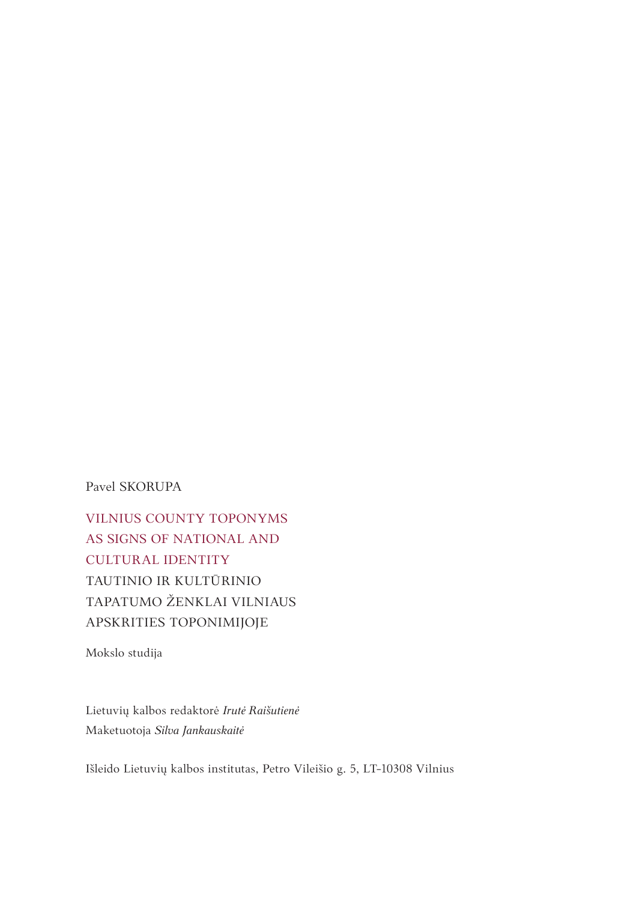Pavel SKORUPA

VILNIUS COUNTY TOPONYMS
AS SIGNS OF NATIONAL AND
CULTURAL IDENTITY
TAUTINIO IR KULTŪRINIO
TAPATUMO ŽENKLAI VILNIAUS
APSKRITIES TOPONIMIJOJE

Mokslo studija

Lietuvių kalbos redaktorė *Irutė Raišutienė*
Maketuotoja *Silva Jankauskaitė*

Išleido Lietuvių kalbos institutas, Petro Vileišio g. 5, LT-10308 Vilnius